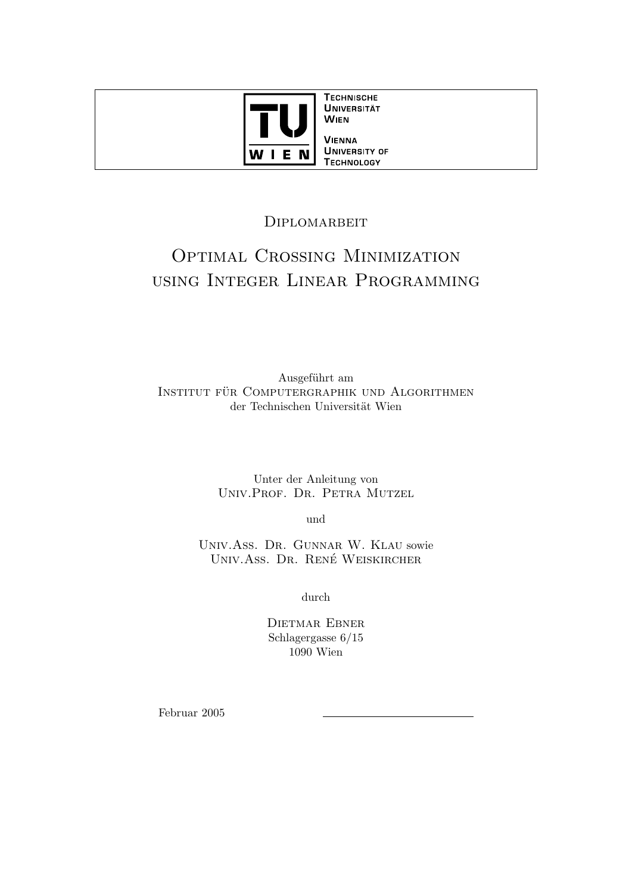Technische Universität Wien

Vienna University of Technology

Diplomarbeit

# Optimal Crossing Minimization using Integer Linear Programming

Ausgeführt am
Institut für Computergraphik und Algorithmen
der Technischen Universität Wien

Unter der Anleitung von
Univ.Prof. Dr. Petra Mutzel

und

Univ.Ass. Dr. Gunnar W. Klau sowie
Univ.Ass. Dr. René Weiskircher

durch

Dietmar Ebner
Schlagergasse 6/15
1090 Wien

Februar 2005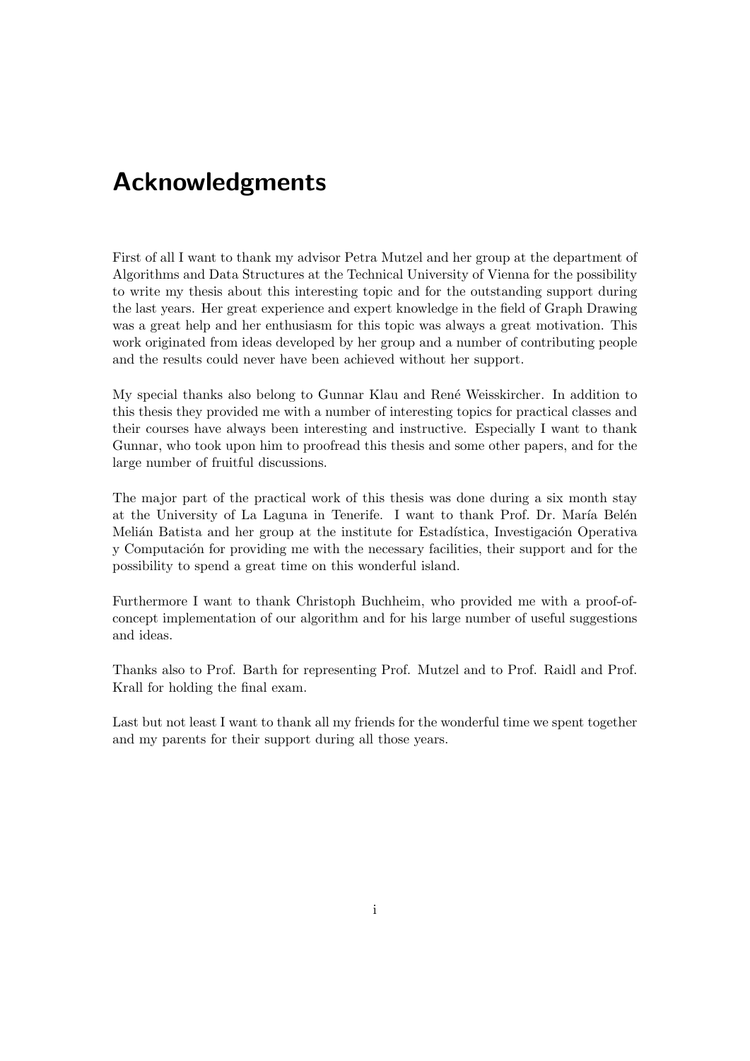# Acknowledgments

First of all I want to thank my advisor Petra Mutzel and her group at the department of Algorithms and Data Structures at the Technical University of Vienna for the possibility to write my thesis about this interesting topic and for the outstanding support during the last years. Her great experience and expert knowledge in the field of Graph Drawing was a great help and her enthusiasm for this topic was always a great motivation. This work originated from ideas developed by her group and a number of contributing people and the results could never have been achieved without her support.

My special thanks also belong to Gunnar Klau and René Weisskircher. In addition to this thesis they provided me with a number of interesting topics for practical classes and their courses have always been interesting and instructive. Especially I want to thank Gunnar, who took upon him to proofread this thesis and some other papers, and for the large number of fruitful discussions.

The major part of the practical work of this thesis was done during a six month stay at the University of La Laguna in Tenerife. I want to thank Prof. Dr. María Belén Melián Batista and her group at the institute for Estadística, Investigación Operativa y Computación for providing me with the necessary facilities, their support and for the possibility to spend a great time on this wonderful island.

Furthermore I want to thank Christoph Buchheim, who provided me with a proof-of-concept implementation of our algorithm and for his large number of useful suggestions and ideas.

Thanks also to Prof. Barth for representing Prof. Mutzel and to Prof. Raidl and Prof. Krall for holding the final exam.

Last but not least I want to thank all my friends for the wonderful time we spent together and my parents for their support during all those years.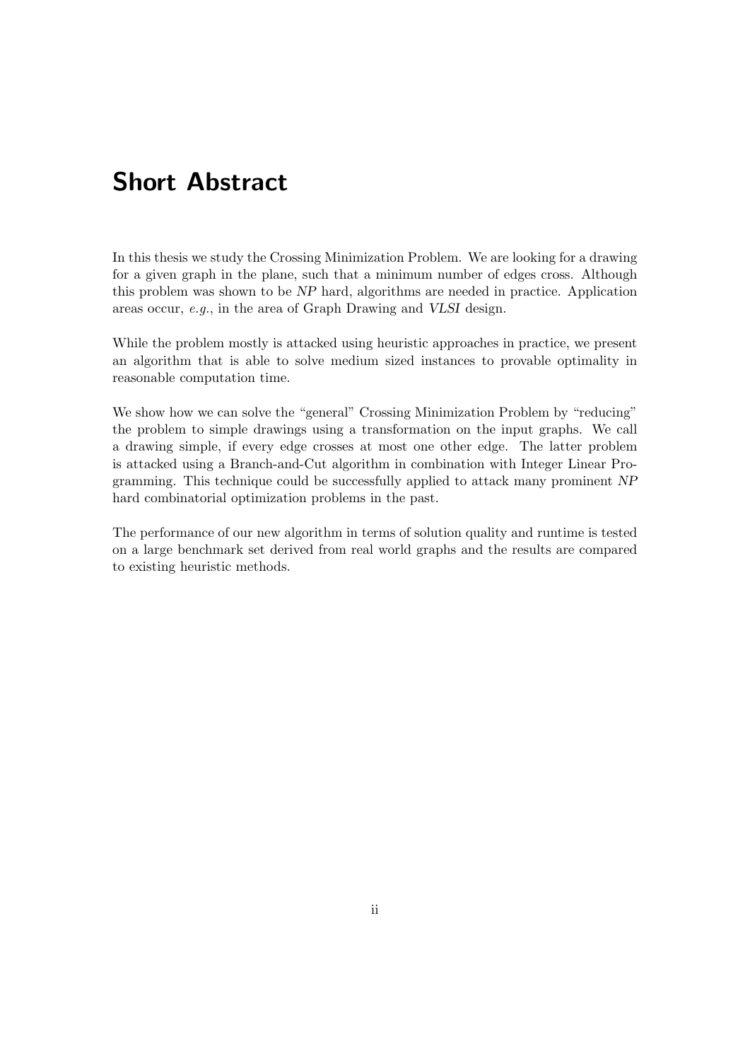# Short Abstract

In this thesis we study the Crossing Minimization Problem. We are looking for a drawing for a given graph in the plane, such that a minimum number of edges cross. Although this problem was shown to be *NP* hard, algorithms are needed in practice. Application areas occur, *e.g.*, in the area of Graph Drawing and *VLSI* design.

While the problem mostly is attacked using heuristic approaches in practice, we present an algorithm that is able to solve medium sized instances to provable optimality in reasonable computation time.

We show how we can solve the "general" Crossing Minimization Problem by "reducing" the problem to simple drawings using a transformation on the input graphs. We call a drawing simple, if every edge crosses at most one other edge. The latter problem is attacked using a Branch-and-Cut algorithm in combination with Integer Linear Programming. This technique could be successfully applied to attack many prominent *NP* hard combinatorial optimization problems in the past.

The performance of our new algorithm in terms of solution quality and runtime is tested on a large benchmark set derived from real world graphs and the results are compared to existing heuristic methods.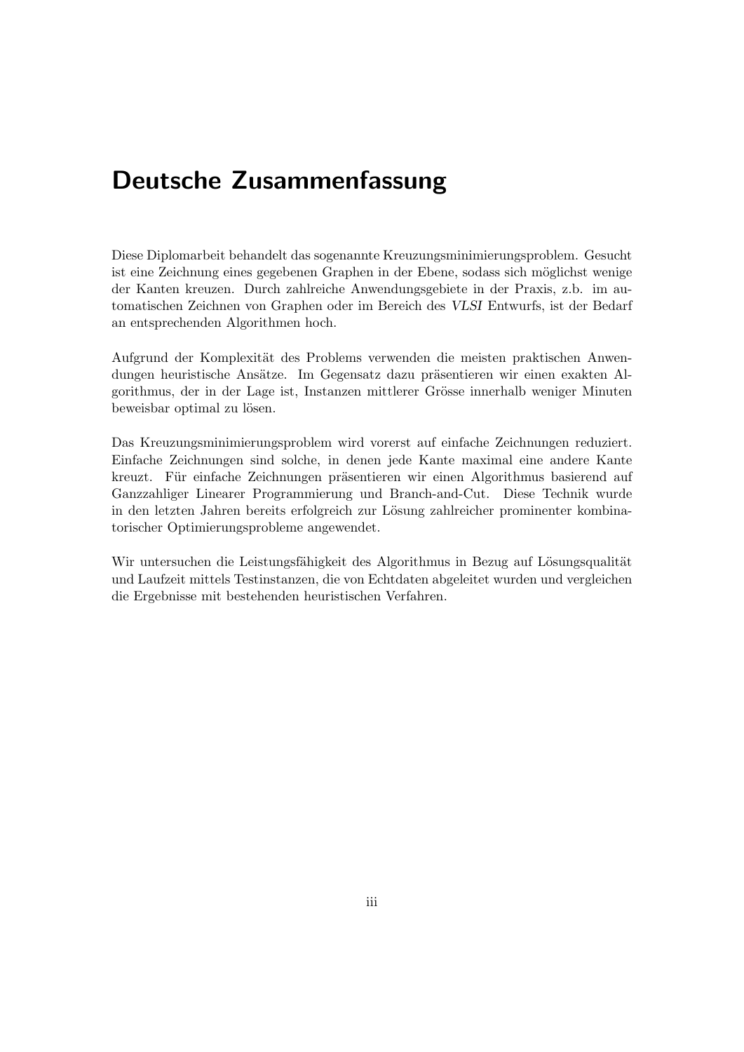# Deutsche Zusammenfassung

Diese Diplomarbeit behandelt das sogenannte Kreuzungsminimierungsproblem. Gesucht ist eine Zeichnung eines gegebenen Graphen in der Ebene, sodass sich möglichst wenige der Kanten kreuzen. Durch zahlreiche Anwendungsgebiete in der Praxis, z.b. im automatischen Zeichnen von Graphen oder im Bereich des *VLSI* Entwurfs, ist der Bedarf an entsprechenden Algorithmen hoch.

Aufgrund der Komplexität des Problems verwenden die meisten praktischen Anwendungen heuristische Ansätze. Im Gegensatz dazu präsentieren wir einen exakten Algorithmus, der in der Lage ist, Instanzen mittlerer Grösse innerhalb weniger Minuten beweisbar optimal zu lösen.

Das Kreuzungsminimierungsproblem wird vorerst auf einfache Zeichnungen reduziert. Einfache Zeichnungen sind solche, in denen jede Kante maximal eine andere Kante kreuzt. Für einfache Zeichnungen präsentieren wir einen Algorithmus basierend auf Ganzzahliger Linearer Programmierung und Branch-and-Cut. Diese Technik wurde in den letzten Jahren bereits erfolgreich zur Lösung zahlreicher prominenter kombinatorischer Optimierungsprobleme angewendet.

Wir untersuchen die Leistungsfähigkeit des Algorithmus in Bezug auf Lösungsqualität und Laufzeit mittels Testinstanzen, die von Echtdaten abgeleitet wurden und vergleichen die Ergebnisse mit bestehenden heuristischen Verfahren.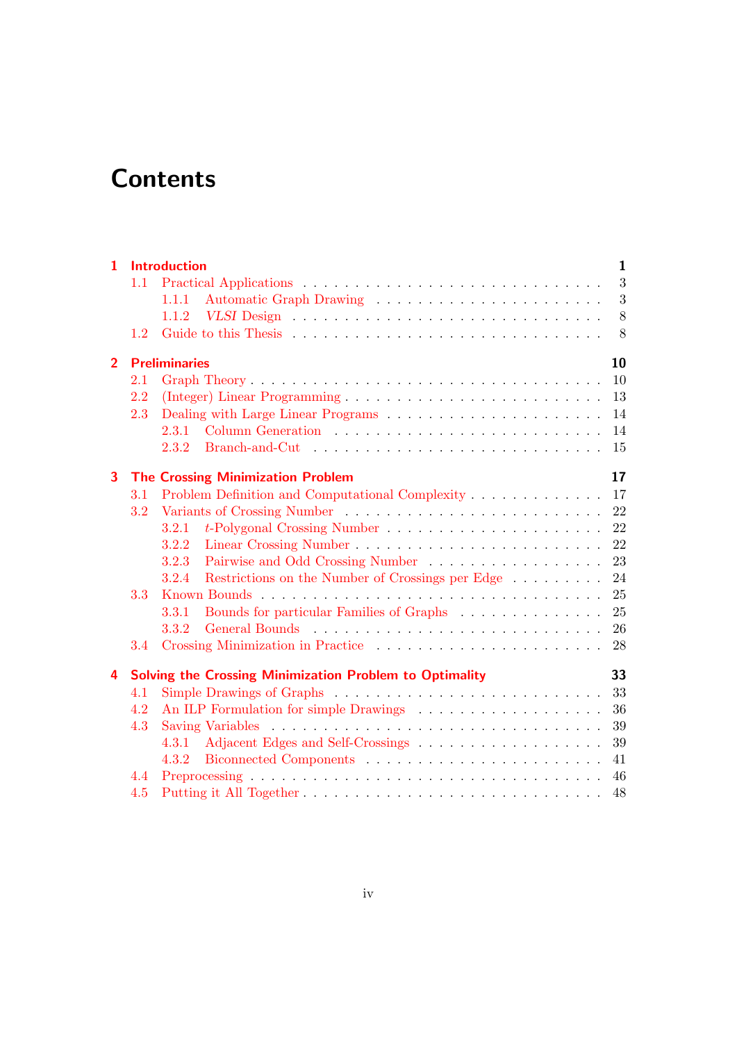# Contents

**1 Introduction** — **1**
- 1.1 Practical Applications — 3
  - 1.1.1 Automatic Graph Drawing — 3
  - 1.1.2 *VLSI* Design — 8
- 1.2 Guide to this Thesis — 8

**2 Preliminaries** — **10**
- 2.1 Graph Theory — 10
- 2.2 (Integer) Linear Programming — 13
- 2.3 Dealing with Large Linear Programs — 14
  - 2.3.1 Column Generation — 14
  - 2.3.2 Branch-and-Cut — 15

**3 The Crossing Minimization Problem** — **17**
- 3.1 Problem Definition and Computational Complexity — 17
- 3.2 Variants of Crossing Number — 22
  - 3.2.1 $t$-Polygonal Crossing Number — 22
  - 3.2.2 Linear Crossing Number — 22
  - 3.2.3 Pairwise and Odd Crossing Number — 23
  - 3.2.4 Restrictions on the Number of Crossings per Edge — 24
- 3.3 Known Bounds — 25
  - 3.3.1 Bounds for particular Families of Graphs — 25
  - 3.3.2 General Bounds — 26
- 3.4 Crossing Minimization in Practice — 28

**4 Solving the Crossing Minimization Problem to Optimality** — **33**
- 4.1 Simple Drawings of Graphs — 33
- 4.2 An ILP Formulation for simple Drawings — 36
- 4.3 Saving Variables — 39
  - 4.3.1 Adjacent Edges and Self-Crossings — 39
  - 4.3.2 Biconnected Components — 41
- 4.4 Preprocessing — 46
- 4.5 Putting it All Together — 48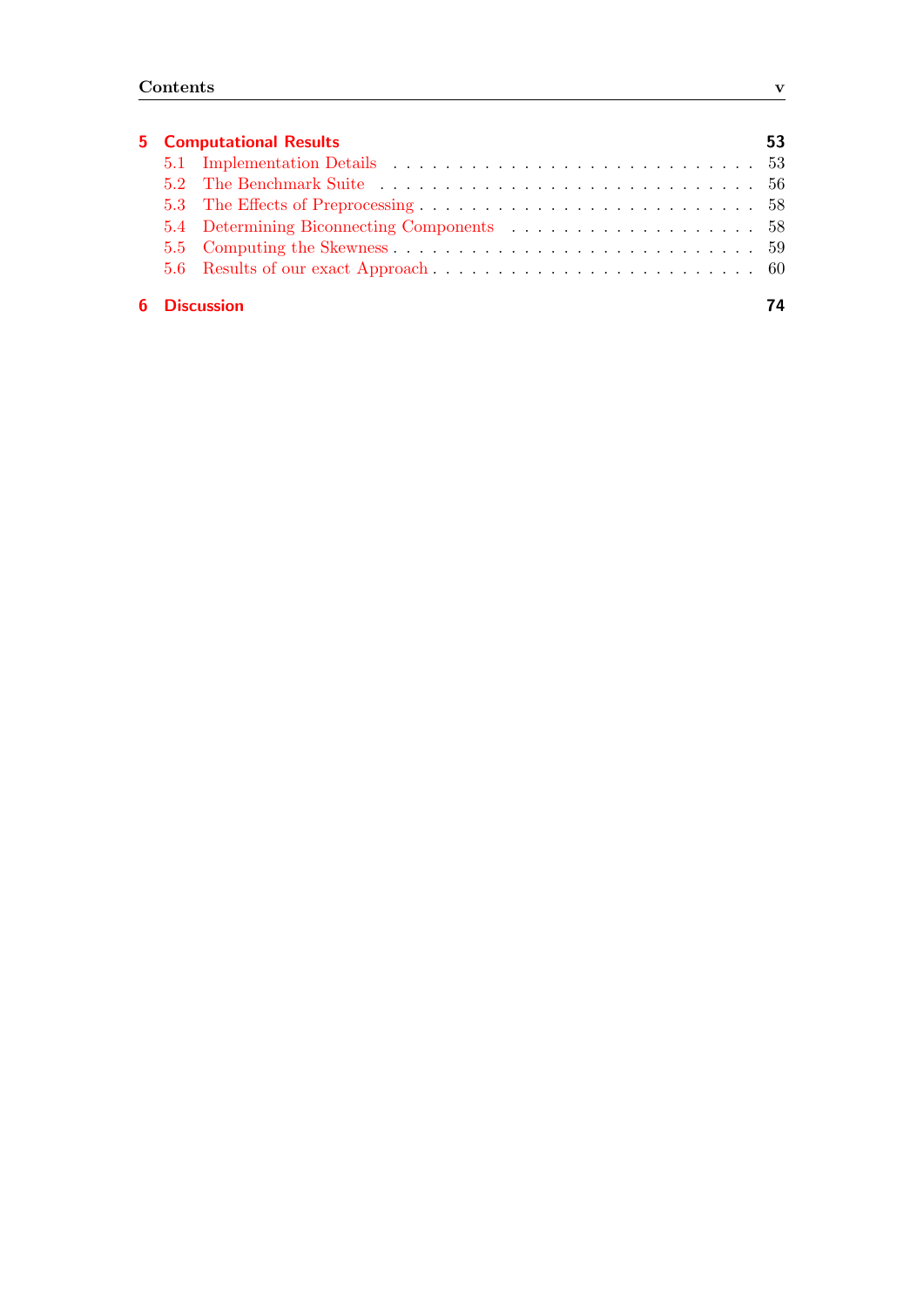**5 Computational Results** 53

- 5.1 Implementation Details . . . 53
- 5.2 The Benchmark Suite . . . 56
- 5.3 The Effects of Preprocessing . . . 58
- 5.4 Determining Biconnecting Components . . . 58
- 5.5 Computing the Skewness . . . 59
- 5.6 Results of our exact Approach . . . 60

**6 Discussion** 74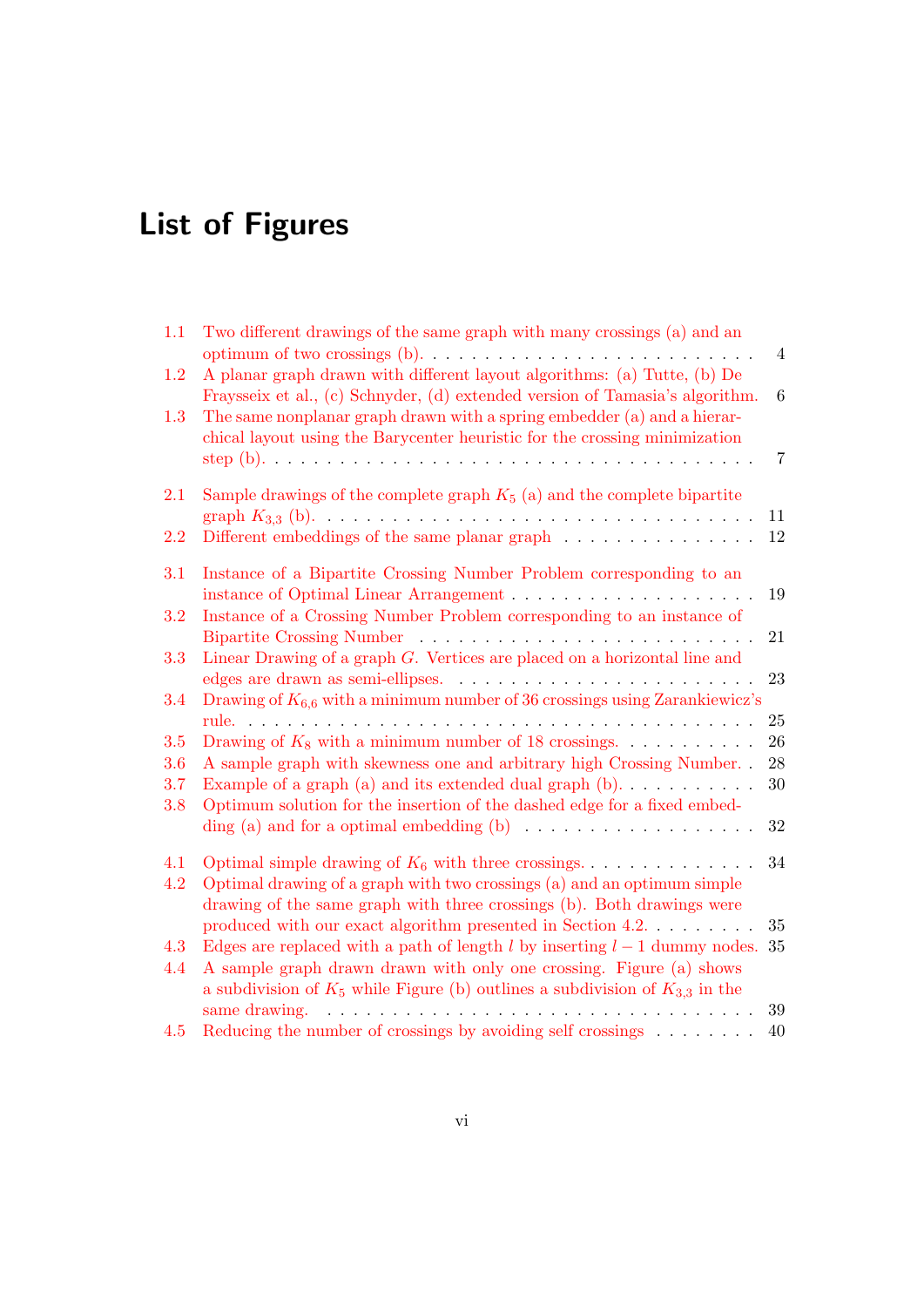# List of Figures

1.1 Two different drawings of the same graph with many crossings (a) and an optimum of two crossings (b). . . . . 4
1.2 A planar graph drawn with different layout algorithms: (a) Tutte, (b) De Fraysseix et al., (c) Schnyder, (d) extended version of Tamasia's algorithm. 6
1.3 The same nonplanar graph drawn with a spring embedder (a) and a hierarchical layout using the Barycenter heuristic for the crossing minimization step (b). . . . . 7

2.1 Sample drawings of the complete graph $K_5$ (a) and the complete bipartite graph $K_{3,3}$ (b). . . . . 11
2.2 Different embeddings of the same planar graph . . . . . 12

3.1 Instance of a Bipartite Crossing Number Problem corresponding to an instance of Optimal Linear Arrangement . . . . . 19
3.2 Instance of a Crossing Number Problem corresponding to an instance of Bipartite Crossing Number . . . . . 21
3.3 Linear Drawing of a graph $G$. Vertices are placed on a horizontal line and edges are drawn as semi-ellipses. . . . . 23
3.4 Drawing of $K_{6,6}$ with a minimum number of 36 crossings using Zarankiewicz's rule. . . . . 25
3.5 Drawing of $K_8$ with a minimum number of 18 crossings. . . . . 26
3.6 A sample graph with skewness one and arbitrary high Crossing Number. . 28
3.7 Example of a graph (a) and its extended dual graph (b). . . . . 30
3.8 Optimum solution for the insertion of the dashed edge for a fixed embedding (a) and for a optimal embedding (b) . . . . . 32

4.1 Optimal simple drawing of $K_6$ with three crossings. . . . . 34
4.2 Optimal drawing of a graph with two crossings (a) and an optimum simple drawing of the same graph with three crossings (b). Both drawings were produced with our exact algorithm presented in Section 4.2. . . . . 35
4.3 Edges are replaced with a path of length $l$ by inserting $l-1$ dummy nodes. 35
4.4 A sample graph drawn drawn with only one crossing. Figure (a) shows a subdivision of $K_5$ while Figure (b) outlines a subdivision of $K_{3,3}$ in the same drawing. . . . . 39
4.5 Reducing the number of crossings by avoiding self crossings . . . . . 40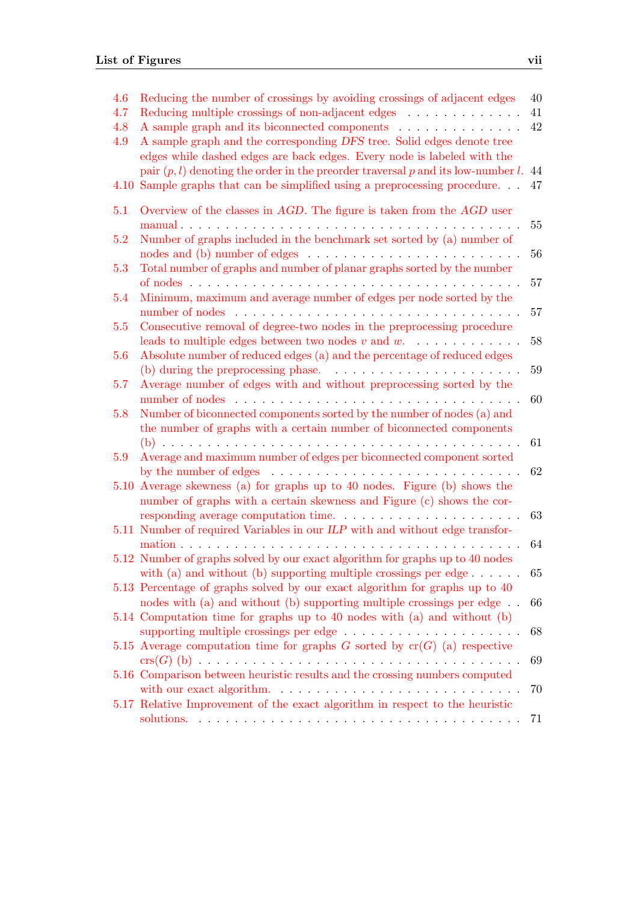4.6 Reducing the number of crossings by avoiding crossings of adjacent edges . . . 40
4.7 Reducing multiple crossings of non-adjacent edges . . . . . . . . . . . . . 41
4.8 A sample graph and its biconnected components . . . . . . . . . . . . . 42
4.9 A sample graph and the corresponding *DFS* tree. Solid edges denote tree edges while dashed edges are back edges. Every node is labeled with the pair $(p, l)$ denoting the order in the preorder traversal $p$ and its low-number $l$. 44
4.10 Sample graphs that can be simplified using a preprocessing procedure. . . 47

5.1 Overview of the classes in *AGD*. The figure is taken from the *AGD* user manual . . . . . . . . . . . . . . . . . . . . . . . . . . . . . . . . . 55
5.2 Number of graphs included in the benchmark set sorted by (a) number of nodes and (b) number of edges . . . . . . . . . . . . . . . . . . . . . . 56
5.3 Total number of graphs and number of planar graphs sorted by the number of nodes . . . . . . . . . . . . . . . . . . . . . . . . . . . . . . . . . 57
5.4 Minimum, maximum and average number of edges per node sorted by the number of nodes . . . . . . . . . . . . . . . . . . . . . . . . . . . . . 57
5.5 Consecutive removal of degree-two nodes in the preprocessing procedure leads to multiple edges between two nodes $v$ and $w$. . . . . . . . . . . . 58
5.6 Absolute number of reduced edges (a) and the percentage of reduced edges (b) during the preprocessing phase. . . . . . . . . . . . . . . . . . . . . 59
5.7 Average number of edges with and without preprocessing sorted by the number of nodes . . . . . . . . . . . . . . . . . . . . . . . . . . . . . . 60
5.8 Number of biconnected components sorted by the number of nodes (a) and the number of graphs with a certain number of biconnected components (b) . . . . . . . . . . . . . . . . . . . . . . . . . . . . . . . . . . . . 61
5.9 Average and maximum number of edges per biconnected component sorted by the number of edges . . . . . . . . . . . . . . . . . . . . . . . . . . 62
5.10 Average skewness (a) for graphs up to 40 nodes. Figure (b) shows the number of graphs with a certain skewness and Figure (c) shows the corresponding average computation time. . . . . . . . . . . . . . . . . . . . 63
5.11 Number of required Variables in our *ILP* with and without edge transformation . . . . . . . . . . . . . . . . . . . . . . . . . . . . . . . . . 64
5.12 Number of graphs solved by our exact algorithm for graphs up to 40 nodes with (a) and without (b) supporting multiple crossings per edge . . . . . . 65
5.13 Percentage of graphs solved by our exact algorithm for graphs up to 40 nodes with (a) and without (b) supporting multiple crossings per edge . . 66
5.14 Computation time for graphs up to 40 nodes with (a) and without (b) supporting multiple crossings per edge . . . . . . . . . . . . . . . . . . . 68
5.15 Average computation time for graphs $G$ sorted by $\mathrm{cr}(G)$ (a) respective $\mathrm{crs}(G)$ (b) . . . . . . . . . . . . . . . . . . . . . . . . . . . . . . . . 69
5.16 Comparison between heuristic results and the crossing numbers computed with our exact algorithm. . . . . . . . . . . . . . . . . . . . . . . . . . . 70
5.17 Relative Improvement of the exact algorithm in respect to the heuristic solutions. . . . . . . . . . . . . . . . . . . . . . . . . . . . . . . . . . 71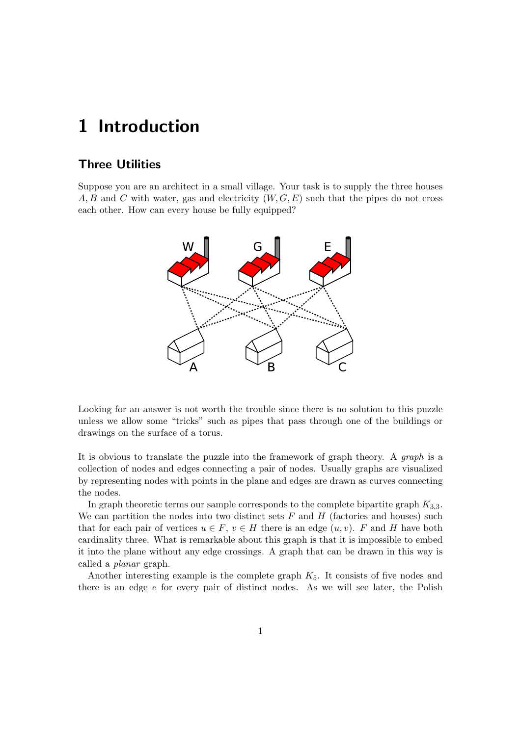# 1 Introduction

## Three Utilities

Suppose you are an architect in a small village. Your task is to supply the three houses $A, B$ and $C$ with water, gas and electricity $(W, G, E)$ such that the pipes do not cross each other. How can every house be fully equipped?

Looking for an answer is not worth the trouble since there is no solution to this puzzle unless we allow some "tricks" such as pipes that pass through one of the buildings or drawings on the surface of a torus.

It is obvious to translate the puzzle into the framework of graph theory. A *graph* is a collection of nodes and edges connecting a pair of nodes. Usually graphs are visualized by representing nodes with points in the plane and edges are drawn as curves connecting the nodes.

In graph theoretic terms our sample corresponds to the complete bipartite graph $K_{3,3}$. We can partition the nodes into two distinct sets $F$ and $H$ (factories and houses) such that for each pair of vertices $u \in F$, $v \in H$ there is an edge $(u, v)$. $F$ and $H$ have both cardinality three. What is remarkable about this graph is that it is impossible to embed it into the plane without any edge crossings. A graph that can be drawn in this way is called a *planar* graph.

Another interesting example is the complete graph $K_5$. It consists of five nodes and there is an edge $e$ for every pair of distinct nodes. As we will see later, the Polish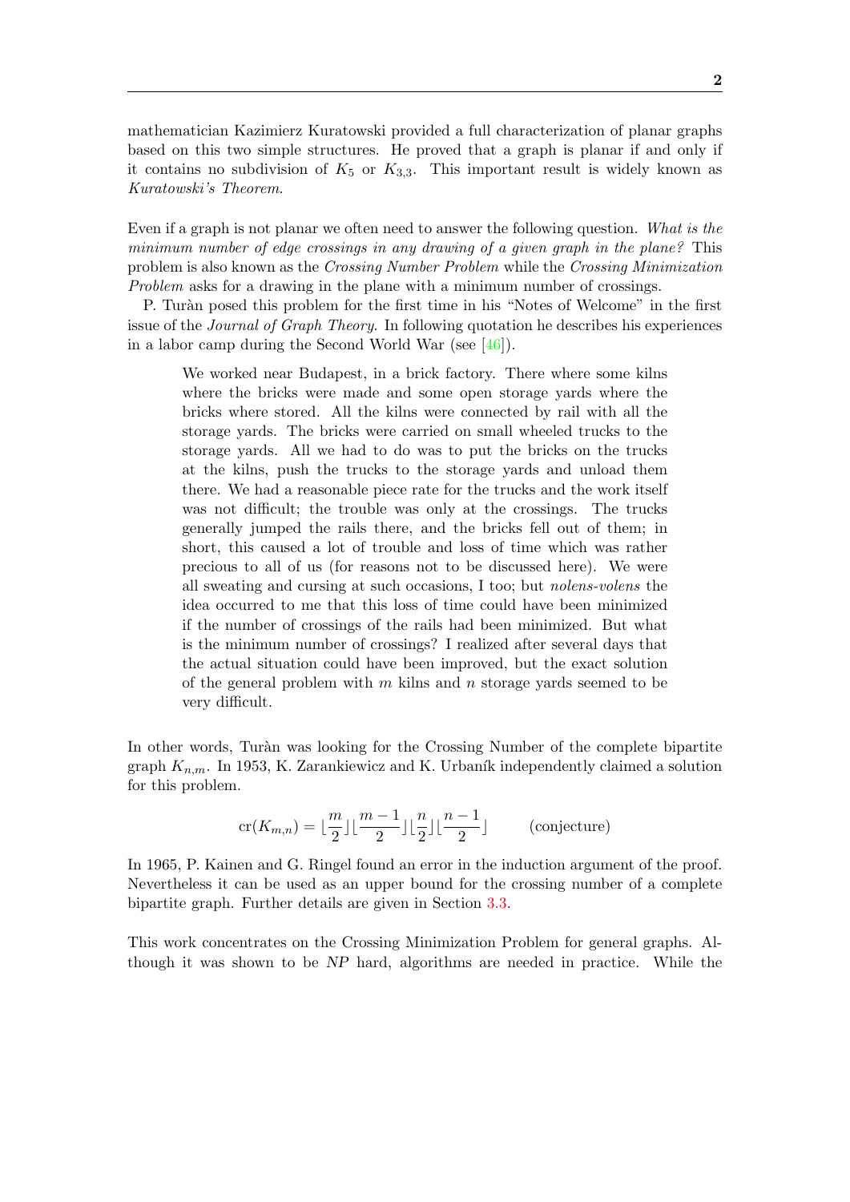mathematician Kazimierz Kuratowski provided a full characterization of planar graphs based on this two simple structures. He proved that a graph is planar if and only if it contains no subdivision of $K_5$ or $K_{3,3}$. This important result is widely known as *Kuratowski's Theorem*.

Even if a graph is not planar we often need to answer the following question. *What is the minimum number of edge crossings in any drawing of a given graph in the plane?* This problem is also known as the *Crossing Number Problem* while the *Crossing Minimization Problem* asks for a drawing in the plane with a minimum number of crossings.

P. Turàn posed this problem for the first time in his "Notes of Welcome" in the first issue of the *Journal of Graph Theory*. In following quotation he describes his experiences in a labor camp during the Second World War (see [46]).

> We worked near Budapest, in a brick factory. There where some kilns where the bricks were made and some open storage yards where the bricks where stored. All the kilns were connected by rail with all the storage yards. The bricks were carried on small wheeled trucks to the storage yards. All we had to do was to put the bricks on the trucks at the kilns, push the trucks to the storage yards and unload them there. We had a reasonable piece rate for the trucks and the work itself was not difficult; the trouble was only at the crossings. The trucks generally jumped the rails there, and the bricks fell out of them; in short, this caused a lot of trouble and loss of time which was rather precious to all of us (for reasons not to be discussed here). We were all sweating and cursing at such occasions, I too; but *nolens-volens* the idea occurred to me that this loss of time could have been minimized if the number of crossings of the rails had been minimized. But what is the minimum number of crossings? I realized after several days that the actual situation could have been improved, but the exact solution of the general problem with $m$ kilns and $n$ storage yards seemed to be very difficult.

In other words, Turàn was looking for the Crossing Number of the complete bipartite graph $K_{n,m}$. In 1953, K. Zarankiewicz and K. Urbaník independently claimed a solution for this problem.

$$\text{cr}(K_{m,n}) = \lfloor \frac{m}{2} \rfloor \lfloor \frac{m-1}{2} \rfloor \lfloor \frac{n}{2} \rfloor \lfloor \frac{n-1}{2} \rfloor \qquad \text{(conjecture)}$$

In 1965, P. Kainen and G. Ringel found an error in the induction argument of the proof. Nevertheless it can be used as an upper bound for the crossing number of a complete bipartite graph. Further details are given in Section 3.3.

This work concentrates on the Crossing Minimization Problem for general graphs. Although it was shown to be *NP* hard, algorithms are needed in practice. While the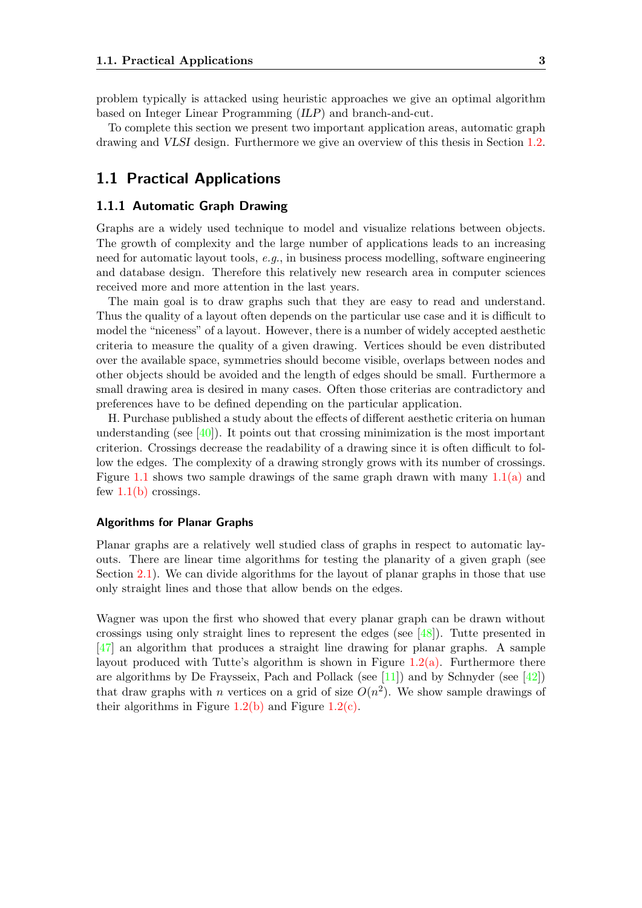problem typically is attacked using heuristic approaches we give an optimal algorithm based on Integer Linear Programming (*ILP*) and branch-and-cut.

To complete this section we present two important application areas, automatic graph drawing and *VLSI* design. Furthermore we give an overview of this thesis in Section 1.2.

## 1.1 Practical Applications

### 1.1.1 Automatic Graph Drawing

Graphs are a widely used technique to model and visualize relations between objects. The growth of complexity and the large number of applications leads to an increasing need for automatic layout tools, *e.g.*, in business process modelling, software engineering and database design. Therefore this relatively new research area in computer sciences received more and more attention in the last years.

The main goal is to draw graphs such that they are easy to read and understand. Thus the quality of a layout often depends on the particular use case and it is difficult to model the "niceness" of a layout. However, there is a number of widely accepted aesthetic criteria to measure the quality of a given drawing. Vertices should be even distributed over the available space, symmetries should become visible, overlaps between nodes and other objects should be avoided and the length of edges should be small. Furthermore a small drawing area is desired in many cases. Often those criterias are contradictory and preferences have to be defined depending on the particular application.

H. Purchase published a study about the effects of different aesthetic criteria on human understanding (see [40]). It points out that crossing minimization is the most important criterion. Crossings decrease the readability of a drawing since it is often difficult to follow the edges. The complexity of a drawing strongly grows with its number of crossings. Figure 1.1 shows two sample drawings of the same graph drawn with many 1.1(a) and few 1.1(b) crossings.

#### Algorithms for Planar Graphs

Planar graphs are a relatively well studied class of graphs in respect to automatic layouts. There are linear time algorithms for testing the planarity of a given graph (see Section 2.1). We can divide algorithms for the layout of planar graphs in those that use only straight lines and those that allow bends on the edges.

Wagner was upon the first who showed that every planar graph can be drawn without crossings using only straight lines to represent the edges (see [48]). Tutte presented in [47] an algorithm that produces a straight line drawing for planar graphs. A sample layout produced with Tutte's algorithm is shown in Figure 1.2(a). Furthermore there are algorithms by De Fraysseix, Pach and Pollack (see [11]) and by Schnyder (see [42]) that draw graphs with $n$ vertices on a grid of size $O(n^2)$. We show sample drawings of their algorithms in Figure 1.2(b) and Figure 1.2(c).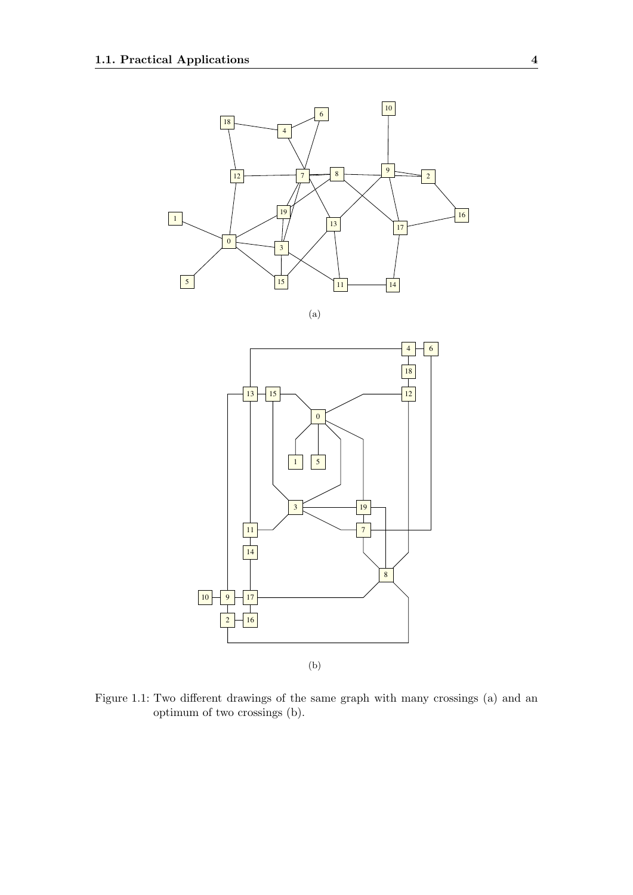(a)

(b)

Figure 1.1: Two different drawings of the same graph with many crossings (a) and an optimum of two crossings (b).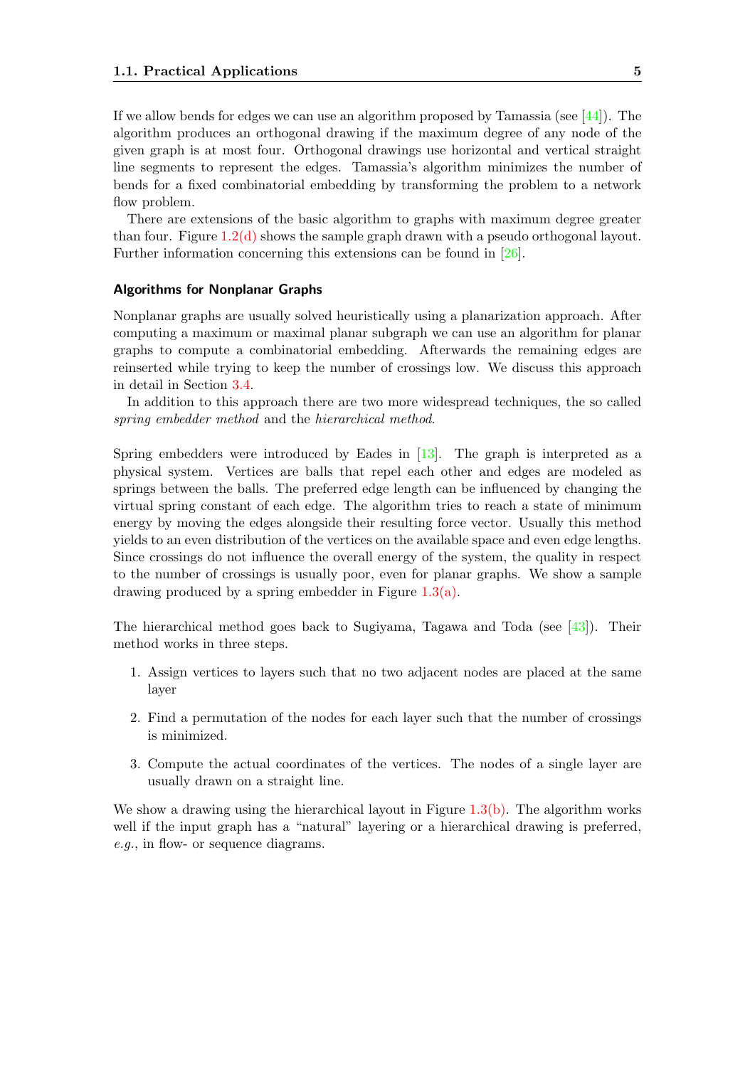If we allow bends for edges we can use an algorithm proposed by Tamassia (see [44]). The algorithm produces an orthogonal drawing if the maximum degree of any node of the given graph is at most four. Orthogonal drawings use horizontal and vertical straight line segments to represent the edges. Tamassia's algorithm minimizes the number of bends for a fixed combinatorial embedding by transforming the problem to a network flow problem.

There are extensions of the basic algorithm to graphs with maximum degree greater than four. Figure 1.2(d) shows the sample graph drawn with a pseudo orthogonal layout. Further information concerning this extensions can be found in [26].

#### Algorithms for Nonplanar Graphs

Nonplanar graphs are usually solved heuristically using a planarization approach. After computing a maximum or maximal planar subgraph we can use an algorithm for planar graphs to compute a combinatorial embedding. Afterwards the remaining edges are reinserted while trying to keep the number of crossings low. We discuss this approach in detail in Section 3.4.

In addition to this approach there are two more widespread techniques, the so called *spring embedder method* and the *hierarchical method*.

Spring embedders were introduced by Eades in [13]. The graph is interpreted as a physical system. Vertices are balls that repel each other and edges are modeled as springs between the balls. The preferred edge length can be influenced by changing the virtual spring constant of each edge. The algorithm tries to reach a state of minimum energy by moving the edges alongside their resulting force vector. Usually this method yields to an even distribution of the vertices on the available space and even edge lengths. Since crossings do not influence the overall energy of the system, the quality in respect to the number of crossings is usually poor, even for planar graphs. We show a sample drawing produced by a spring embedder in Figure 1.3(a).

The hierarchical method goes back to Sugiyama, Tagawa and Toda (see [43]). Their method works in three steps.

1. Assign vertices to layers such that no two adjacent nodes are placed at the same layer
2. Find a permutation of the nodes for each layer such that the number of crossings is minimized.
3. Compute the actual coordinates of the vertices. The nodes of a single layer are usually drawn on a straight line.

We show a drawing using the hierarchical layout in Figure 1.3(b). The algorithm works well if the input graph has a "natural" layering or a hierarchical drawing is preferred, *e.g.*, in flow- or sequence diagrams.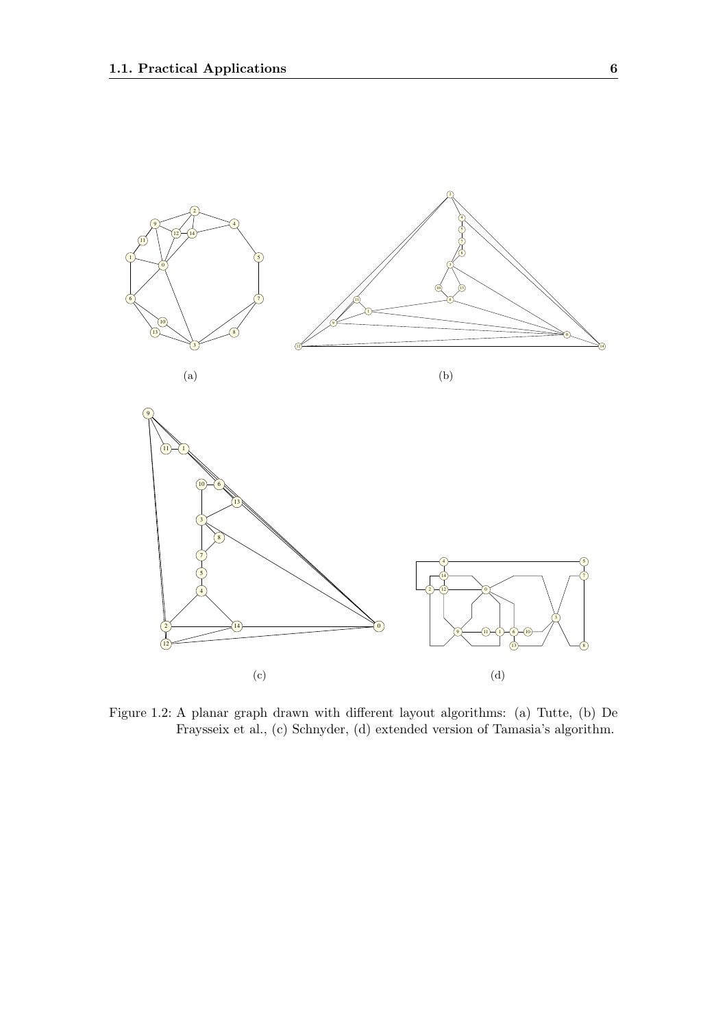(a)

(b)

(c)

(d)

Figure 1.2: A planar graph drawn with different layout algorithms: (a) Tutte, (b) De Fraysseix et al., (c) Schnyder, (d) extended version of Tamasia's algorithm.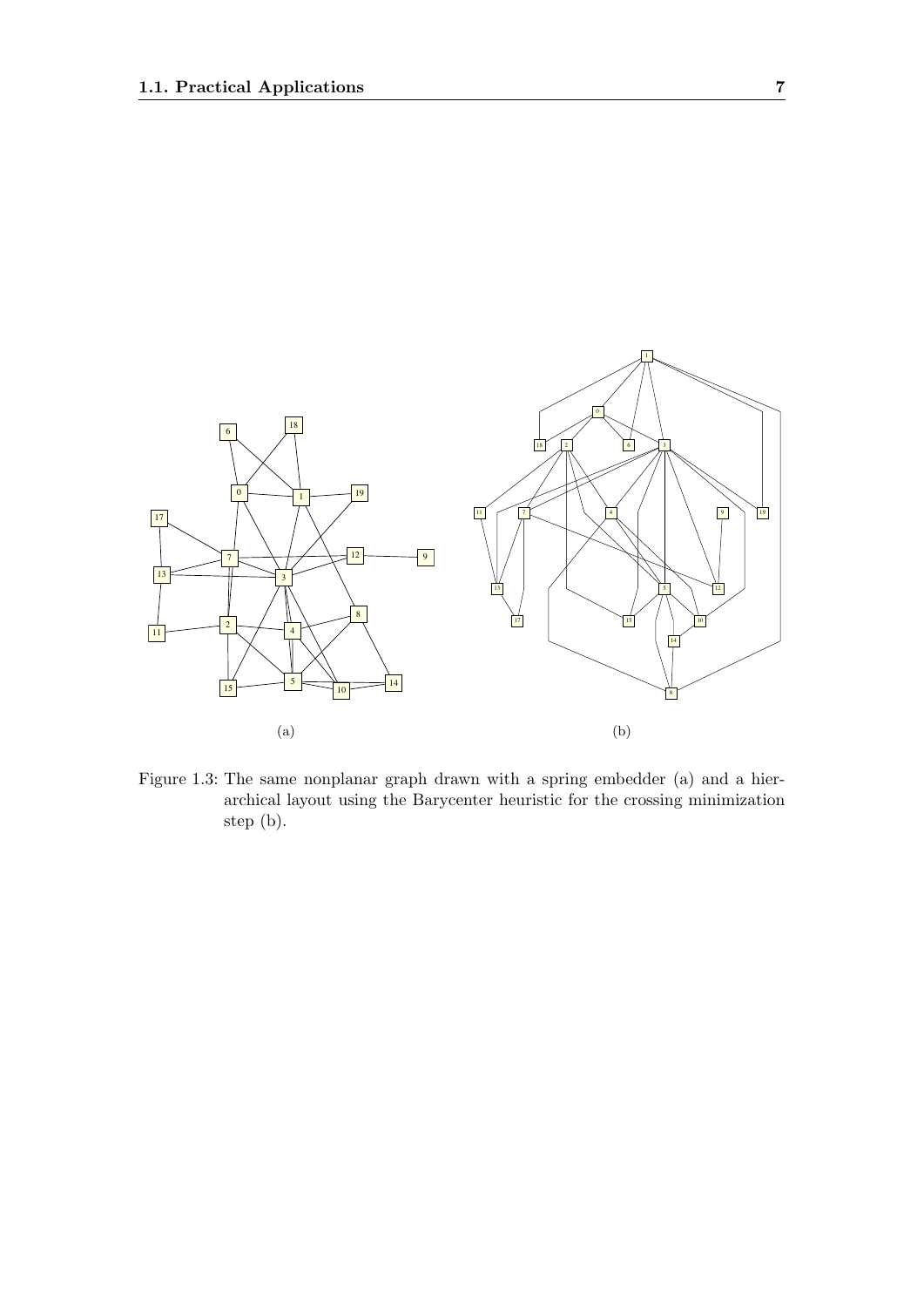(a)

(b)

Figure 1.3: The same nonplanar graph drawn with a spring embedder (a) and a hierarchical layout using the Barycenter heuristic for the crossing minimization step (b).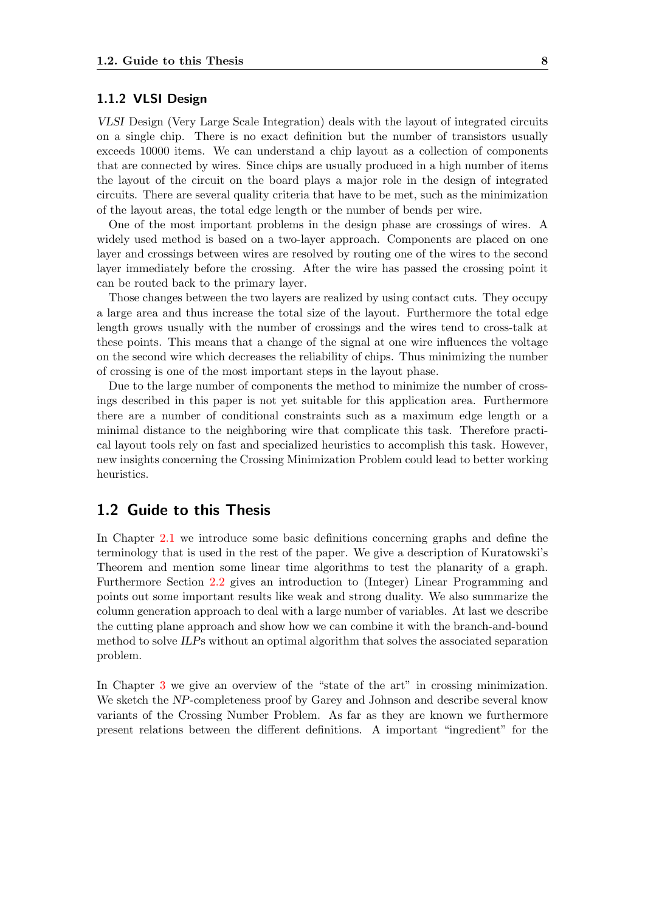### 1.1.2 VLSI Design

*VLSI* Design (Very Large Scale Integration) deals with the layout of integrated circuits on a single chip. There is no exact definition but the number of transistors usually exceeds 10000 items. We can understand a chip layout as a collection of components that are connected by wires. Since chips are usually produced in a high number of items the layout of the circuit on the board plays a major role in the design of integrated circuits. There are several quality criteria that have to be met, such as the minimization of the layout areas, the total edge length or the number of bends per wire.

One of the most important problems in the design phase are crossings of wires. A widely used method is based on a two-layer approach. Components are placed on one layer and crossings between wires are resolved by routing one of the wires to the second layer immediately before the crossing. After the wire has passed the crossing point it can be routed back to the primary layer.

Those changes between the two layers are realized by using contact cuts. They occupy a large area and thus increase the total size of the layout. Furthermore the total edge length grows usually with the number of crossings and the wires tend to cross-talk at these points. This means that a change of the signal at one wire influences the voltage on the second wire which decreases the reliability of chips. Thus minimizing the number of crossing is one of the most important steps in the layout phase.

Due to the large number of components the method to minimize the number of crossings described in this paper is not yet suitable for this application area. Furthermore there are a number of conditional constraints such as a maximum edge length or a minimal distance to the neighboring wire that complicate this task. Therefore practical layout tools rely on fast and specialized heuristics to accomplish this task. However, new insights concerning the Crossing Minimization Problem could lead to better working heuristics.

## 1.2 Guide to this Thesis

In Chapter 2.1 we introduce some basic definitions concerning graphs and define the terminology that is used in the rest of the paper. We give a description of Kuratowski's Theorem and mention some linear time algorithms to test the planarity of a graph. Furthermore Section 2.2 gives an introduction to (Integer) Linear Programming and points out some important results like weak and strong duality. We also summarize the column generation approach to deal with a large number of variables. At last we describe the cutting plane approach and show how we can combine it with the branch-and-bound method to solve *ILP*s without an optimal algorithm that solves the associated separation problem.

In Chapter 3 we give an overview of the "state of the art" in crossing minimization. We sketch the *NP*-completeness proof by Garey and Johnson and describe several know variants of the Crossing Number Problem. As far as they are known we furthermore present relations between the different definitions. A important "ingredient" for the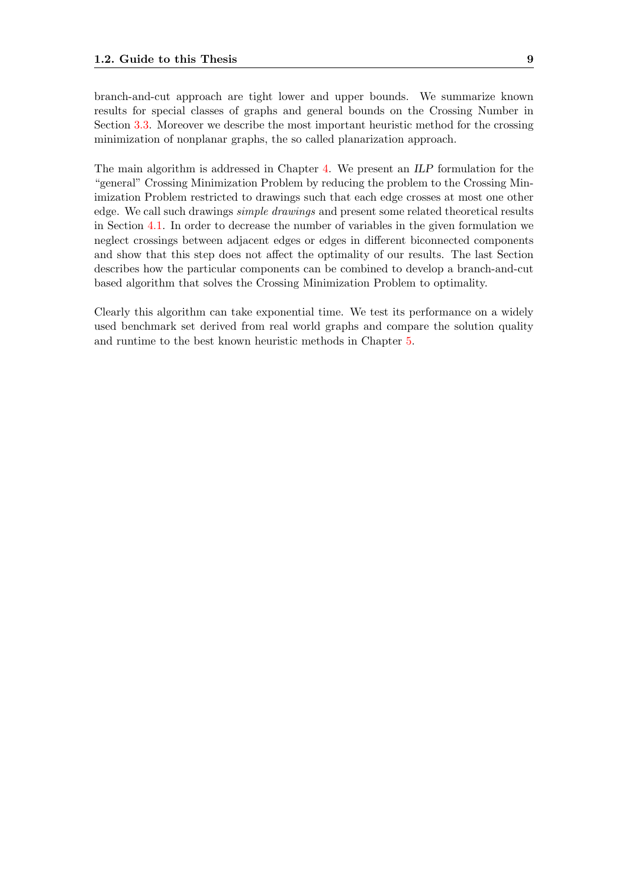branch-and-cut approach are tight lower and upper bounds. We summarize known results for special classes of graphs and general bounds on the Crossing Number in Section 3.3. Moreover we describe the most important heuristic method for the crossing minimization of nonplanar graphs, the so called planarization approach.

The main algorithm is addressed in Chapter 4. We present an *ILP* formulation for the "general" Crossing Minimization Problem by reducing the problem to the Crossing Minimization Problem restricted to drawings such that each edge crosses at most one other edge. We call such drawings *simple drawings* and present some related theoretical results in Section 4.1. In order to decrease the number of variables in the given formulation we neglect crossings between adjacent edges or edges in different biconnected components and show that this step does not affect the optimality of our results. The last Section describes how the particular components can be combined to develop a branch-and-cut based algorithm that solves the Crossing Minimization Problem to optimality.

Clearly this algorithm can take exponential time. We test its performance on a widely used benchmark set derived from real world graphs and compare the solution quality and runtime to the best known heuristic methods in Chapter 5.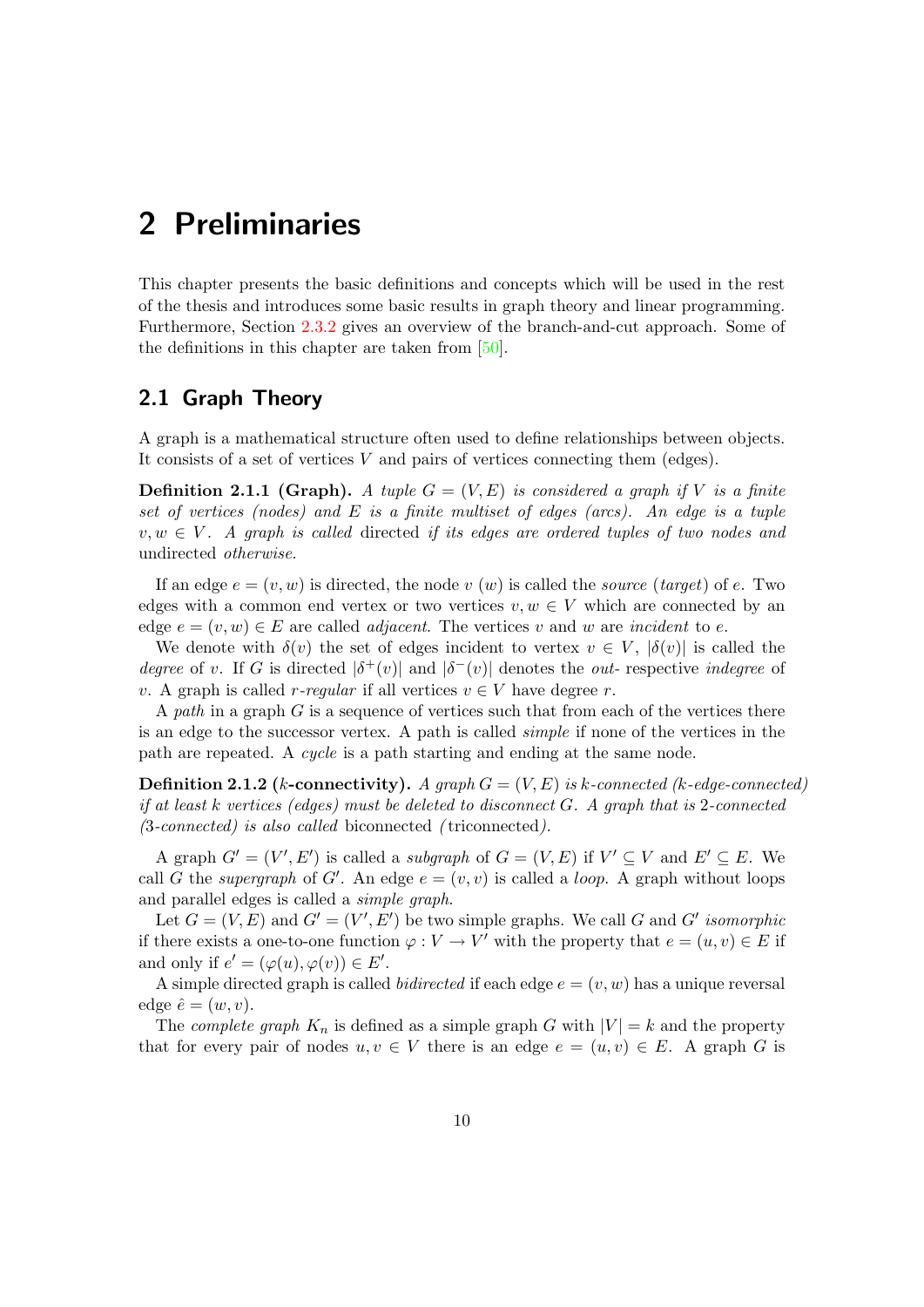# 2 Preliminaries

This chapter presents the basic definitions and concepts which will be used in the rest of the thesis and introduces some basic results in graph theory and linear programming. Furthermore, Section 2.3.2 gives an overview of the branch-and-cut approach. Some of the definitions in this chapter are taken from [50].

## 2.1 Graph Theory

A graph is a mathematical structure often used to define relationships between objects. It consists of a set of vertices $V$ and pairs of vertices connecting them (edges).

**Definition 2.1.1 (Graph).** *A tuple $G = (V, E)$ is considered a graph if $V$ is a finite set of vertices (nodes) and $E$ is a finite multiset of edges (arcs). An edge is a tuple $v, w \in V$. A graph is called* directed *if its edges are ordered tuples of two nodes and* undirected *otherwise.*

If an edge $e = (v, w)$ is directed, the node $v$ ($w$) is called the *source* (*target*) of $e$. Two edges with a common end vertex or two vertices $v, w \in V$ which are connected by an edge $e = (v, w) \in E$ are called *adjacent*. The vertices $v$ and $w$ are *incident* to $e$.

We denote with $\delta(v)$ the set of edges incident to vertex $v \in V$, $|\delta(v)|$ is called the *degree* of $v$. If $G$ is directed $|\delta^+(v)|$ and $|\delta^-(v)|$ denotes the *out-* respective *indegree* of $v$. A graph is called *$r$-regular* if all vertices $v \in V$ have degree $r$.

A *path* in a graph $G$ is a sequence of vertices such that from each of the vertices there is an edge to the successor vertex. A path is called *simple* if none of the vertices in the path are repeated. A *cycle* is a path starting and ending at the same node.

**Definition 2.1.2 ($k$-connectivity).** *A graph $G = (V, E)$ is $k$-connected ($k$-edge-connected) if at least $k$ vertices (edges) must be deleted to disconnect $G$. A graph that is 2-connected (3-connected) is also called* biconnected *(*triconnected*).*

A graph $G' = (V', E')$ is called a *subgraph* of $G = (V, E)$ if $V' \subseteq V$ and $E' \subseteq E$. We call $G$ the *supergraph* of $G'$. An edge $e = (v, v)$ is called a *loop*. A graph without loops and parallel edges is called a *simple graph*.

Let $G = (V, E)$ and $G' = (V', E')$ be two simple graphs. We call $G$ and $G'$ *isomorphic* if there exists a one-to-one function $\varphi : V \to V'$ with the property that $e = (u, v) \in E$ if and only if $e' = (\varphi(u), \varphi(v)) \in E'$.

A simple directed graph is called *bidirected* if each edge $e = (v, w)$ has a unique reversal edge $\hat{e} = (w, v)$.

The *complete graph* $K_n$ is defined as a simple graph $G$ with $|V| = k$ and the property that for every pair of nodes $u, v \in V$ there is an edge $e = (u, v) \in E$. A graph $G$ is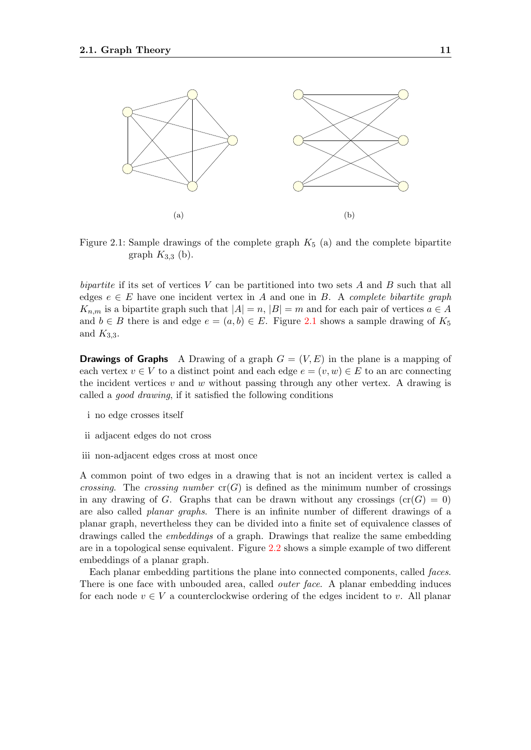(a)

(b)

Figure 2.1: Sample drawings of the complete graph $K_5$ (a) and the complete bipartite graph $K_{3,3}$ (b).

*bipartite* if its set of vertices $V$ can be partitioned into two sets $A$ and $B$ such that all edges $e \in E$ have one incident vertex in $A$ and one in $B$. A *complete bibartite graph* $K_{n,m}$ is a bipartite graph such that $|A| = n$, $|B| = m$ and for each pair of vertices $a \in A$ and $b \in B$ there is and edge $e = (a, b) \in E$. Figure 2.1 shows a sample drawing of $K_5$ and $K_{3,3}$.

**Drawings of Graphs** A Drawing of a graph $G = (V, E)$ in the plane is a mapping of each vertex $v \in V$ to a distinct point and each edge $e = (v, w) \in E$ to an arc connecting the incident vertices $v$ and $w$ without passing through any other vertex. A drawing is called a *good drawing*, if it satisfied the following conditions

i no edge crosses itself

ii adjacent edges do not cross

iii non-adjacent edges cross at most once

A common point of two edges in a drawing that is not an incident vertex is called a *crossing*. The *crossing number* $\text{cr}(G)$ is defined as the minimum number of crossings in any drawing of $G$. Graphs that can be drawn without any crossings ($\text{cr}(G) = 0$) are also called *planar graphs*. There is an infinite number of different drawings of a planar graph, nevertheless they can be divided into a finite set of equivalence classes of drawings called the *embeddings* of a graph. Drawings that realize the same embedding are in a topological sense equivalent. Figure 2.2 shows a simple example of two different embeddings of a planar graph.

Each planar embedding partitions the plane into connected components, called *faces*. There is one face with unbouded area, called *outer face*. A planar embedding induces for each node $v \in V$ a counterclockwise ordering of the edges incident to $v$. All planar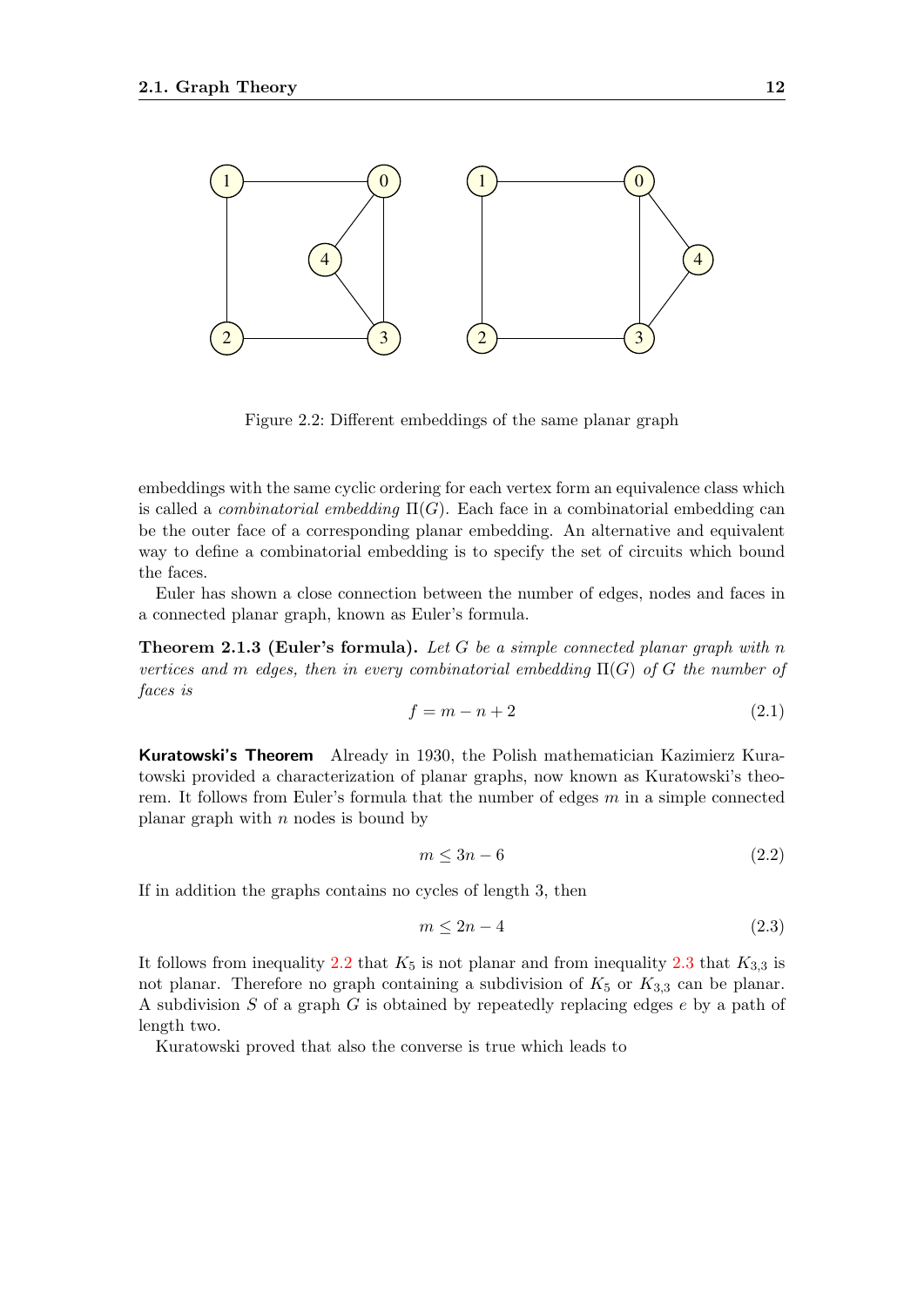Figure 2.2: Different embeddings of the same planar graph

embeddings with the same cyclic ordering for each vertex form an equivalence class which is called a *combinatorial embedding* $\Pi(G)$. Each face in a combinatorial embedding can be the outer face of a corresponding planar embedding. An alternative and equivalent way to define a combinatorial embedding is to specify the set of circuits which bound the faces.

Euler has shown a close connection between the number of edges, nodes and faces in a connected planar graph, known as Euler's formula.

**Theorem 2.1.3 (Euler's formula).** *Let $G$ be a simple connected planar graph with $n$ vertices and $m$ edges, then in every combinatorial embedding $\Pi(G)$ of $G$ the number of faces is*

$$f = m - n + 2 \tag{2.1}$$

**Kuratowski's Theorem** Already in 1930, the Polish mathematician Kazimierz Kuratowski provided a characterization of planar graphs, now known as Kuratowski's theorem. It follows from Euler's formula that the number of edges $m$ in a simple connected planar graph with $n$ nodes is bound by

$$m \leq 3n - 6 \tag{2.2}$$

If in addition the graphs contains no cycles of length 3, then

$$m \leq 2n - 4 \tag{2.3}$$

It follows from inequality 2.2 that $K_5$ is not planar and from inequality 2.3 that $K_{3,3}$ is not planar. Therefore no graph containing a subdivision of $K_5$ or $K_{3,3}$ can be planar. A subdivision $S$ of a graph $G$ is obtained by repeatedly replacing edges $e$ by a path of length two.

Kuratowski proved that also the converse is true which leads to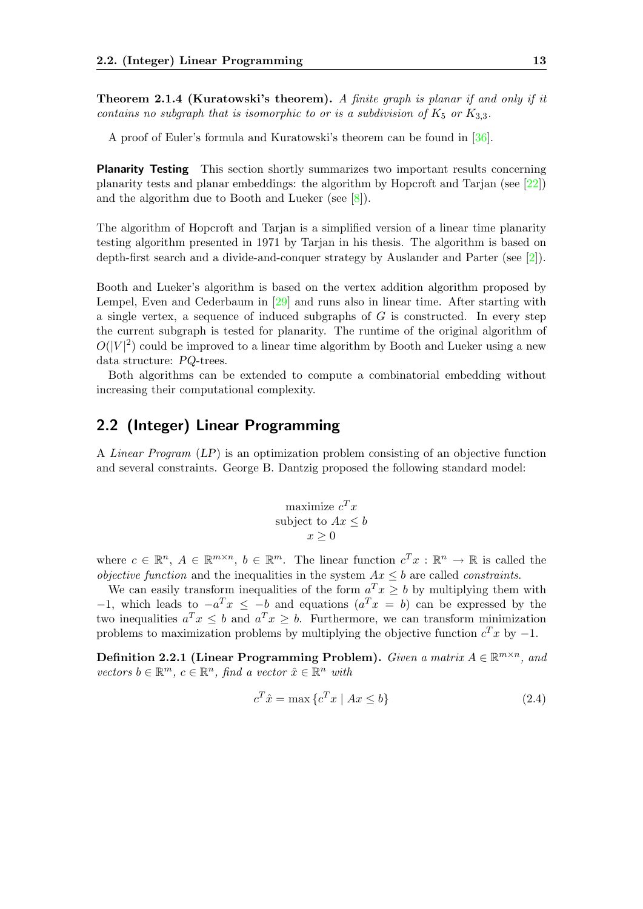**Theorem 2.1.4 (Kuratowski's theorem).** *A finite graph is planar if and only if it contains no subgraph that is isomorphic to or is a subdivision of $K_5$ or $K_{3,3}$.*

A proof of Euler's formula and Kuratowski's theorem can be found in [36].

**Planarity Testing** This section shortly summarizes two important results concerning planarity tests and planar embeddings: the algorithm by Hopcroft and Tarjan (see [22]) and the algorithm due to Booth and Lueker (see [8]).

The algorithm of Hopcroft and Tarjan is a simplified version of a linear time planarity testing algorithm presented in 1971 by Tarjan in his thesis. The algorithm is based on depth-first search and a divide-and-conquer strategy by Auslander and Parter (see [2]).

Booth and Lueker's algorithm is based on the vertex addition algorithm proposed by Lempel, Even and Cederbaum in [29] and runs also in linear time. After starting with a single vertex, a sequence of induced subgraphs of $G$ is constructed. In every step the current subgraph is tested for planarity. The runtime of the original algorithm of $O(|V|^2)$ could be improved to a linear time algorithm by Booth and Lueker using a new data structure: $PQ$-trees.

Both algorithms can be extended to compute a combinatorial embedding without increasing their computational complexity.

## 2.2 (Integer) Linear Programming

A *Linear Program* (*LP*) is an optimization problem consisting of an objective function and several constraints. George B. Dantzig proposed the following standard model:

$$\begin{aligned} \text{maximize } & c^T x \\ \text{subject to } & Ax \leq b \\ & x \geq 0 \end{aligned}$$

where $c \in \mathbb{R}^n$, $A \in \mathbb{R}^{m \times n}$, $b \in \mathbb{R}^m$. The linear function $c^T x : \mathbb{R}^n \to \mathbb{R}$ is called the *objective function* and the inequalities in the system $Ax \leq b$ are called *constraints*.

We can easily transform inequalities of the form $a^T x \geq b$ by multiplying them with $-1$, which leads to $-a^T x \leq -b$ and equations ($a^T x = b$) can be expressed by the two inequalities $a^T x \leq b$ and $a^T x \geq b$. Furthermore, we can transform minimization problems to maximization problems by multiplying the objective function $c^T x$ by $-1$.

**Definition 2.2.1 (Linear Programming Problem).** *Given a matrix $A \in \mathbb{R}^{m \times n}$, and vectors $b \in \mathbb{R}^m$, $c \in \mathbb{R}^n$, find a vector $\hat{x} \in \mathbb{R}^n$ with*

$$c^T \hat{x} = \max \{ c^T x \mid Ax \leq b \} \tag{2.4}$$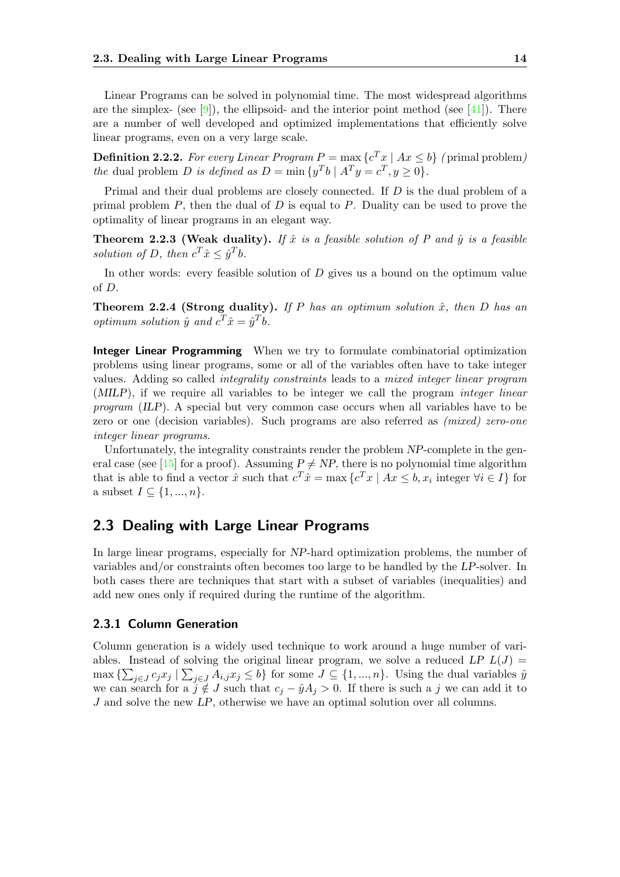Linear Programs can be solved in polynomial time. The most widespread algorithms are the simplex- (see [9]), the ellipsoid- and the interior point method (see [41]). There are a number of well developed and optimized implementations that efficiently solve linear programs, even on a very large scale.

**Definition 2.2.2.** *For every Linear Program* $P = \max\{c^T x \mid Ax \leq b\}$ *(*primal problem*) the* dual problem $D$ *is defined as* $D = \min\{y^T b \mid A^T y = c^T, y \geq 0\}$.

Primal and their dual problems are closely connected. If $D$ is the dual problem of a primal problem $P$, then the dual of $D$ is equal to $P$. Duality can be used to prove the optimality of linear programs in an elegant way.

**Theorem 2.2.3 (Weak duality).** *If* $\hat{x}$ *is a feasible solution of* $P$ *and* $\hat{y}$ *is a feasible solution of* $D$*, then* $c^T \hat{x} \leq \hat{y}^T b$.

In other words: every feasible solution of $D$ gives us a bound on the optimum value of $D$.

**Theorem 2.2.4 (Strong duality).** *If* $P$ *has an optimum solution* $\hat{x}$*, then* $D$ *has an optimum solution* $\hat{y}$ *and* $c^T \hat{x} = \hat{y}^T b$.

**Integer Linear Programming** When we try to formulate combinatorial optimization problems using linear programs, some or all of the variables often have to take integer values. Adding so called *integrality constraints* leads to a *mixed integer linear program* (*MILP*), if we require all variables to be integer we call the program *integer linear program* (*ILP*). A special but very common case occurs when all variables have to be zero or one (decision variables). Such programs are also referred as *(mixed) zero-one integer linear programs*.

Unfortunately, the integrality constraints render the problem *NP*-complete in the general case (see [15] for a proof). Assuming $P \neq NP$, there is no polynomial time algorithm that is able to find a vector $\hat{x}$ such that $c^T \hat{x} = \max\{c^T x \mid Ax \leq b, x_i \text{ integer } \forall i \in I\}$ for a subset $I \subseteq \{1, ..., n\}$.

## 2.3 Dealing with Large Linear Programs

In large linear programs, especially for *NP*-hard optimization problems, the number of variables and/or constraints often becomes too large to be handled by the *LP*-solver. In both cases there are techniques that start with a subset of variables (inequalities) and add new ones only if required during the runtime of the algorithm.

### 2.3.1 Column Generation

Column generation is a widely used technique to work around a huge number of variables. Instead of solving the original linear program, we solve a reduced *LP* $L(J) = \max\{\sum_{j \in J} c_j x_j \mid \sum_{j \in J} A_{i,j} x_j \leq b\}$ for some $J \subseteq \{1, ..., n\}$. Using the dual variables $\hat{y}$ we can search for a $j \notin J$ such that $c_j - \hat{y} A_j > 0$. If there is such a $j$ we can add it to $J$ and solve the new *LP*, otherwise we have an optimal solution over all columns.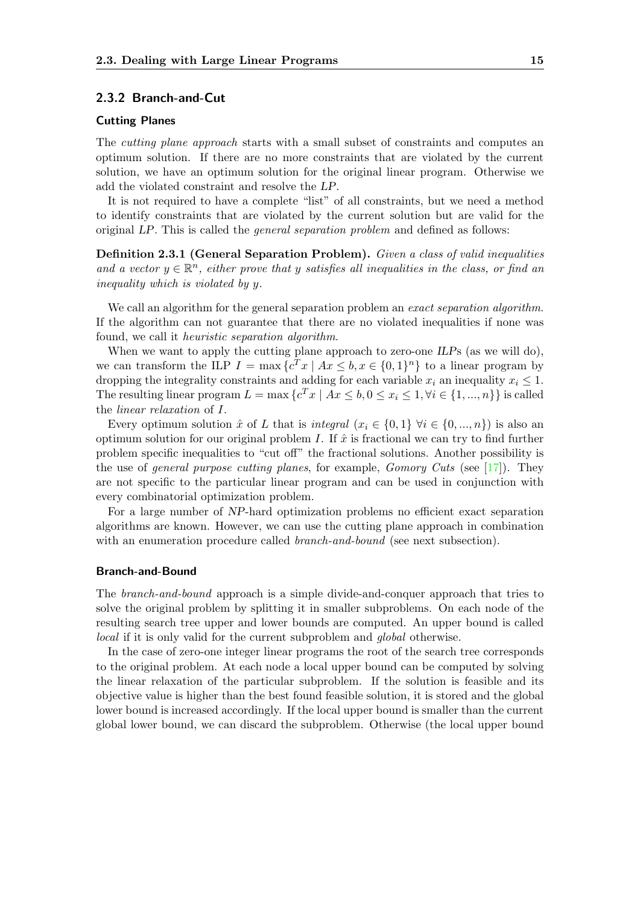### 2.3.2 Branch-and-Cut

#### Cutting Planes

The *cutting plane approach* starts with a small subset of constraints and computes an optimum solution. If there are no more constraints that are violated by the current solution, we have an optimum solution for the original linear program. Otherwise we add the violated constraint and resolve the *LP*.

It is not required to have a complete "list" of all constraints, but we need a method to identify constraints that are violated by the current solution but are valid for the original *LP*. This is called the *general separation problem* and defined as follows:

**Definition 2.3.1 (General Separation Problem).** *Given a class of valid inequalities and a vector $y \in \mathbb{R}^n$, either prove that $y$ satisfies all inequalities in the class, or find an inequality which is violated by $y$.*

We call an algorithm for the general separation problem an *exact separation algorithm*. If the algorithm can not guarantee that there are no violated inequalities if none was found, we call it *heuristic separation algorithm*.

When we want to apply the cutting plane approach to zero-one *ILP*s (as we will do), we can transform the ILP $I = \max\{c^T x \mid Ax \leq b, x \in \{0,1\}^n\}$ to a linear program by dropping the integrality constraints and adding for each variable $x_i$ an inequality $x_i \leq 1$. The resulting linear program $L = \max\{c^T x \mid Ax \leq b, 0 \leq x_i \leq 1, \forall i \in \{1,...,n\}\}$ is called the *linear relaxation* of $I$.

Every optimum solution $\hat{x}$ of $L$ that is *integral* ($x_i \in \{0,1\}$ $\forall i \in \{0,...,n\}$) is also an optimum solution for our original problem $I$. If $\hat{x}$ is fractional we can try to find further problem specific inequalities to "cut off" the fractional solutions. Another possibility is the use of *general purpose cutting planes*, for example, *Gomory Cuts* (see [17]). They are not specific to the particular linear program and can be used in conjunction with every combinatorial optimization problem.

For a large number of *NP*-hard optimization problems no efficient exact separation algorithms are known. However, we can use the cutting plane approach in combination with an enumeration procedure called *branch-and-bound* (see next subsection).

#### Branch-and-Bound

The *branch-and-bound* approach is a simple divide-and-conquer approach that tries to solve the original problem by splitting it in smaller subproblems. On each node of the resulting search tree upper and lower bounds are computed. An upper bound is called *local* if it is only valid for the current subproblem and *global* otherwise.

In the case of zero-one integer linear programs the root of the search tree corresponds to the original problem. At each node a local upper bound can be computed by solving the linear relaxation of the particular subproblem. If the solution is feasible and its objective value is higher than the best found feasible solution, it is stored and the global lower bound is increased accordingly. If the local upper bound is smaller than the current global lower bound, we can discard the subproblem. Otherwise (the local upper bound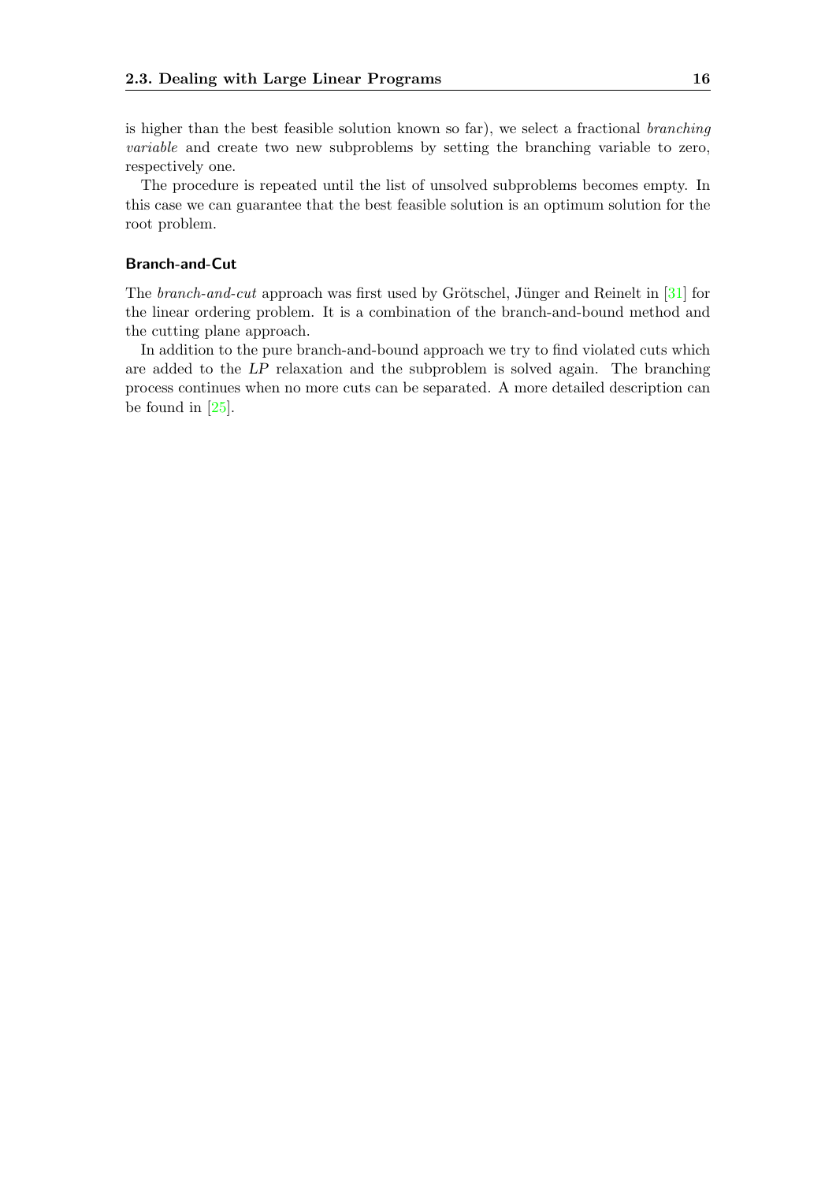is higher than the best feasible solution known so far), we select a fractional *branching variable* and create two new subproblems by setting the branching variable to zero, respectively one.

The procedure is repeated until the list of unsolved subproblems becomes empty. In this case we can guarantee that the best feasible solution is an optimum solution for the root problem.

### Branch-and-Cut

The *branch-and-cut* approach was first used by Grötschel, Jünger and Reinelt in [31] for the linear ordering problem. It is a combination of the branch-and-bound method and the cutting plane approach.

In addition to the pure branch-and-bound approach we try to find violated cuts which are added to the *LP* relaxation and the subproblem is solved again. The branching process continues when no more cuts can be separated. A more detailed description can be found in [25].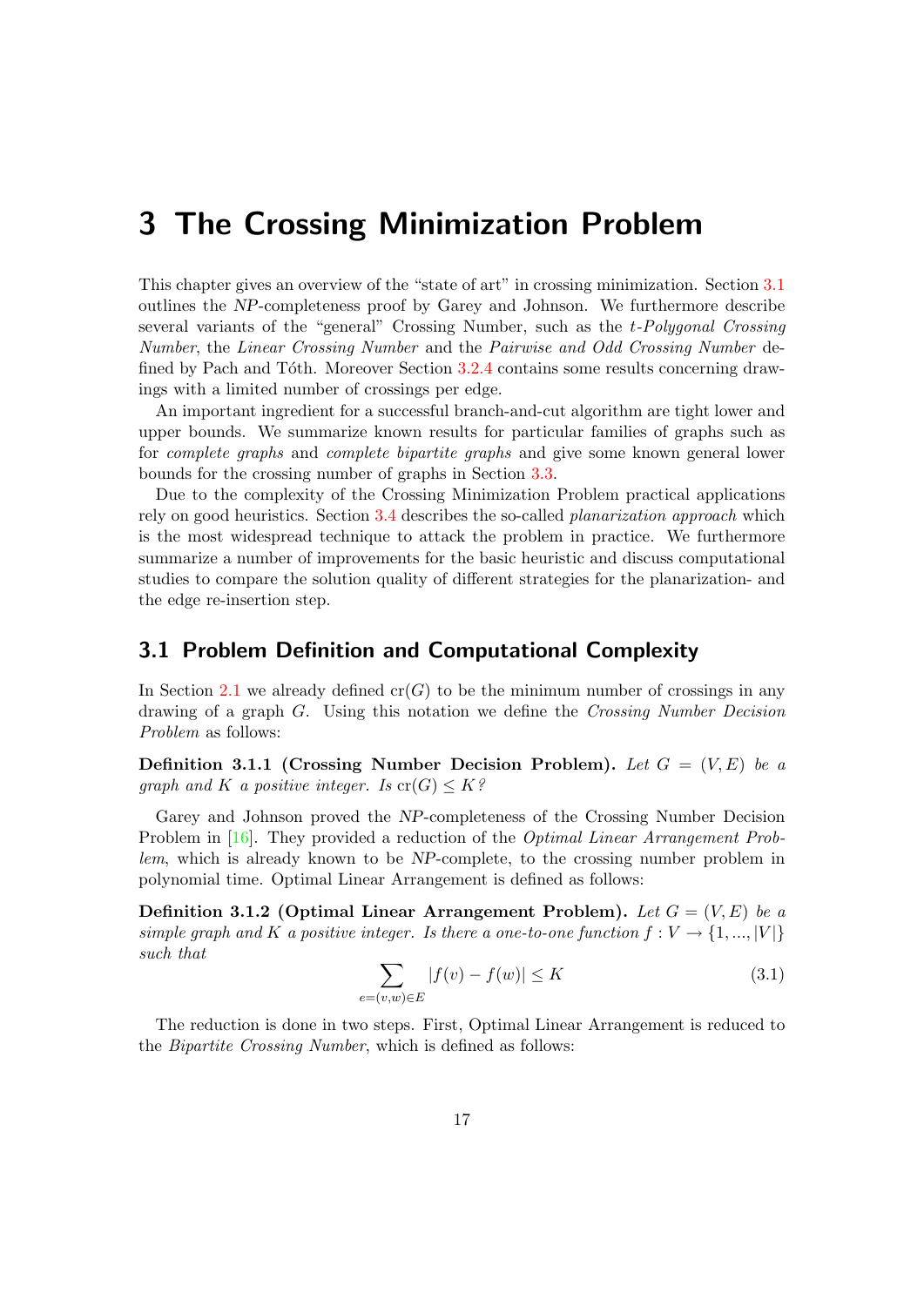# 3 The Crossing Minimization Problem

This chapter gives an overview of the "state of art" in crossing minimization. Section 3.1 outlines the *NP*-completeness proof by Garey and Johnson. We furthermore describe several variants of the "general" Crossing Number, such as the *t-Polygonal Crossing Number*, the *Linear Crossing Number* and the *Pairwise and Odd Crossing Number* defined by Pach and Tóth. Moreover Section 3.2.4 contains some results concerning drawings with a limited number of crossings per edge.

An important ingredient for a successful branch-and-cut algorithm are tight lower and upper bounds. We summarize known results for particular families of graphs such as for *complete graphs* and *complete bipartite graphs* and give some known general lower bounds for the crossing number of graphs in Section 3.3.

Due to the complexity of the Crossing Minimization Problem practical applications rely on good heuristics. Section 3.4 describes the so-called *planarization approach* which is the most widespread technique to attack the problem in practice. We furthermore summarize a number of improvements for the basic heuristic and discuss computational studies to compare the solution quality of different strategies for the planarization- and the edge re-insertion step.

## 3.1 Problem Definition and Computational Complexity

In Section 2.1 we already defined $\mathrm{cr}(G)$ to be the minimum number of crossings in any drawing of a graph $G$. Using this notation we define the *Crossing Number Decision Problem* as follows:

**Definition 3.1.1 (Crossing Number Decision Problem).** *Let $G = (V, E)$ be a graph and $K$ a positive integer. Is $\mathrm{cr}(G) \leq K$?*

Garey and Johnson proved the *NP*-completeness of the Crossing Number Decision Problem in [16]. They provided a reduction of the *Optimal Linear Arrangement Problem*, which is already known to be *NP*-complete, to the crossing number problem in polynomial time. Optimal Linear Arrangement is defined as follows:

**Definition 3.1.2 (Optimal Linear Arrangement Problem).** *Let $G = (V, E)$ be a simple graph and $K$ a positive integer. Is there a one-to-one function $f : V \rightarrow \{1, ..., |V|\}$ such that*

$$\sum_{e=(v,w)\in E} |f(v) - f(w)| \leq K \tag{3.1}$$

The reduction is done in two steps. First, Optimal Linear Arrangement is reduced to the *Bipartite Crossing Number*, which is defined as follows: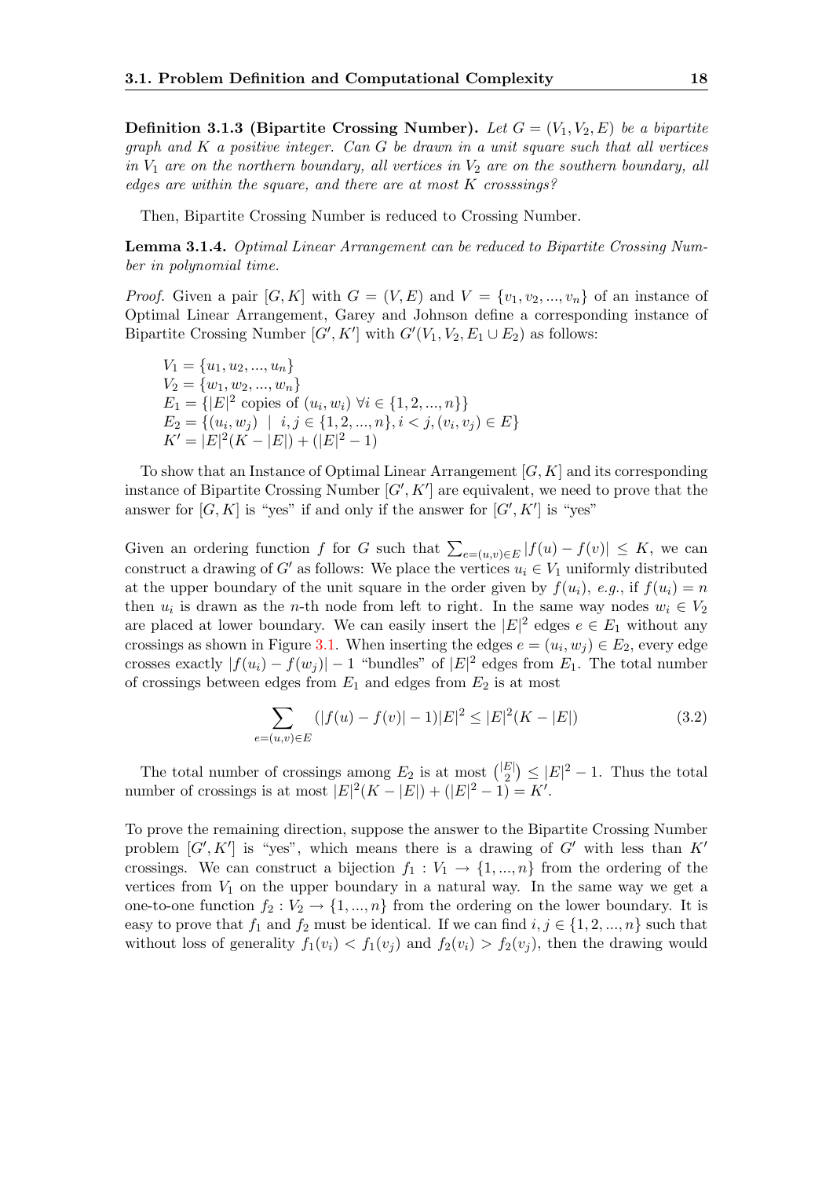**Definition 3.1.3 (Bipartite Crossing Number).** *Let $G = (V_1, V_2, E)$ be a bipartite graph and $K$ a positive integer. Can $G$ be drawn in a unit square such that all vertices in $V_1$ are on the northern boundary, all vertices in $V_2$ are on the southern boundary, all edges are within the square, and there are at most $K$ crosssings?*

Then, Bipartite Crossing Number is reduced to Crossing Number.

**Lemma 3.1.4.** *Optimal Linear Arrangement can be reduced to Bipartite Crossing Number in polynomial time.*

*Proof.* Given a pair $[G, K]$ with $G = (V, E)$ and $V = \{v_1, v_2, ..., v_n\}$ of an instance of Optimal Linear Arrangement, Garey and Johnson define a corresponding instance of Bipartite Crossing Number $[G', K']$ with $G'(V_1, V_2, E_1 \cup E_2)$ as follows:

$V_1 = \{u_1, u_2, ..., u_n\}$
$V_2 = \{w_1, w_2, ..., w_n\}$
$E_1 = \{|E|^2 \text{ copies of } (u_i, w_i)\ \forall i \in \{1, 2, ..., n\}\}$
$E_2 = \{(u_i, w_j) \mid i, j \in \{1, 2, ..., n\}, i < j, (v_i, v_j) \in E\}$
$K' = |E|^2(K - |E|) + (|E|^2 - 1)$

To show that an Instance of Optimal Linear Arrangement $[G, K]$ and its corresponding instance of Bipartite Crossing Number $[G', K']$ are equivalent, we need to prove that the answer for $[G, K]$ is "yes" if and only if the answer for $[G', K']$ is "yes"

Given an ordering function $f$ for $G$ such that $\sum_{e=(u,v)\in E} |f(u) - f(v)| \leq K$, we can construct a drawing of $G'$ as follows: We place the vertices $u_i \in V_1$ uniformly distributed at the upper boundary of the unit square in the order given by $f(u_i)$, *e.g.*, if $f(u_i) = n$ then $u_i$ is drawn as the $n$-th node from left to right. In the same way nodes $w_i \in V_2$ are placed at lower boundary. We can easily insert the $|E|^2$ edges $e \in E_1$ without any crossings as shown in Figure 3.1. When inserting the edges $e = (u_i, w_j) \in E_2$, every edge crosses exactly $|f(u_i) - f(w_j)| - 1$ "bundles" of $|E|^2$ edges from $E_1$. The total number of crossings between edges from $E_1$ and edges from $E_2$ is at most

$$\sum_{e=(u,v)\in E} (|f(u) - f(v)| - 1)|E|^2 \leq |E|^2(K - |E|) \tag{3.2}$$

The total number of crossings among $E_2$ is at most $\binom{|E|}{2} \leq |E|^2 - 1$. Thus the total number of crossings is at most $|E|^2(K - |E|) + (|E|^2 - 1) = K'$.

To prove the remaining direction, suppose the answer to the Bipartite Crossing Number problem $[G', K']$ is "yes", which means there is a drawing of $G'$ with less than $K'$ crossings. We can construct a bijection $f_1 : V_1 \to \{1, ..., n\}$ from the ordering of the vertices from $V_1$ on the upper boundary in a natural way. In the same way we get a one-to-one function $f_2 : V_2 \to \{1, ..., n\}$ from the ordering on the lower boundary. It is easy to prove that $f_1$ and $f_2$ must be identical. If we can find $i, j \in \{1, 2, ..., n\}$ such that without loss of generality $f_1(v_i) < f_1(v_j)$ and $f_2(v_i) > f_2(v_j)$, then the drawing would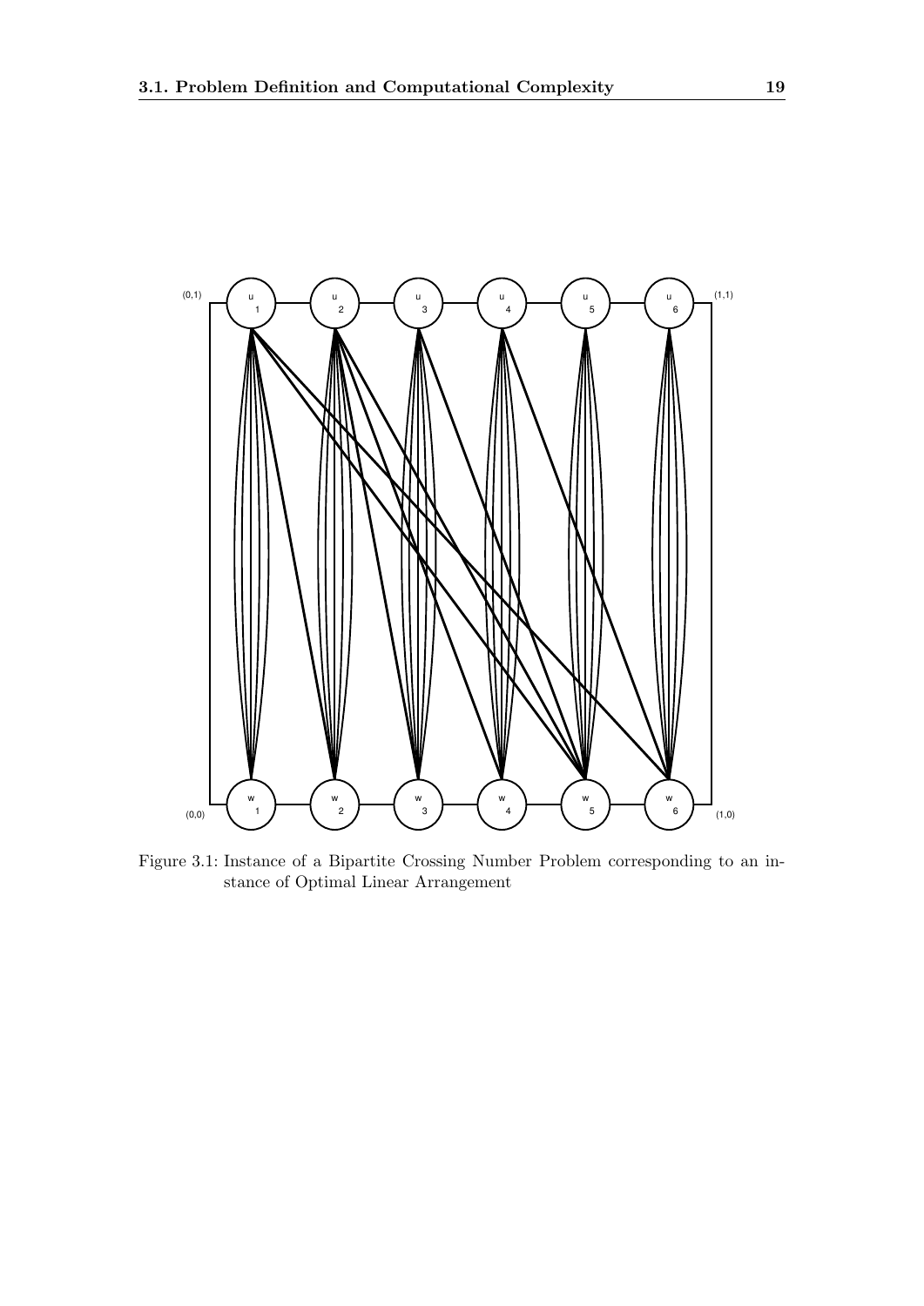Figure 3.1: Instance of a Bipartite Crossing Number Problem corresponding to an instance of Optimal Linear Arrangement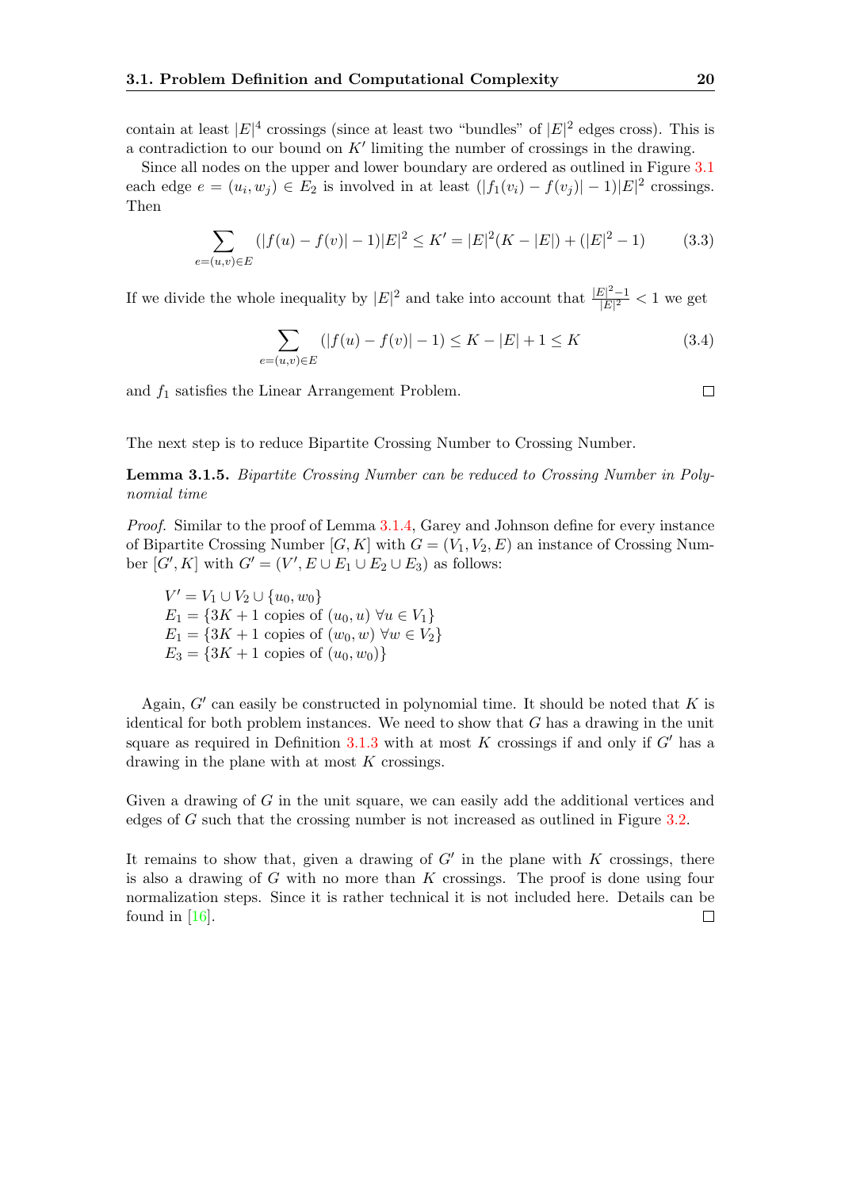contain at least $|E|^4$ crossings (since at least two "bundles" of $|E|^2$ edges cross). This is a contradiction to our bound on $K'$ limiting the number of crossings in the drawing.

Since all nodes on the upper and lower boundary are ordered as outlined in Figure 3.1 each edge $e = (u_i, w_j) \in E_2$ is involved in at least $(|f_1(v_i) - f(v_j)| - 1)|E|^2$ crossings. Then

$$\sum_{e=(u,v)\in E} (|f(u) - f(v)| - 1)|E|^2 \leq K' = |E|^2(K - |E|) + (|E|^2 - 1) \tag{3.3}$$

If we divide the whole inequality by $|E|^2$ and take into account that $\frac{|E|^2-1}{|E|^2} < 1$ we get

$$\sum_{e=(u,v)\in E} (|f(u) - f(v)| - 1) \leq K - |E| + 1 \leq K \tag{3.4}$$

and $f_1$ satisfies the Linear Arrangement Problem. □

The next step is to reduce Bipartite Crossing Number to Crossing Number.

**Lemma 3.1.5.** *Bipartite Crossing Number can be reduced to Crossing Number in Polynomial time*

*Proof.* Similar to the proof of Lemma 3.1.4, Garey and Johnson define for every instance of Bipartite Crossing Number $[G, K]$ with $G = (V_1, V_2, E)$ an instance of Crossing Number $[G', K]$ with $G' = (V', E \cup E_1 \cup E_2 \cup E_3)$ as follows:

$V' = V_1 \cup V_2 \cup \{u_0, w_0\}$
$E_1 = \{3K + 1 \text{ copies of } (u_0, u)\ \forall u \in V_1\}$
$E_1 = \{3K + 1 \text{ copies of } (w_0, w)\ \forall w \in V_2\}$
$E_3 = \{3K + 1 \text{ copies of } (u_0, w_0)\}$

Again, $G'$ can easily be constructed in polynomial time. It should be noted that $K$ is identical for both problem instances. We need to show that $G$ has a drawing in the unit square as required in Definition 3.1.3 with at most $K$ crossings if and only if $G'$ has a drawing in the plane with at most $K$ crossings.

Given a drawing of $G$ in the unit square, we can easily add the additional vertices and edges of $G$ such that the crossing number is not increased as outlined in Figure 3.2.

It remains to show that, given a drawing of $G'$ in the plane with $K$ crossings, there is also a drawing of $G$ with no more than $K$ crossings. The proof is done using four normalization steps. Since it is rather technical it is not included here. Details can be found in [16]. □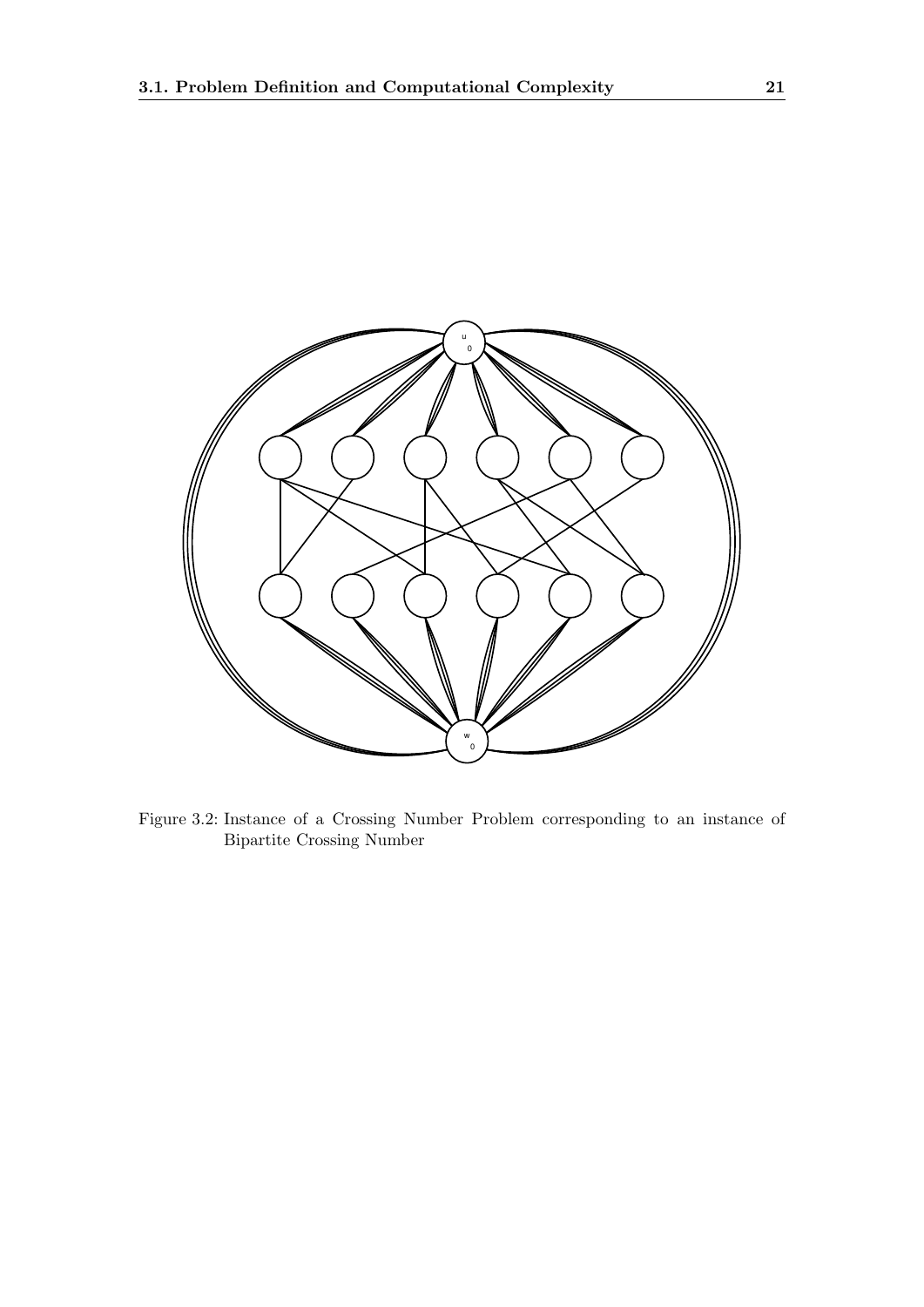Figure 3.2: Instance of a Crossing Number Problem corresponding to an instance of Bipartite Crossing Number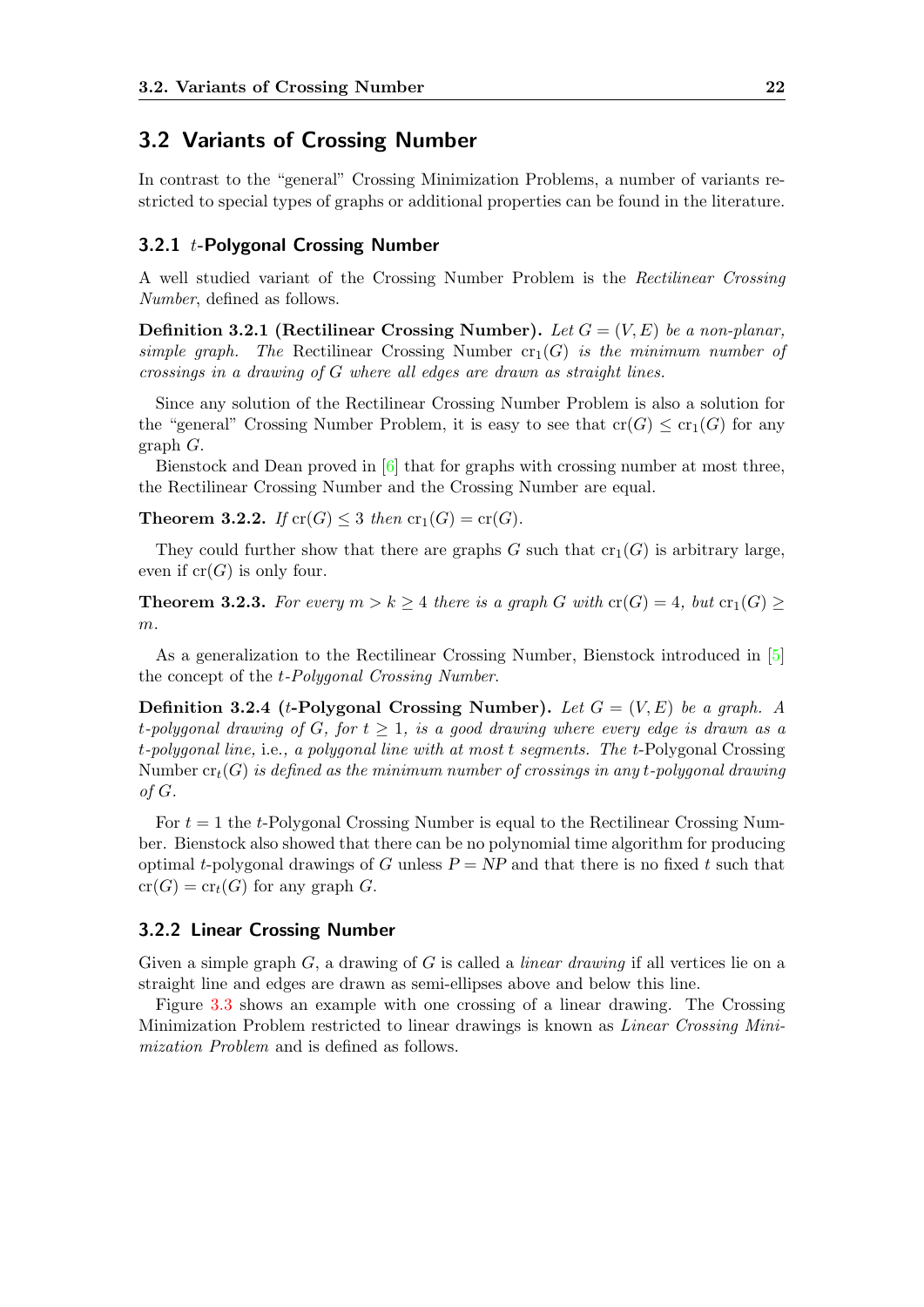## 3.2 Variants of Crossing Number

In contrast to the "general" Crossing Minimization Problems, a number of variants restricted to special types of graphs or additional properties can be found in the literature.

### 3.2.1 $t$-Polygonal Crossing Number

A well studied variant of the Crossing Number Problem is the *Rectilinear Crossing Number*, defined as follows.

**Definition 3.2.1 (Rectilinear Crossing Number).** *Let $G = (V, E)$ be a non-planar, simple graph. The* Rectilinear Crossing Number $\mathrm{cr}_1(G)$ *is the minimum number of crossings in a drawing of $G$ where all edges are drawn as straight lines.*

Since any solution of the Rectilinear Crossing Number Problem is also a solution for the "general" Crossing Number Problem, it is easy to see that $\mathrm{cr}(G) \leq \mathrm{cr}_1(G)$ for any graph $G$.

Bienstock and Dean proved in [6] that for graphs with crossing number at most three, the Rectilinear Crossing Number and the Crossing Number are equal.

**Theorem 3.2.2.** *If $\mathrm{cr}(G) \leq 3$ then $\mathrm{cr}_1(G) = \mathrm{cr}(G)$.*

They could further show that there are graphs $G$ such that $\mathrm{cr}_1(G)$ is arbitrary large, even if $\mathrm{cr}(G)$ is only four.

**Theorem 3.2.3.** *For every $m > k \geq 4$ there is a graph $G$ with $\mathrm{cr}(G) = 4$, but $\mathrm{cr}_1(G) \geq m$.*

As a generalization to the Rectilinear Crossing Number, Bienstock introduced in [5] the concept of the *$t$-Polygonal Crossing Number*.

**Definition 3.2.4 ($t$-Polygonal Crossing Number).** *Let $G = (V, E)$ be a graph. A $t$-polygonal drawing of $G$, for $t \geq 1$, is a good drawing where every edge is drawn as a $t$-polygonal line,* i.e., *a polygonal line with at most $t$ segments. The* $t$-Polygonal Crossing Number $\mathrm{cr}_t(G)$ *is defined as the minimum number of crossings in any $t$-polygonal drawing of $G$.*

For $t = 1$ the $t$-Polygonal Crossing Number is equal to the Rectilinear Crossing Number. Bienstock also showed that there can be no polynomial time algorithm for producing optimal $t$-polygonal drawings of $G$ unless $P = NP$ and that there is no fixed $t$ such that $\mathrm{cr}(G) = \mathrm{cr}_t(G)$ for any graph $G$.

### 3.2.2 Linear Crossing Number

Given a simple graph $G$, a drawing of $G$ is called a *linear drawing* if all vertices lie on a straight line and edges are drawn as semi-ellipses above and below this line.

Figure 3.3 shows an example with one crossing of a linear drawing. The Crossing Minimization Problem restricted to linear drawings is known as *Linear Crossing Minimization Problem* and is defined as follows.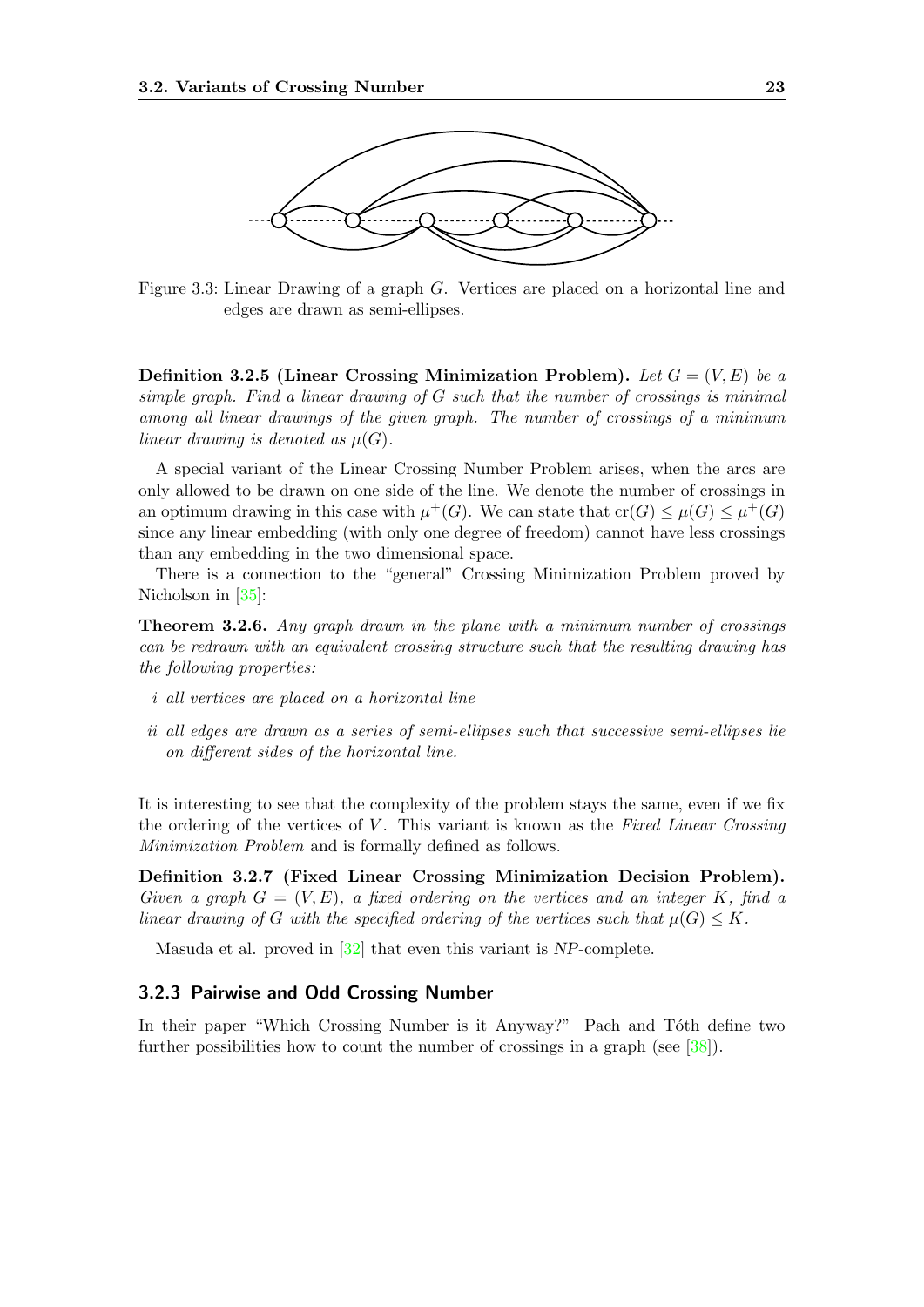Figure 3.3: Linear Drawing of a graph $G$. Vertices are placed on a horizontal line and edges are drawn as semi-ellipses.

**Definition 3.2.5 (Linear Crossing Minimization Problem).** *Let $G = (V, E)$ be a simple graph. Find a linear drawing of $G$ such that the number of crossings is minimal among all linear drawings of the given graph. The number of crossings of a minimum linear drawing is denoted as $\mu(G)$.*

A special variant of the Linear Crossing Number Problem arises, when the arcs are only allowed to be drawn on one side of the line. We denote the number of crossings in an optimum drawing in this case with $\mu^+(G)$. We can state that $\text{cr}(G) \leq \mu(G) \leq \mu^+(G)$ since any linear embedding (with only one degree of freedom) cannot have less crossings than any embedding in the two dimensional space.

There is a connection to the "general" Crossing Minimization Problem proved by Nicholson in [35]:

**Theorem 3.2.6.** *Any graph drawn in the plane with a minimum number of crossings can be redrawn with an equivalent crossing structure such that the resulting drawing has the following properties:*

- *i all vertices are placed on a horizontal line*
- *ii all edges are drawn as a series of semi-ellipses such that successive semi-ellipses lie on different sides of the horizontal line.*

It is interesting to see that the complexity of the problem stays the same, even if we fix the ordering of the vertices of $V$. This variant is known as the *Fixed Linear Crossing Minimization Problem* and is formally defined as follows.

**Definition 3.2.7 (Fixed Linear Crossing Minimization Decision Problem).** *Given a graph $G = (V, E)$, a fixed ordering on the vertices and an integer $K$, find a linear drawing of $G$ with the specified ordering of the vertices such that $\mu(G) \leq K$.*

Masuda et al. proved in [32] that even this variant is *NP*-complete.

### 3.2.3 Pairwise and Odd Crossing Number

In their paper "Which Crossing Number is it Anyway?" Pach and Tóth define two further possibilities how to count the number of crossings in a graph (see [38]).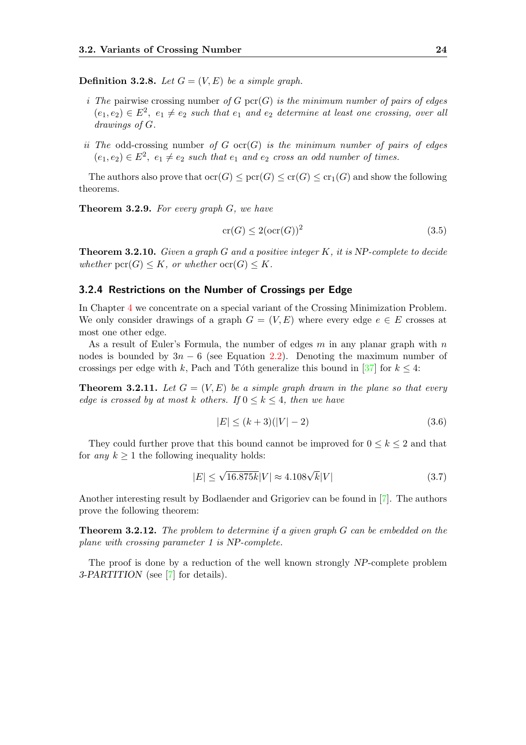**Definition 3.2.8.** *Let $G = (V, E)$ be a simple graph.*

*i The* pairwise crossing number *of $G$ $\text{pcr}(G)$ is the minimum number of pairs of edges $(e_1, e_2) \in E^2$, $e_1 \neq e_2$ such that $e_1$ and $e_2$ determine at least one crossing, over all drawings of $G$.*

*ii The* odd-crossing number *of $G$ $\text{ocr}(G)$ is the minimum number of pairs of edges $(e_1, e_2) \in E^2$, $e_1 \neq e_2$ such that $e_1$ and $e_2$ cross an odd number of times.*

The authors also prove that $\text{ocr}(G) \leq \text{pcr}(G) \leq \text{cr}(G) \leq \text{cr}_1(G)$ and show the following theorems.

**Theorem 3.2.9.** *For every graph $G$, we have*

$$\text{cr}(G) \leq 2(\text{ocr}(G))^2 \tag{3.5}$$

**Theorem 3.2.10.** *Given a graph $G$ and a positive integer $K$, it is NP-complete to decide whether $\text{pcr}(G) \leq K$, or whether $\text{ocr}(G) \leq K$.*

### 3.2.4 Restrictions on the Number of Crossings per Edge

In Chapter 4 we concentrate on a special variant of the Crossing Minimization Problem. We only consider drawings of a graph $G = (V, E)$ where every edge $e \in E$ crosses at most one other edge.

As a result of Euler's Formula, the number of edges $m$ in any planar graph with $n$ nodes is bounded by $3n - 6$ (see Equation 2.2). Denoting the maximum number of crossings per edge with $k$, Pach and Tóth generalize this bound in [37] for $k \leq 4$:

**Theorem 3.2.11.** *Let $G = (V, E)$ be a simple graph drawn in the plane so that every edge is crossed by at most $k$ others. If $0 \leq k \leq 4$, then we have*

$$|E| \leq (k + 3)(|V| - 2) \tag{3.6}$$

They could further prove that this bound cannot be improved for $0 \leq k \leq 2$ and that for *any* $k \geq 1$ the following inequality holds:

$$|E| \leq \sqrt{16.875k}|V| \approx 4.108\sqrt{k}|V| \tag{3.7}$$

Another interesting result by Bodlaender and Grigoriev can be found in [7]. The authors prove the following theorem:

**Theorem 3.2.12.** *The problem to determine if a given graph $G$ can be embedded on the plane with crossing parameter 1 is NP-complete.*

The proof is done by a reduction of the well known strongly *NP*-complete problem *3-PARTITION* (see [7] for details).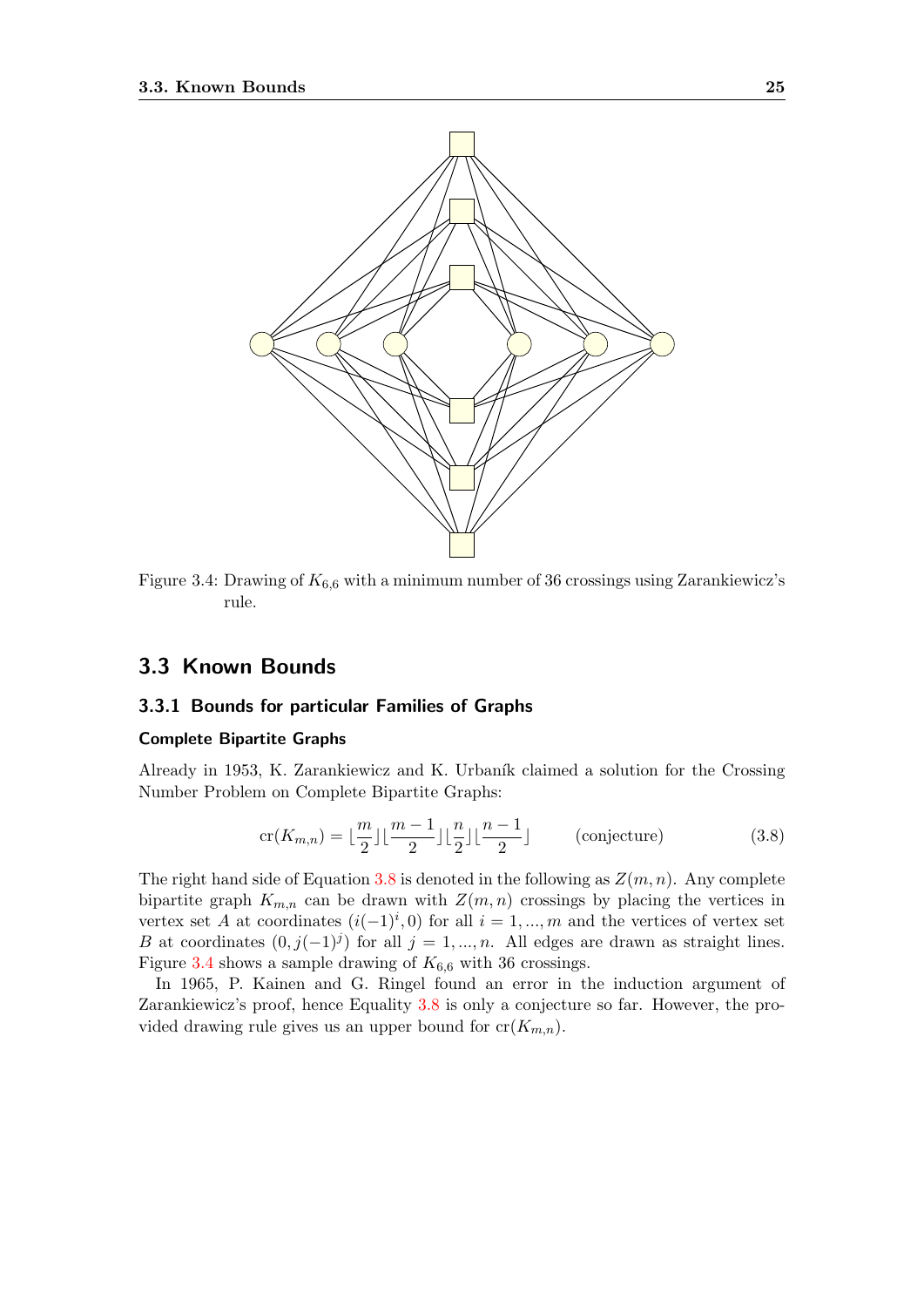Figure 3.4: Drawing of $K_{6,6}$ with a minimum number of 36 crossings using Zarankiewicz's rule.

## 3.3 Known Bounds

### 3.3.1 Bounds for particular Families of Graphs

#### Complete Bipartite Graphs

Already in 1953, K. Zarankiewicz and K. Urbaník claimed a solution for the Crossing Number Problem on Complete Bipartite Graphs:

$$\mathrm{cr}(K_{m,n}) = \lfloor \frac{m}{2} \rfloor \lfloor \frac{m-1}{2} \rfloor \lfloor \frac{n}{2} \rfloor \lfloor \frac{n-1}{2} \rfloor \qquad \text{(conjecture)} \tag{3.8}$$

The right hand side of Equation 3.8 is denoted in the following as $Z(m,n)$. Any complete bipartite graph $K_{m,n}$ can be drawn with $Z(m,n)$ crossings by placing the vertices in vertex set $A$ at coordinates $(i(-1)^i, 0)$ for all $i = 1, ..., m$ and the vertices of vertex set $B$ at coordinates $(0, j(-1)^j)$ for all $j = 1, ..., n$. All edges are drawn as straight lines. Figure 3.4 shows a sample drawing of $K_{6,6}$ with 36 crossings.

In 1965, P. Kainen and G. Ringel found an error in the induction argument of Zarankiewicz's proof, hence Equality 3.8 is only a conjecture so far. However, the provided drawing rule gives us an upper bound for $\mathrm{cr}(K_{m,n})$.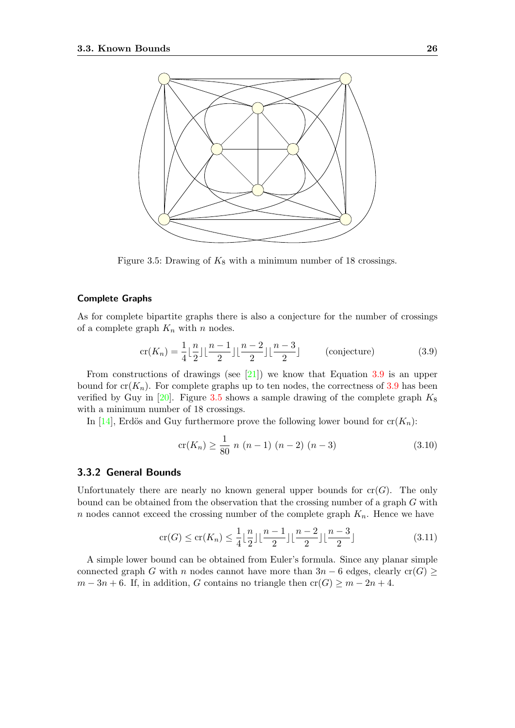Figure 3.5: Drawing of $K_8$ with a minimum number of 18 crossings.

#### Complete Graphs

As for complete bipartite graphs there is also a conjecture for the number of crossings of a complete graph $K_n$ with $n$ nodes.

$$\mathrm{cr}(K_n) = \frac{1}{4}\lfloor\frac{n}{2}\rfloor\lfloor\frac{n-1}{2}\rfloor\lfloor\frac{n-2}{2}\rfloor\lfloor\frac{n-3}{2}\rfloor \qquad \text{(conjecture)} \tag{3.9}$$

From constructions of drawings (see [21]) we know that Equation 3.9 is an upper bound for $\mathrm{cr}(K_n)$. For complete graphs up to ten nodes, the correctness of 3.9 has been verified by Guy in [20]. Figure 3.5 shows a sample drawing of the complete graph $K_8$ with a minimum number of 18 crossings.

In [14], Erdös and Guy furthermore prove the following lower bound for $\mathrm{cr}(K_n)$:

$$\mathrm{cr}(K_n) \geq \frac{1}{80}\; n\; (n-1)\; (n-2)\; (n-3) \tag{3.10}$$

### 3.3.2 General Bounds

Unfortunately there are nearly no known general upper bounds for $\mathrm{cr}(G)$. The only bound can be obtained from the observation that the crossing number of a graph $G$ with $n$ nodes cannot exceed the crossing number of the complete graph $K_n$. Hence we have

$$\mathrm{cr}(G) \leq \mathrm{cr}(K_n) \leq \frac{1}{4}\lfloor\frac{n}{2}\rfloor\lfloor\frac{n-1}{2}\rfloor\lfloor\frac{n-2}{2}\rfloor\lfloor\frac{n-3}{2}\rfloor \tag{3.11}$$

A simple lower bound can be obtained from Euler's formula. Since any planar simple connected graph $G$ with $n$ nodes cannot have more than $3n-6$ edges, clearly $\mathrm{cr}(G) \geq m - 3n + 6$. If, in addition, $G$ contains no triangle then $\mathrm{cr}(G) \geq m - 2n + 4$.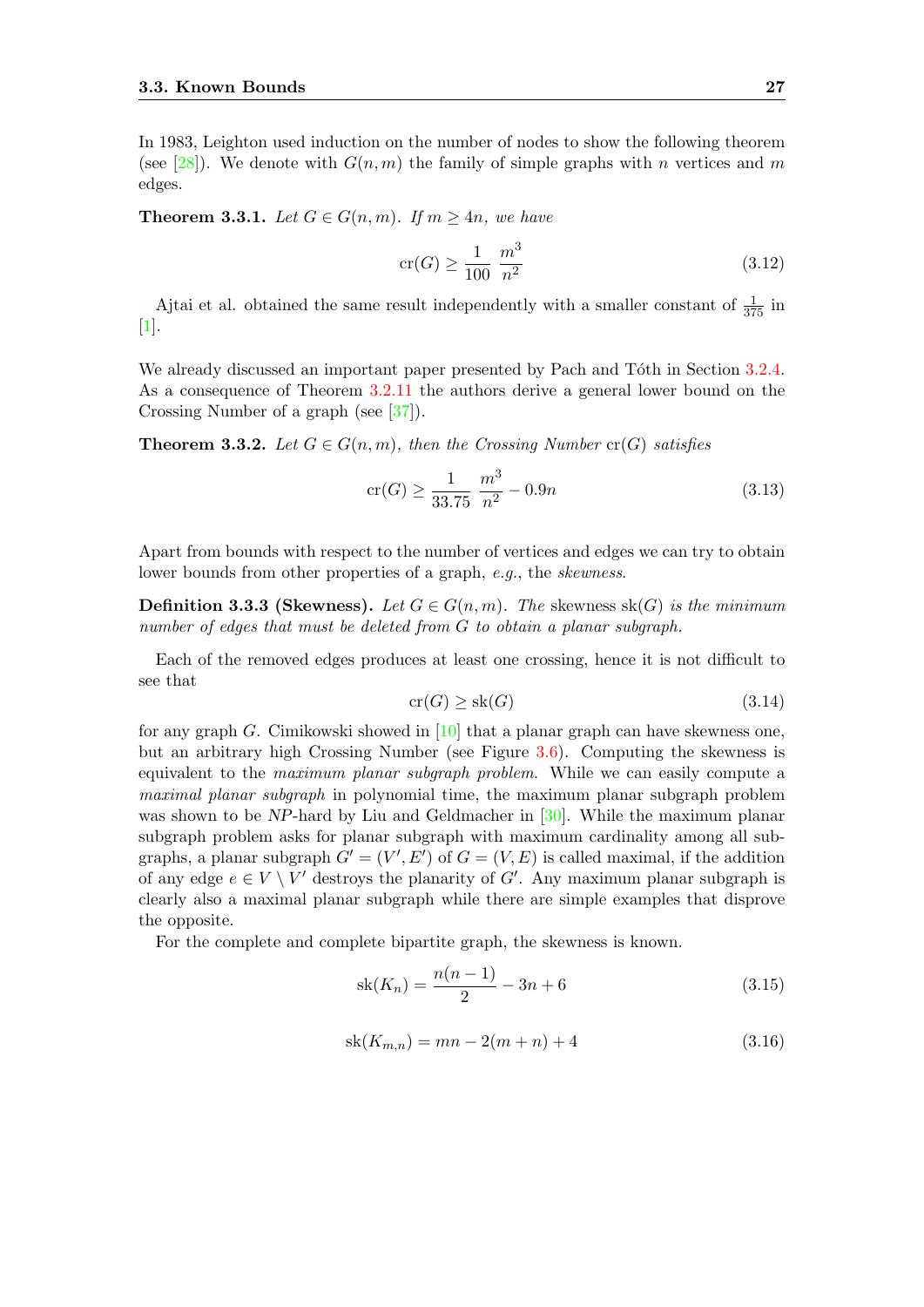In 1983, Leighton used induction on the number of nodes to show the following theorem (see [28]). We denote with $G(n, m)$ the family of simple graphs with $n$ vertices and $m$ edges.

**Theorem 3.3.1.** *Let $G \in G(n, m)$. If $m \geq 4n$, we have*

$$\operatorname{cr}(G) \geq \frac{1}{100} \frac{m^3}{n^2} \tag{3.12}$$

Ajtai et al. obtained the same result independently with a smaller constant of $\frac{1}{375}$ in [1].

We already discussed an important paper presented by Pach and Tóth in Section 3.2.4. As a consequence of Theorem 3.2.11 the authors derive a general lower bound on the Crossing Number of a graph (see [37]).

**Theorem 3.3.2.** *Let $G \in G(n, m)$, then the Crossing Number $\operatorname{cr}(G)$ satisfies*

$$\operatorname{cr}(G) \geq \frac{1}{33.75} \frac{m^3}{n^2} - 0.9n \tag{3.13}$$

Apart from bounds with respect to the number of vertices and edges we can try to obtain lower bounds from other properties of a graph, *e.g.*, the *skewness*.

**Definition 3.3.3 (Skewness).** *Let $G \in G(n, m)$. The* skewness $\operatorname{sk}(G)$ *is the minimum number of edges that must be deleted from $G$ to obtain a planar subgraph.*

Each of the removed edges produces at least one crossing, hence it is not difficult to see that

$$\operatorname{cr}(G) \geq \operatorname{sk}(G) \tag{3.14}$$

for any graph $G$. Cimikowski showed in [10] that a planar graph can have skewness one, but an arbitrary high Crossing Number (see Figure 3.6). Computing the skewness is equivalent to the *maximum planar subgraph problem*. While we can easily compute a *maximal planar subgraph* in polynomial time, the maximum planar subgraph problem was shown to be *NP*-hard by Liu and Geldmacher in [30]. While the maximum planar subgraph problem asks for planar subgraph with maximum cardinality among all subgraphs, a planar subgraph $G' = (V', E')$ of $G = (V, E)$ is called maximal, if the addition of any edge $e \in V \setminus V'$ destroys the planarity of $G'$. Any maximum planar subgraph is clearly also a maximal planar subgraph while there are simple examples that disprove the opposite.

For the complete and complete bipartite graph, the skewness is known.

$$\operatorname{sk}(K_n) = \frac{n(n-1)}{2} - 3n + 6 \tag{3.15}$$

$$\operatorname{sk}(K_{m,n}) = mn - 2(m+n) + 4 \tag{3.16}$$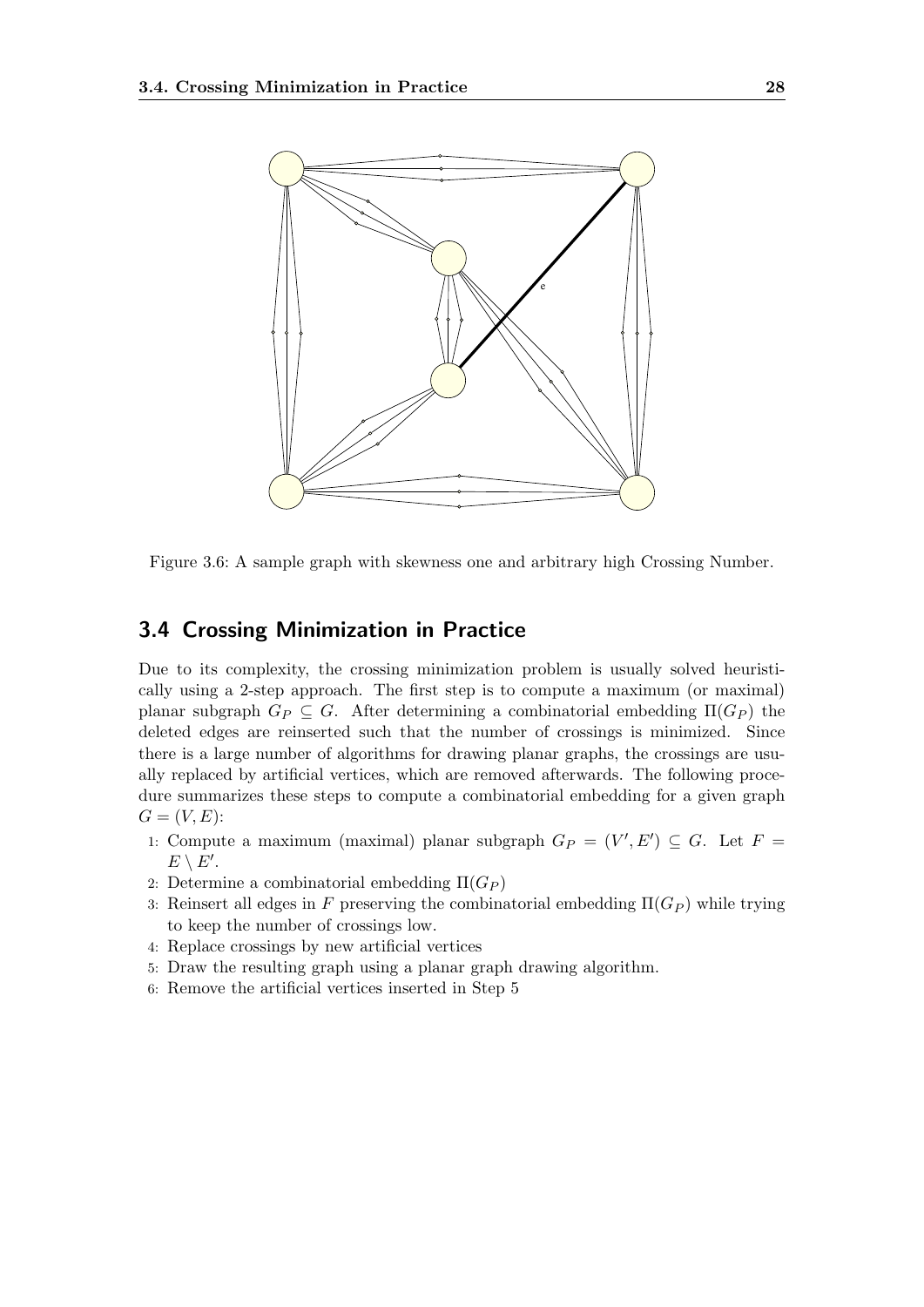Figure 3.6: A sample graph with skewness one and arbitrary high Crossing Number.

## 3.4 Crossing Minimization in Practice

Due to its complexity, the crossing minimization problem is usually solved heuristically using a 2-step approach. The first step is to compute a maximum (or maximal) planar subgraph $G_P \subseteq G$. After determining a combinatorial embedding $\Pi(G_P)$ the deleted edges are reinserted such that the number of crossings is minimized. Since there is a large number of algorithms for drawing planar graphs, the crossings are usually replaced by artificial vertices, which are removed afterwards. The following procedure summarizes these steps to compute a combinatorial embedding for a given graph $G = (V, E)$:

1: Compute a maximum (maximal) planar subgraph $G_P = (V', E') \subseteq G$. Let $F = E \setminus E'$.
2: Determine a combinatorial embedding $\Pi(G_P)$
3: Reinsert all edges in $F$ preserving the combinatorial embedding $\Pi(G_P)$ while trying to keep the number of crossings low.
4: Replace crossings by new artificial vertices
5: Draw the resulting graph using a planar graph drawing algorithm.
6: Remove the artificial vertices inserted in Step 5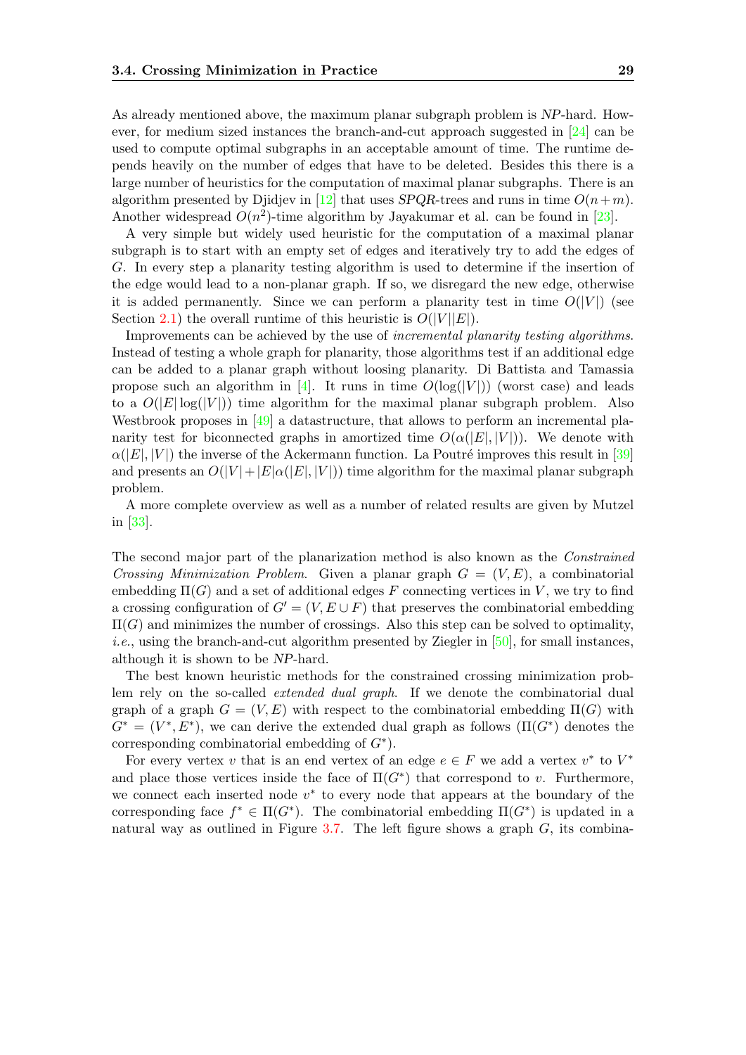As already mentioned above, the maximum planar subgraph problem is *NP*-hard. However, for medium sized instances the branch-and-cut approach suggested in [24] can be used to compute optimal subgraphs in an acceptable amount of time. The runtime depends heavily on the number of edges that have to be deleted. Besides this there is a large number of heuristics for the computation of maximal planar subgraphs. There is an algorithm presented by Djidjev in [12] that uses *SPQR*-trees and runs in time $O(n+m)$. Another widespread $O(n^2)$-time algorithm by Jayakumar et al. can be found in [23].

A very simple but widely used heuristic for the computation of a maximal planar subgraph is to start with an empty set of edges and iteratively try to add the edges of $G$. In every step a planarity testing algorithm is used to determine if the insertion of the edge would lead to a non-planar graph. If so, we disregard the new edge, otherwise it is added permanently. Since we can perform a planarity test in time $O(|V|)$ (see Section 2.1) the overall runtime of this heuristic is $O(|V||E|)$.

Improvements can be achieved by the use of *incremental planarity testing algorithms*. Instead of testing a whole graph for planarity, those algorithms test if an additional edge can be added to a planar graph without loosing planarity. Di Battista and Tamassia propose such an algorithm in [4]. It runs in time $O(\log(|V|))$ (worst case) and leads to a $O(|E|\log(|V|))$ time algorithm for the maximal planar subgraph problem. Also Westbrook proposes in [49] a datastructure, that allows to perform an incremental planarity test for biconnected graphs in amortized time $O(\alpha(|E|,|V|))$. We denote with $\alpha(|E|,|V|)$ the inverse of the Ackermann function. La Poutré improves this result in [39] and presents an $O(|V|+|E|\alpha(|E|,|V|))$ time algorithm for the maximal planar subgraph problem.

A more complete overview as well as a number of related results are given by Mutzel in [33].

The second major part of the planarization method is also known as the *Constrained Crossing Minimization Problem*. Given a planar graph $G=(V,E)$, a combinatorial embedding $\Pi(G)$ and a set of additional edges $F$ connecting vertices in $V$, we try to find a crossing configuration of $G'=(V,E\cup F)$ that preserves the combinatorial embedding $\Pi(G)$ and minimizes the number of crossings. Also this step can be solved to optimality, *i.e.*, using the branch-and-cut algorithm presented by Ziegler in [50], for small instances, although it is shown to be *NP*-hard.

The best known heuristic methods for the constrained crossing minimization problem rely on the so-called *extended dual graph*. If we denote the combinatorial dual graph of a graph $G=(V,E)$ with respect to the combinatorial embedding $\Pi(G)$ with $G^*=(V^*,E^*)$, we can derive the extended dual graph as follows ($\Pi(G^*)$ denotes the corresponding combinatorial embedding of $G^*$).

For every vertex $v$ that is an end vertex of an edge $e\in F$ we add a vertex $v^*$ to $V^*$ and place those vertices inside the face of $\Pi(G^*)$ that correspond to $v$. Furthermore, we connect each inserted node $v^*$ to every node that appears at the boundary of the corresponding face $f^*\in\Pi(G^*)$. The combinatorial embedding $\Pi(G^*)$ is updated in a natural way as outlined in Figure 3.7. The left figure shows a graph $G$, its combina-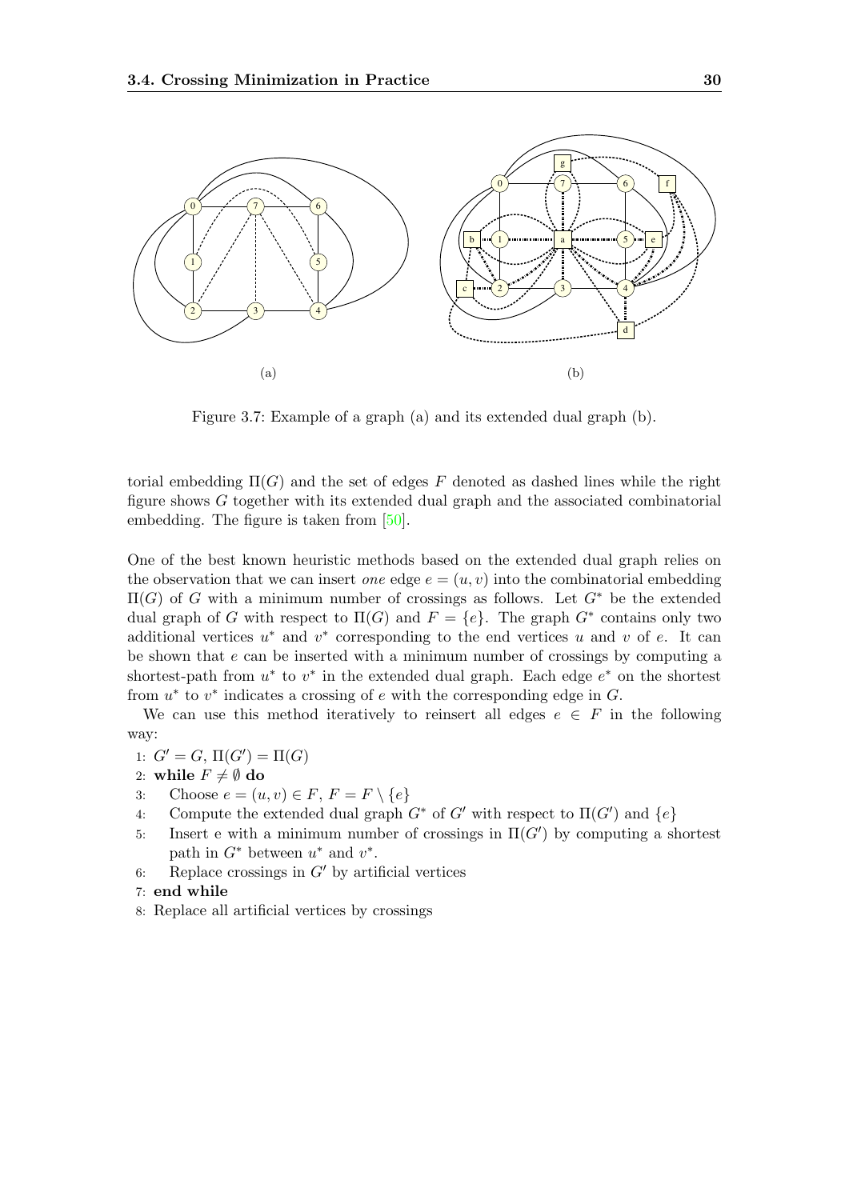Figure 3.7: Example of a graph (a) and its extended dual graph (b).

torial embedding $\Pi(G)$ and the set of edges $F$ denoted as dashed lines while the right figure shows $G$ together with its extended dual graph and the associated combinatorial embedding. The figure is taken from [50].

One of the best known heuristic methods based on the extended dual graph relies on the observation that we can insert *one* edge $e = (u, v)$ into the combinatorial embedding $\Pi(G)$ of $G$ with a minimum number of crossings as follows. Let $G^*$ be the extended dual graph of $G$ with respect to $\Pi(G)$ and $F = \{e\}$. The graph $G^*$ contains only two additional vertices $u^*$ and $v^*$ corresponding to the end vertices $u$ and $v$ of $e$. It can be shown that $e$ can be inserted with a minimum number of crossings by computing a shortest-path from $u^*$ to $v^*$ in the extended dual graph. Each edge $e^*$ on the shortest from $u^*$ to $v^*$ indicates a crossing of $e$ with the corresponding edge in $G$.

We can use this method iteratively to reinsert all edges $e \in F$ in the following way:

1: $G' = G$, $\Pi(G') = \Pi(G)$
2: **while** $F \neq \emptyset$ **do**
3: Choose $e = (u, v) \in F$, $F = F \setminus \{e\}$
4: Compute the extended dual graph $G^*$ of $G'$ with respect to $\Pi(G')$ and $\{e\}$
5: Insert e with a minimum number of crossings in $\Pi(G')$ by computing a shortest path in $G^*$ between $u^*$ and $v^*$.
6: Replace crossings in $G'$ by artificial vertices
7: **end while**
8: Replace all artificial vertices by crossings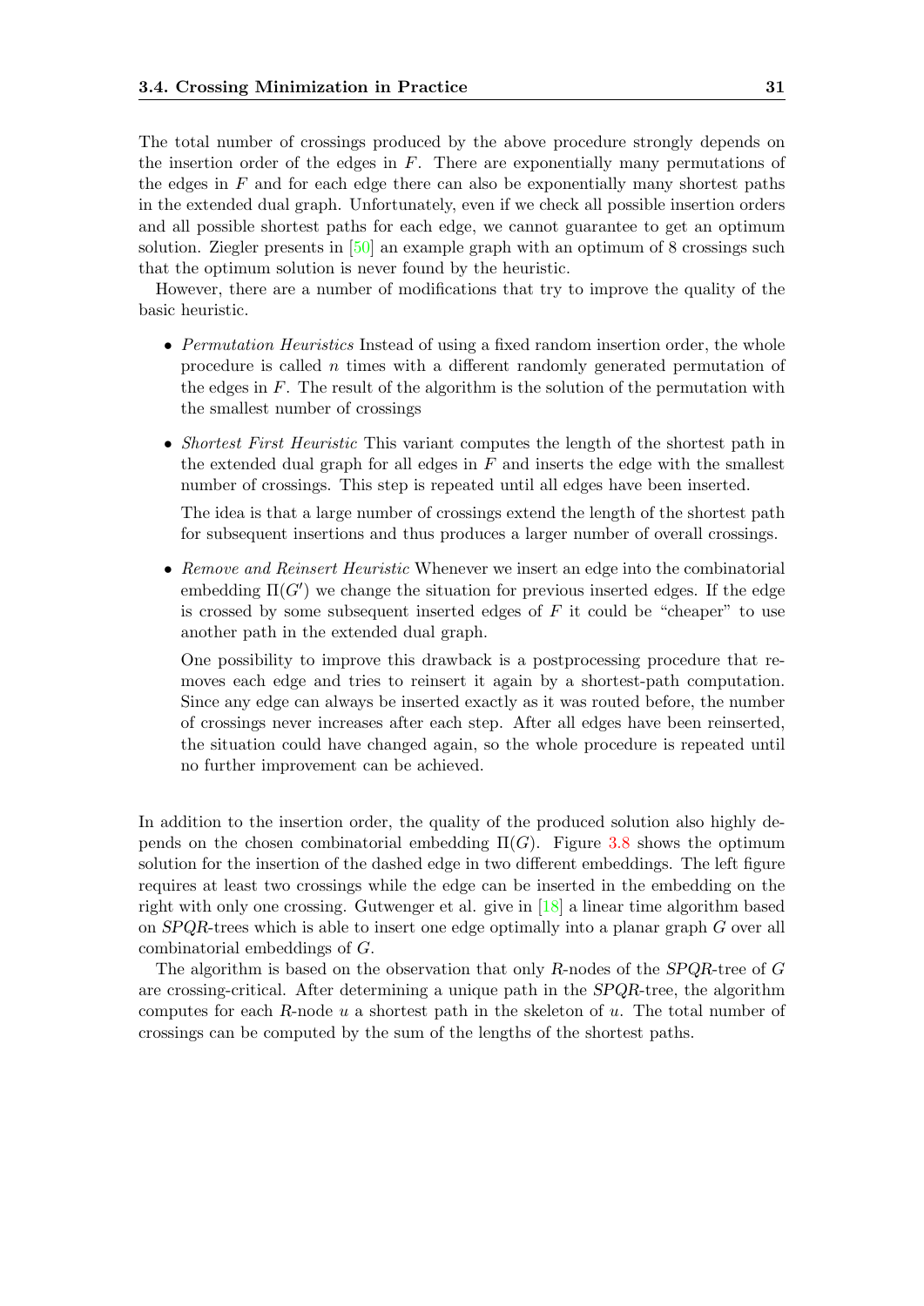The total number of crossings produced by the above procedure strongly depends on the insertion order of the edges in $F$. There are exponentially many permutations of the edges in $F$ and for each edge there can also be exponentially many shortest paths in the extended dual graph. Unfortunately, even if we check all possible insertion orders and all possible shortest paths for each edge, we cannot guarantee to get an optimum solution. Ziegler presents in [50] an example graph with an optimum of 8 crossings such that the optimum solution is never found by the heuristic.

However, there are a number of modifications that try to improve the quality of the basic heuristic.

- *Permutation Heuristics* Instead of using a fixed random insertion order, the whole procedure is called $n$ times with a different randomly generated permutation of the edges in $F$. The result of the algorithm is the solution of the permutation with the smallest number of crossings
- *Shortest First Heuristic* This variant computes the length of the shortest path in the extended dual graph for all edges in $F$ and inserts the edge with the smallest number of crossings. This step is repeated until all edges have been inserted.

  The idea is that a large number of crossings extend the length of the shortest path for subsequent insertions and thus produces a larger number of overall crossings.
- *Remove and Reinsert Heuristic* Whenever we insert an edge into the combinatorial embedding $\Pi(G')$ we change the situation for previous inserted edges. If the edge is crossed by some subsequent inserted edges of $F$ it could be "cheaper" to use another path in the extended dual graph.

  One possibility to improve this drawback is a postprocessing procedure that removes each edge and tries to reinsert it again by a shortest-path computation. Since any edge can always be inserted exactly as it was routed before, the number of crossings never increases after each step. After all edges have been reinserted, the situation could have changed again, so the whole procedure is repeated until no further improvement can be achieved.

In addition to the insertion order, the quality of the produced solution also highly depends on the chosen combinatorial embedding $\Pi(G)$. Figure 3.8 shows the optimum solution for the insertion of the dashed edge in two different embeddings. The left figure requires at least two crossings while the edge can be inserted in the embedding on the right with only one crossing. Gutwenger et al. give in [18] a linear time algorithm based on *SPQR*-trees which is able to insert one edge optimally into a planar graph $G$ over all combinatorial embeddings of $G$.

The algorithm is based on the observation that only *R*-nodes of the *SPQR*-tree of $G$ are crossing-critical. After determining a unique path in the *SPQR*-tree, the algorithm computes for each *R*-node $u$ a shortest path in the skeleton of $u$. The total number of crossings can be computed by the sum of the lengths of the shortest paths.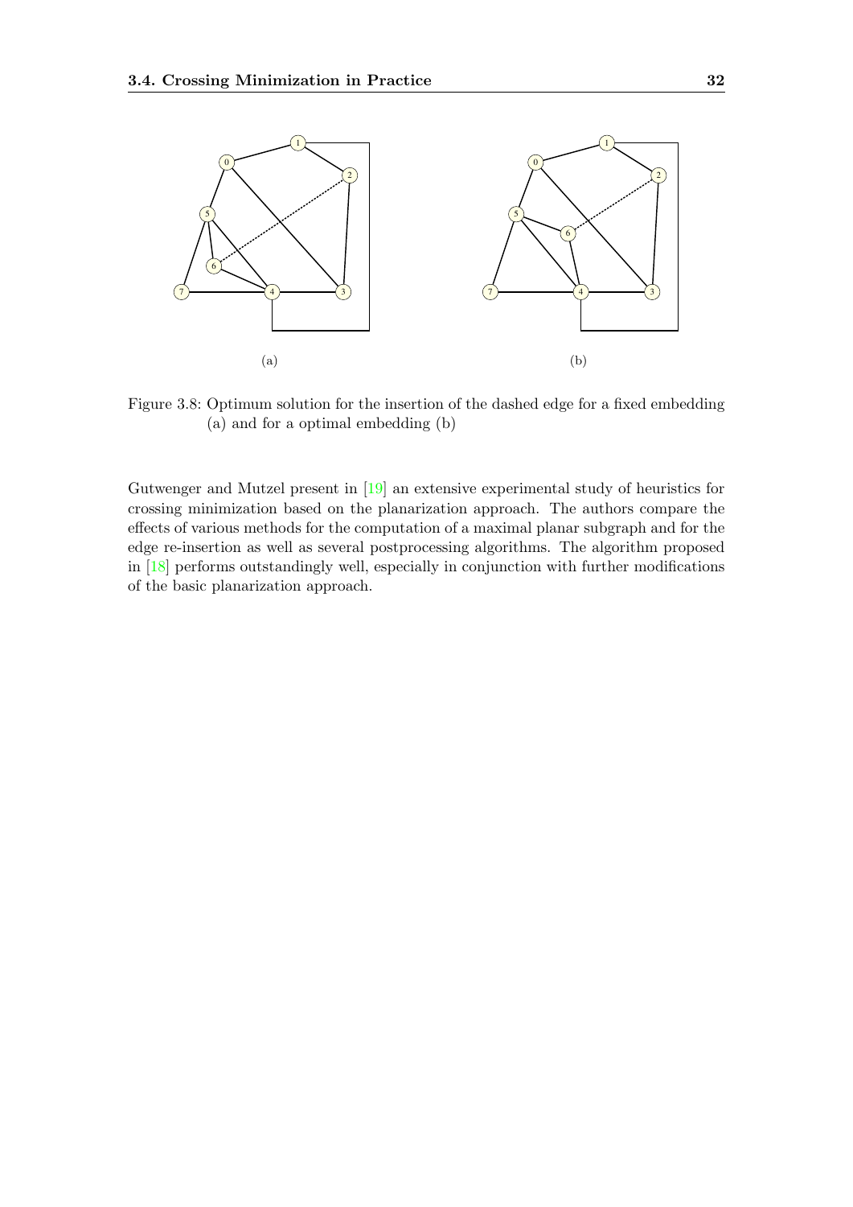Figure 3.8: Optimum solution for the insertion of the dashed edge for a fixed embedding (a) and for a optimal embedding (b)

Gutwenger and Mutzel present in [19] an extensive experimental study of heuristics for crossing minimization based on the planarization approach. The authors compare the effects of various methods for the computation of a maximal planar subgraph and for the edge re-insertion as well as several postprocessing algorithms. The algorithm proposed in [18] performs outstandingly well, especially in conjunction with further modifications of the basic planarization approach.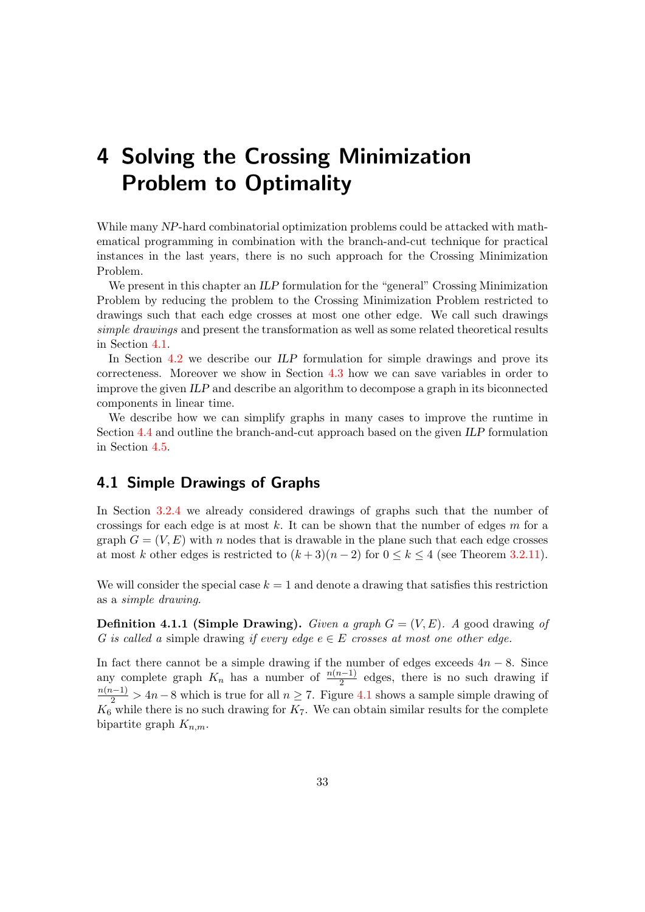# 4 Solving the Crossing Minimization Problem to Optimality

While many *NP*-hard combinatorial optimization problems could be attacked with mathematical programming in combination with the branch-and-cut technique for practical instances in the last years, there is no such approach for the Crossing Minimization Problem.

We present in this chapter an *ILP* formulation for the "general" Crossing Minimization Problem by reducing the problem to the Crossing Minimization Problem restricted to drawings such that each edge crosses at most one other edge. We call such drawings *simple drawings* and present the transformation as well as some related theoretical results in Section 4.1.

In Section 4.2 we describe our *ILP* formulation for simple drawings and prove its correcteness. Moreover we show in Section 4.3 how we can save variables in order to improve the given *ILP* and describe an algorithm to decompose a graph in its biconnected components in linear time.

We describe how we can simplify graphs in many cases to improve the runtime in Section 4.4 and outline the branch-and-cut approach based on the given *ILP* formulation in Section 4.5.

## 4.1 Simple Drawings of Graphs

In Section 3.2.4 we already considered drawings of graphs such that the number of crossings for each edge is at most $k$. It can be shown that the number of edges $m$ for a graph $G = (V, E)$ with $n$ nodes that is drawable in the plane such that each edge crosses at most $k$ other edges is restricted to $(k + 3)(n - 2)$ for $0 \leq k \leq 4$ (see Theorem 3.2.11).

We will consider the special case $k = 1$ and denote a drawing that satisfies this restriction as a *simple drawing*.

**Definition 4.1.1 (Simple Drawing).** *Given a graph $G = (V, E)$. A* good drawing *of $G$ is called a* simple drawing *if every edge $e \in E$ crosses at most one other edge.*

In fact there cannot be a simple drawing if the number of edges exceeds $4n - 8$. Since any complete graph $K_n$ has a number of $\frac{n(n-1)}{2}$ edges, there is no such drawing if $\frac{n(n-1)}{2} > 4n - 8$ which is true for all $n \geq 7$. Figure 4.1 shows a sample simple drawing of $K_6$ while there is no such drawing for $K_7$. We can obtain similar results for the complete bipartite graph $K_{n,m}$.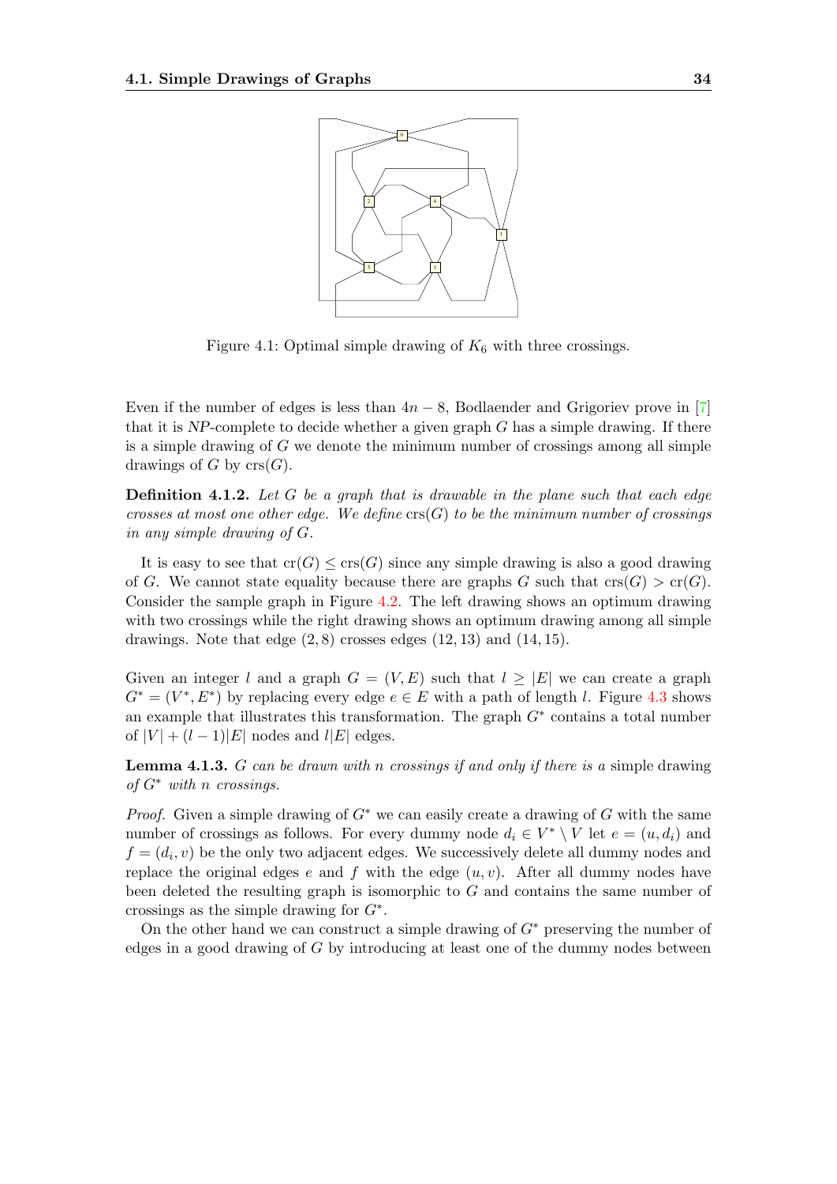Figure 4.1: Optimal simple drawing of $K_6$ with three crossings.

Even if the number of edges is less than $4n - 8$, Bodlaender and Grigoriev prove in [7] that it is *NP*-complete to decide whether a given graph $G$ has a simple drawing. If there is a simple drawing of $G$ we denote the minimum number of crossings among all simple drawings of $G$ by $\text{crs}(G)$.

**Definition 4.1.2.** *Let $G$ be a graph that is drawable in the plane such that each edge crosses at most one other edge. We define $\text{crs}(G)$ to be the minimum number of crossings in any simple drawing of $G$.*

It is easy to see that $\text{cr}(G) \leq \text{crs}(G)$ since any simple drawing is also a good drawing of $G$. We cannot state equality because there are graphs $G$ such that $\text{crs}(G) > \text{cr}(G)$. Consider the sample graph in Figure 4.2. The left drawing shows an optimum drawing with two crossings while the right drawing shows an optimum drawing among all simple drawings. Note that edge $(2, 8)$ crosses edges $(12, 13)$ and $(14, 15)$.

Given an integer $l$ and a graph $G = (V, E)$ such that $l \geq |E|$ we can create a graph $G^* = (V^*, E^*)$ by replacing every edge $e \in E$ with a path of length $l$. Figure 4.3 shows an example that illustrates this transformation. The graph $G^*$ contains a total number of $|V| + (l - 1)|E|$ nodes and $l|E|$ edges.

**Lemma 4.1.3.** *$G$ can be drawn with $n$ crossings if and only if there is a* simple drawing *of $G^*$ with $n$ crossings.*

*Proof.* Given a simple drawing of $G^*$ we can easily create a drawing of $G$ with the same number of crossings as follows. For every dummy node $d_i \in V^* \setminus V$ let $e = (u, d_i)$ and $f = (d_i, v)$ be the only two adjacent edges. We successively delete all dummy nodes and replace the original edges $e$ and $f$ with the edge $(u, v)$. After all dummy nodes have been deleted the resulting graph is isomorphic to $G$ and contains the same number of crossings as the simple drawing for $G^*$.

On the other hand we can construct a simple drawing of $G^*$ preserving the number of edges in a good drawing of $G$ by introducing at least one of the dummy nodes between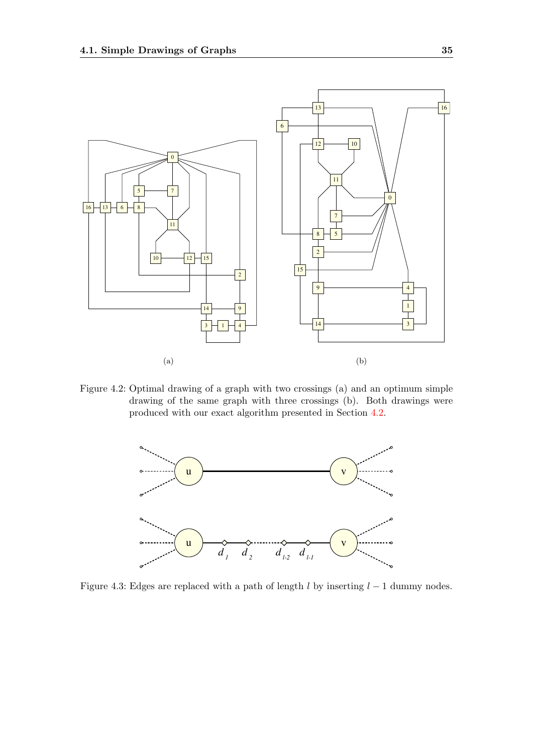Figure 4.2: Optimal drawing of a graph with two crossings (a) and an optimum simple drawing of the same graph with three crossings (b). Both drawings were produced with our exact algorithm presented in Section 4.2.

Figure 4.3: Edges are replaced with a path of length $l$ by inserting $l - 1$ dummy nodes.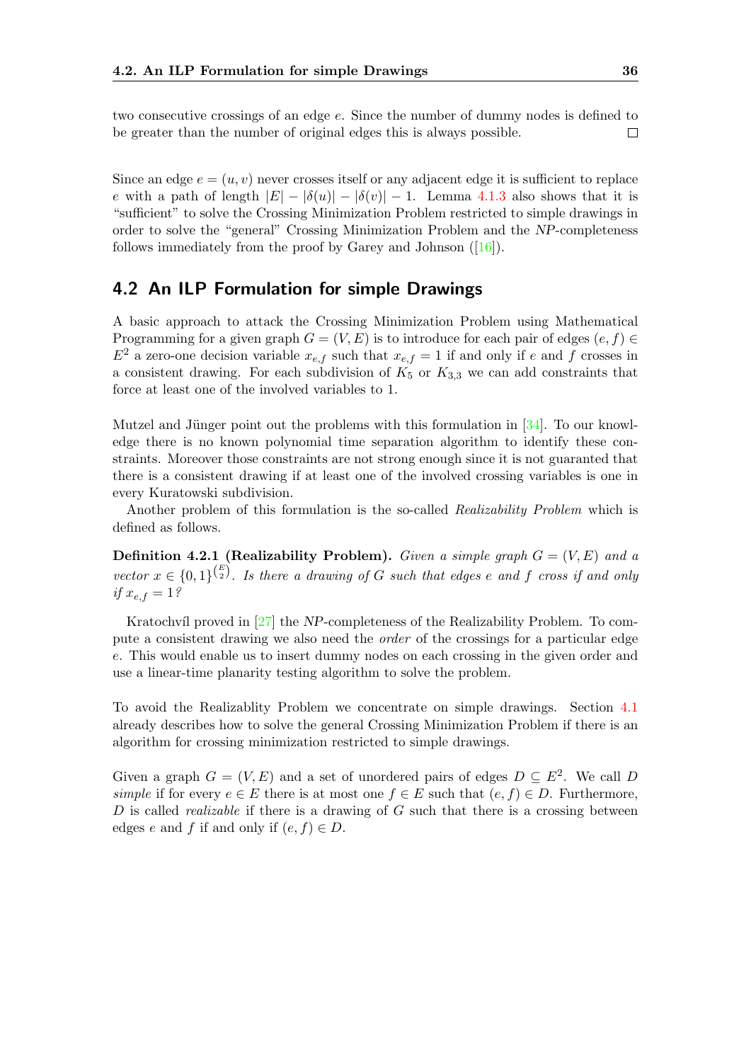two consecutive crossings of an edge $e$. Since the number of dummy nodes is defined to be greater than the number of original edges this is always possible. □

Since an edge $e = (u, v)$ never crosses itself or any adjacent edge it is sufficient to replace $e$ with a path of length $|E| - |\delta(u)| - |\delta(v)| - 1$. Lemma 4.1.3 also shows that it is "sufficient" to solve the Crossing Minimization Problem restricted to simple drawings in order to solve the "general" Crossing Minimization Problem and the *NP*-completeness follows immediately from the proof by Garey and Johnson ([16]).

## 4.2 An ILP Formulation for simple Drawings

A basic approach to attack the Crossing Minimization Problem using Mathematical Programming for a given graph $G = (V, E)$ is to introduce for each pair of edges $(e, f) \in E^2$ a zero-one decision variable $x_{e,f}$ such that $x_{e,f} = 1$ if and only if $e$ and $f$ crosses in a consistent drawing. For each subdivision of $K_5$ or $K_{3,3}$ we can add constraints that force at least one of the involved variables to 1.

Mutzel and Jünger point out the problems with this formulation in [34]. To our knowledge there is no known polynomial time separation algorithm to identify these constraints. Moreover those constraints are not strong enough since it is not guaranted that there is a consistent drawing if at least one of the involved crossing variables is one in every Kuratowski subdivision.

Another problem of this formulation is the so-called *Realizability Problem* which is defined as follows.

**Definition 4.2.1 (Realizability Problem).** *Given a simple graph $G = (V, E)$ and a vector $x \in \{0, 1\}^{\binom{E}{2}}$. Is there a drawing of $G$ such that edges $e$ and $f$ cross if and only if $x_{e,f} = 1$?*

Kratochvíl proved in [27] the *NP*-completeness of the Realizability Problem. To compute a consistent drawing we also need the *order* of the crossings for a particular edge $e$. This would enable us to insert dummy nodes on each crossing in the given order and use a linear-time planarity testing algorithm to solve the problem.

To avoid the Realizablity Problem we concentrate on simple drawings. Section 4.1 already describes how to solve the general Crossing Minimization Problem if there is an algorithm for crossing minimization restricted to simple drawings.

Given a graph $G = (V, E)$ and a set of unordered pairs of edges $D \subseteq E^2$. We call $D$ *simple* if for every $e \in E$ there is at most one $f \in E$ such that $(e, f) \in D$. Furthermore, $D$ is called *realizable* if there is a drawing of $G$ such that there is a crossing between edges $e$ and $f$ if and only if $(e, f) \in D$.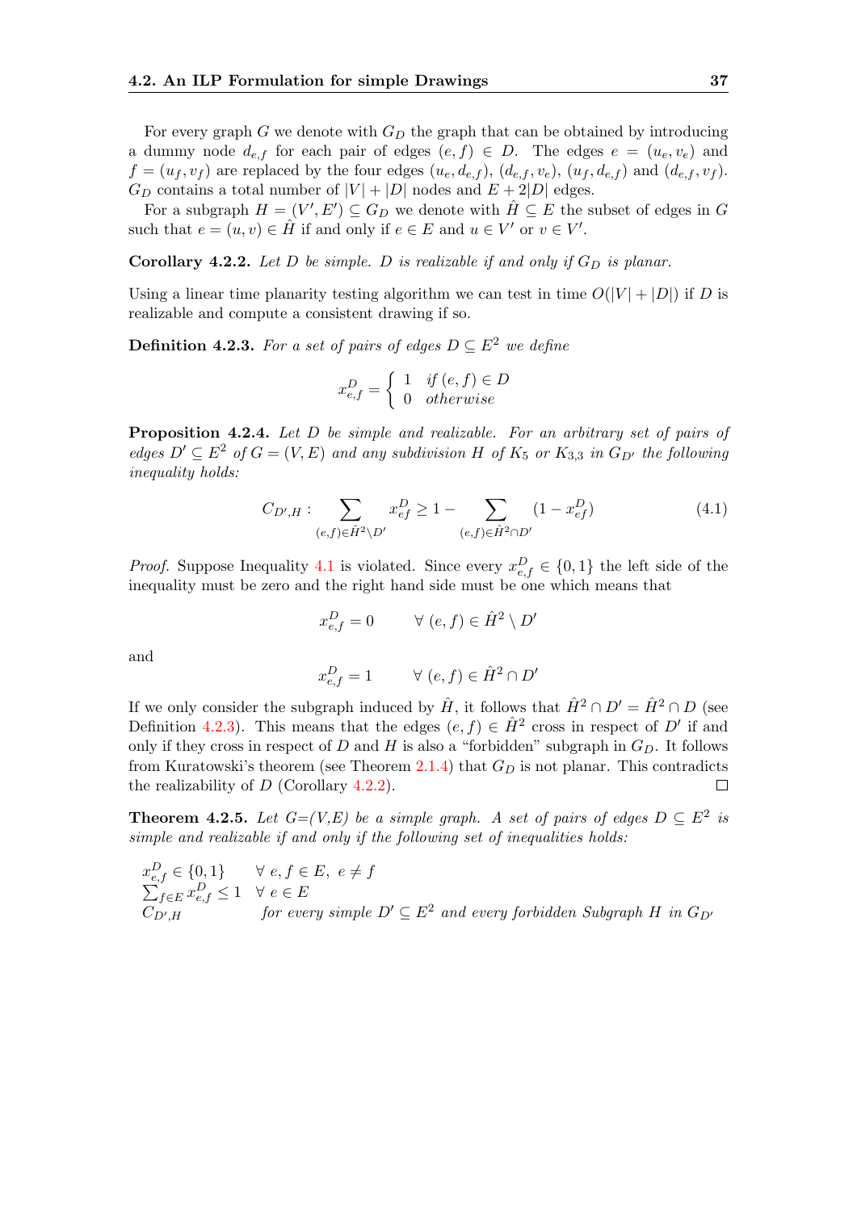For every graph $G$ we denote with $G_D$ the graph that can be obtained by introducing a dummy node $d_{e,f}$ for each pair of edges $(e, f) \in D$. The edges $e = (u_e, v_e)$ and $f = (u_f, v_f)$ are replaced by the four edges $(u_e, d_{e,f})$, $(d_{e,f}, v_e)$, $(u_f, d_{e,f})$ and $(d_{e,f}, v_f)$. $G_D$ contains a total number of $|V| + |D|$ nodes and $E + 2|D|$ edges.

For a subgraph $H = (V', E') \subseteq G_D$ we denote with $\hat{H} \subseteq E$ the subset of edges in $G$ such that $e = (u, v) \in \hat{H}$ if and only if $e \in E$ and $u \in V'$ or $v \in V'$.

**Corollary 4.2.2.** *Let $D$ be simple. $D$ is realizable if and only if $G_D$ is planar.*

Using a linear time planarity testing algorithm we can test in time $O(|V| + |D|)$ if $D$ is realizable and compute a consistent drawing if so.

**Definition 4.2.3.** *For a set of pairs of edges $D \subseteq E^2$ we define*

$$x^D_{e,f} = \begin{cases} 1 & \text{if } (e, f) \in D \\ 0 & \text{otherwise} \end{cases}$$

**Proposition 4.2.4.** *Let $D$ be simple and realizable. For an arbitrary set of pairs of edges $D' \subseteq E^2$ of $G = (V, E)$ and any subdivision $H$ of $K_5$ or $K_{3,3}$ in $G_{D'}$ the following inequality holds:*

$$C_{D',H} : \sum_{(e,f) \in \hat{H}^2 \setminus D'} x^D_{ef} \geq 1 - \sum_{(e,f) \in \hat{H}^2 \cap D'} (1 - x^D_{ef}) \tag{4.1}$$

*Proof.* Suppose Inequality 4.1 is violated. Since every $x^D_{e,f} \in \{0, 1\}$ the left side of the inequality must be zero and the right hand side must be one which means that

$$x^D_{e,f} = 0 \qquad \forall\ (e, f) \in \hat{H}^2 \setminus D'$$

and

$$x^D_{e,f} = 1 \qquad \forall\ (e, f) \in \hat{H}^2 \cap D'$$

If we only consider the subgraph induced by $\hat{H}$, it follows that $\hat{H}^2 \cap D' = \hat{H}^2 \cap D$ (see Definition 4.2.3). This means that the edges $(e, f) \in \hat{H}^2$ cross in respect of $D'$ if and only if they cross in respect of $D$ and $H$ is also a "forbidden" subgraph in $G_D$. It follows from Kuratowski's theorem (see Theorem 2.1.4) that $G_D$ is not planar. This contradicts the realizability of $D$ (Corollary 4.2.2). □

**Theorem 4.2.5.** *Let $G$=$(V,E)$ be a simple graph. A set of pairs of edges $D \subseteq E^2$ is simple and realizable if and only if the following set of inequalities holds:*

$x^D_{e,f} \in \{0, 1\} \quad \forall\ e, f \in E,\ e \neq f$

$\sum_{f \in E} x^D_{e,f} \leq 1 \quad \forall\ e \in E$

$C_{D',H}$ *for every simple $D' \subseteq E^2$ and every forbidden Subgraph $H$ in $G_{D'}$*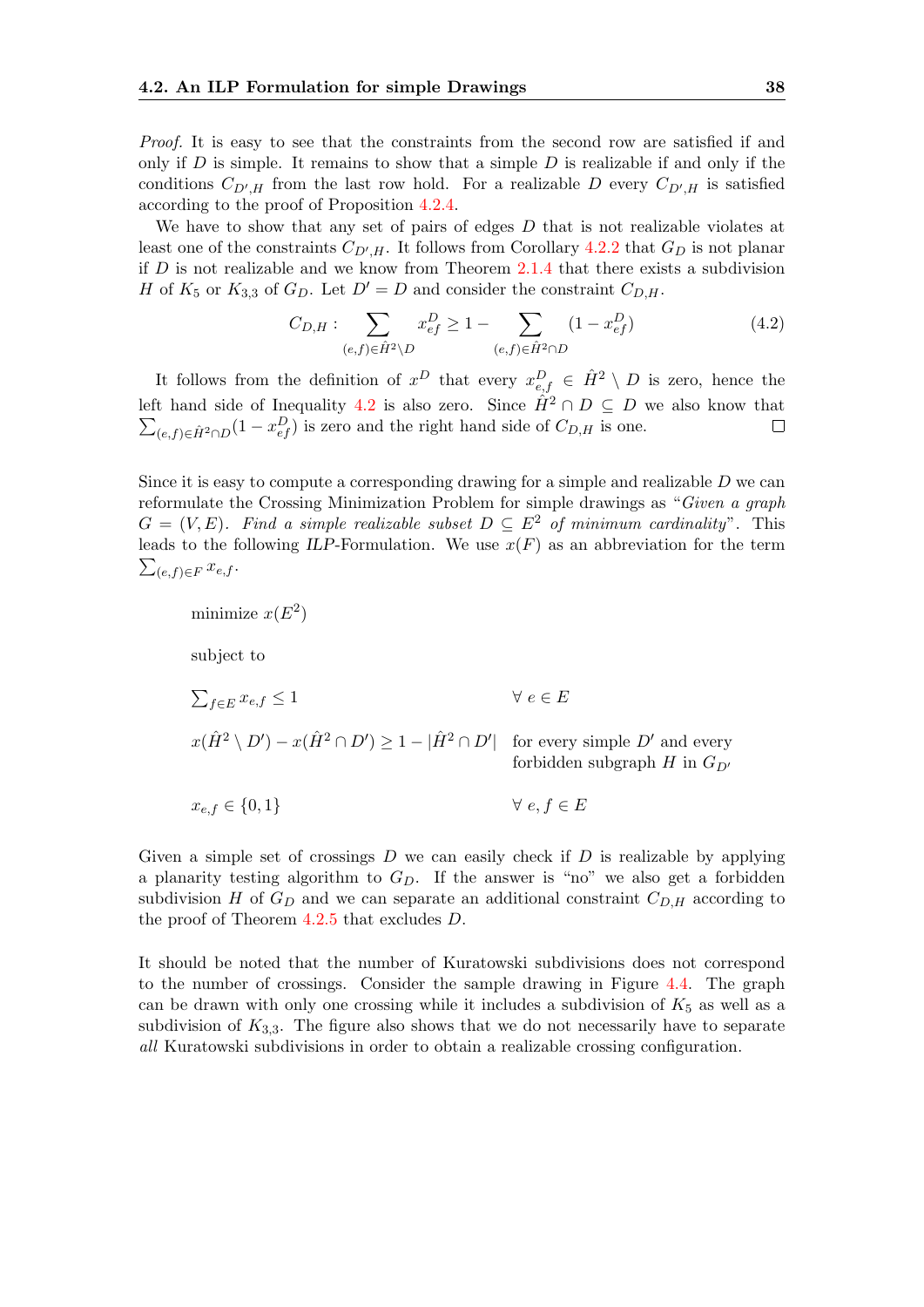*Proof.* It is easy to see that the constraints from the second row are satisfied if and only if $D$ is simple. It remains to show that a simple $D$ is realizable if and only if the conditions $C_{D',H}$ from the last row hold. For a realizable $D$ every $C_{D',H}$ is satisfied according to the proof of Proposition 4.2.4.

We have to show that any set of pairs of edges $D$ that is not realizable violates at least one of the constraints $C_{D',H}$. It follows from Corollary 4.2.2 that $G_D$ is not planar if $D$ is not realizable and we know from Theorem 2.1.4 that there exists a subdivision $H$ of $K_5$ or $K_{3,3}$ of $G_D$. Let $D' = D$ and consider the constraint $C_{D,H}$.

$$C_{D,H} : \sum_{(e,f)\in \hat{H}^2 \setminus D} x^D_{ef} \geq 1 - \sum_{(e,f)\in \hat{H}^2 \cap D} (1 - x^D_{ef}) \tag{4.2}$$

It follows from the definition of $x^D$ that every $x^D_{e,f} \in \hat{H}^2 \setminus D$ is zero, hence the left hand side of Inequality 4.2 is also zero. Since $\hat{H}^2 \cap D \subseteq D$ we also know that $\sum_{(e,f)\in \hat{H}^2 \cap D}(1 - x^D_{ef})$ is zero and the right hand side of $C_{D,H}$ is one. □

Since it is easy to compute a corresponding drawing for a simple and realizable $D$ we can reformulate the Crossing Minimization Problem for simple drawings as "*Given a graph* $G = (V, E)$*. Find a simple realizable subset* $D \subseteq E^2$ *of minimum cardinality*". This leads to the following *ILP*-Formulation. We use $x(F)$ as an abbreviation for the term $\sum_{(e,f)\in F} x_{e,f}$.

minimize $x(E^2)$

subject to

| | |
|---|---|
| $\sum_{f\in E} x_{e,f} \leq 1$ | $\forall\ e \in E$ |
| $x(\hat{H}^2 \setminus D') - x(\hat{H}^2 \cap D') \geq 1 - \lvert\hat{H}^2 \cap D'\rvert$ | for every simple $D'$ and every forbidden subgraph $H$ in $G_{D'}$ |
| $x_{e,f} \in \{0, 1\}$ | $\forall\ e, f \in E$ |

Given a simple set of crossings $D$ we can easily check if $D$ is realizable by applying a planarity testing algorithm to $G_D$. If the answer is "no" we also get a forbidden subdivision $H$ of $G_D$ and we can separate an additional constraint $C_{D,H}$ according to the proof of Theorem 4.2.5 that excludes $D$.

It should be noted that the number of Kuratowski subdivisions does not correspond to the number of crossings. Consider the sample drawing in Figure 4.4. The graph can be drawn with only one crossing while it includes a subdivision of $K_5$ as well as a subdivision of $K_{3,3}$. The figure also shows that we do not necessarily have to separate *all* Kuratowski subdivisions in order to obtain a realizable crossing configuration.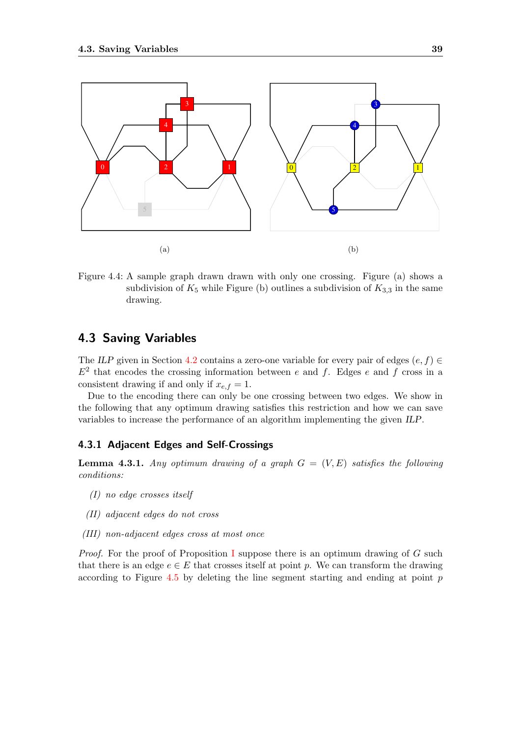(a)

(b)

Figure 4.4: A sample graph drawn drawn with only one crossing. Figure (a) shows a subdivision of $K_5$ while Figure (b) outlines a subdivision of $K_{3,3}$ in the same drawing.

## 4.3 Saving Variables

The *ILP* given in Section 4.2 contains a zero-one variable for every pair of edges $(e, f) \in E^2$ that encodes the crossing information between $e$ and $f$. Edges $e$ and $f$ cross in a consistent drawing if and only if $x_{e,f} = 1$.

Due to the encoding there can only be one crossing between two edges. We show in the following that any optimum drawing satisfies this restriction and how we can save variables to increase the performance of an algorithm implementing the given *ILP*.

### 4.3.1 Adjacent Edges and Self-Crossings

**Lemma 4.3.1.** *Any optimum drawing of a graph $G = (V, E)$ satisfies the following conditions:*

*(I) no edge crosses itself*

*(II) adjacent edges do not cross*

*(III) non-adjacent edges cross at most once*

*Proof.* For the proof of Proposition I suppose there is an optimum drawing of $G$ such that there is an edge $e \in E$ that crosses itself at point $p$. We can transform the drawing according to Figure 4.5 by deleting the line segment starting and ending at point $p$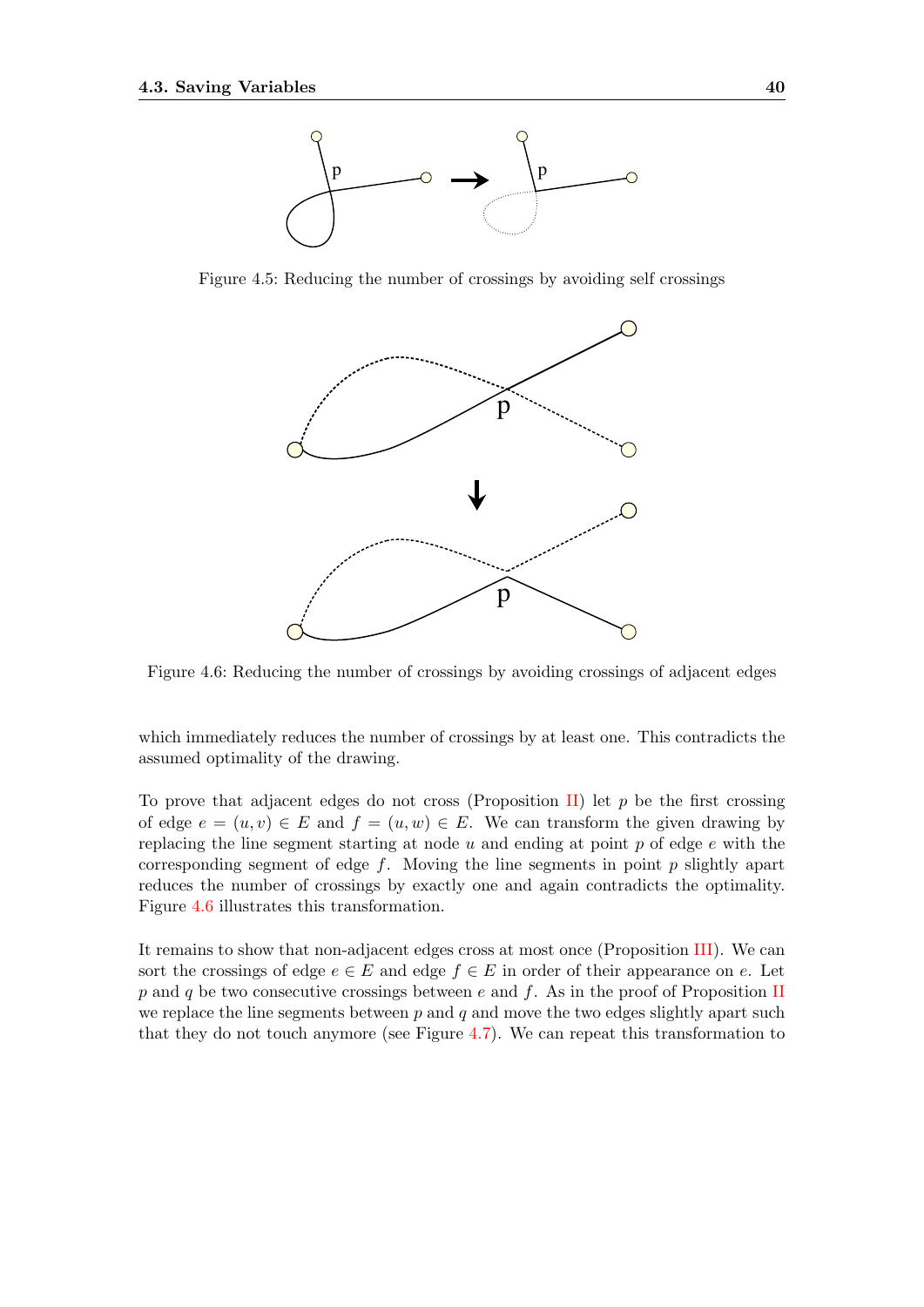Figure 4.5: Reducing the number of crossings by avoiding self crossings

Figure 4.6: Reducing the number of crossings by avoiding crossings of adjacent edges

which immediately reduces the number of crossings by at least one. This contradicts the assumed optimality of the drawing.

To prove that adjacent edges do not cross (Proposition II) let $p$ be the first crossing of edge $e = (u, v) \in E$ and $f = (u, w) \in E$. We can transform the given drawing by replacing the line segment starting at node $u$ and ending at point $p$ of edge $e$ with the corresponding segment of edge $f$. Moving the line segments in point $p$ slightly apart reduces the number of crossings by exactly one and again contradicts the optimality. Figure 4.6 illustrates this transformation.

It remains to show that non-adjacent edges cross at most once (Proposition III). We can sort the crossings of edge $e \in E$ and edge $f \in E$ in order of their appearance on $e$. Let $p$ and $q$ be two consecutive crossings between $e$ and $f$. As in the proof of Proposition II we replace the line segments between $p$ and $q$ and move the two edges slightly apart such that they do not touch anymore (see Figure 4.7). We can repeat this transformation to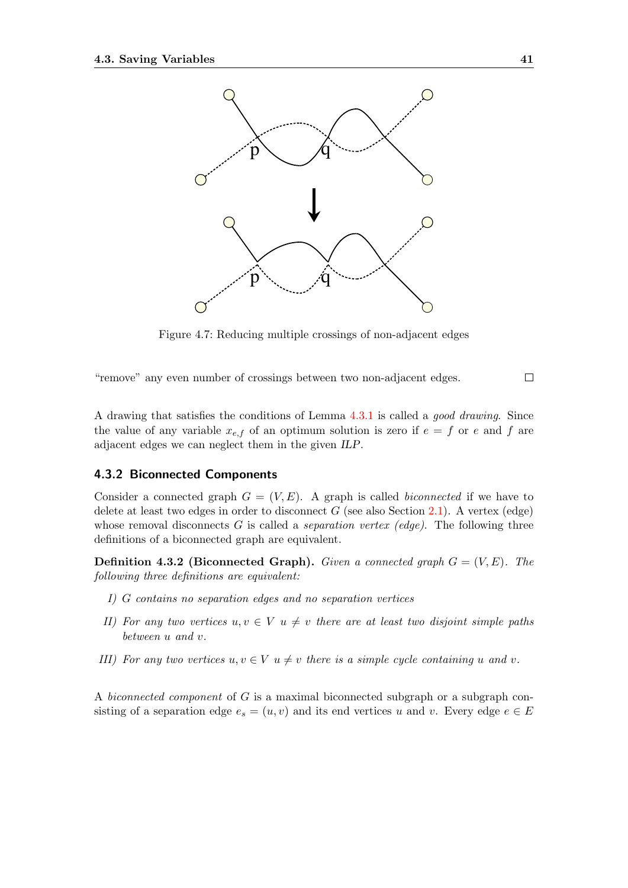Figure 4.7: Reducing multiple crossings of non-adjacent edges

"remove" any even number of crossings between two non-adjacent edges. □

A drawing that satisfies the conditions of Lemma 4.3.1 is called a *good drawing*. Since the value of any variable $x_{e,f}$ of an optimum solution is zero if $e = f$ or $e$ and $f$ are adjacent edges we can neglect them in the given *ILP*.

### 4.3.2 Biconnected Components

Consider a connected graph $G = (V, E)$. A graph is called *biconnected* if we have to delete at least two edges in order to disconnect $G$ (see also Section 2.1). A vertex (edge) whose removal disconnects $G$ is called a *separation vertex (edge)*. The following three definitions of a biconnected graph are equivalent.

**Definition 4.3.2 (Biconnected Graph).** *Given a connected graph $G = (V, E)$. The following three definitions are equivalent:*

*I) $G$ contains no separation edges and no separation vertices*

*II) For any two vertices $u, v \in V$ $u \neq v$ there are at least two disjoint simple paths between $u$ and $v$.*

*III) For any two vertices $u, v \in V$ $u \neq v$ there is a simple cycle containing $u$ and $v$.*

A *biconnected component* of $G$ is a maximal biconnected subgraph or a subgraph consisting of a separation edge $e_s = (u, v)$ and its end vertices $u$ and $v$. Every edge $e \in E$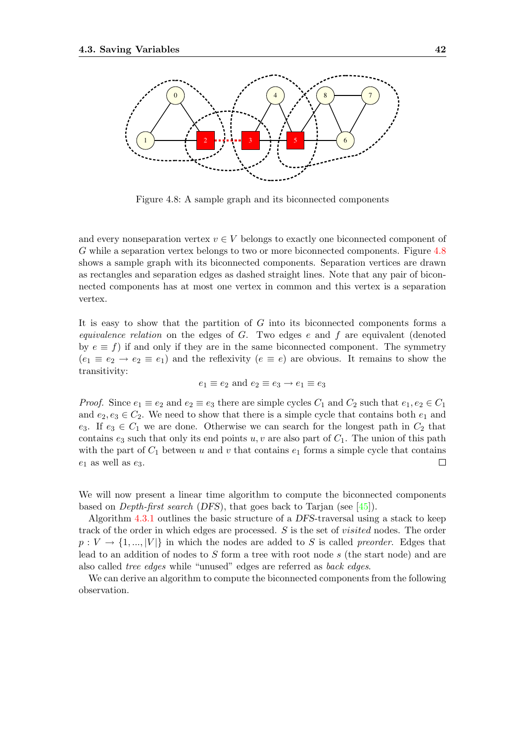Figure 4.8: A sample graph and its biconnected components

and every nonseparation vertex $v \in V$ belongs to exactly one biconnected component of $G$ while a separation vertex belongs to two or more biconnected components. Figure 4.8 shows a sample graph with its biconnected components. Separation vertices are drawn as rectangles and separation edges as dashed straight lines. Note that any pair of biconnected components has at most one vertex in common and this vertex is a separation vertex.

It is easy to show that the partition of $G$ into its biconnected components forms a *equivalence relation* on the edges of $G$. Two edges $e$ and $f$ are equivalent (denoted by $e \equiv f$) if and only if they are in the same biconnected component. The symmetry ($e_1 \equiv e_2 \rightarrow e_2 \equiv e_1$) and the reflexivity ($e \equiv e$) are obvious. It remains to show the transitivity:

$$e_1 \equiv e_2 \text{ and } e_2 \equiv e_3 \rightarrow e_1 \equiv e_3$$

*Proof.* Since $e_1 \equiv e_2$ and $e_2 \equiv e_3$ there are simple cycles $C_1$ and $C_2$ such that $e_1, e_2 \in C_1$ and $e_2, e_3 \in C_2$. We need to show that there is a simple cycle that contains both $e_1$ and $e_3$. If $e_3 \in C_1$ we are done. Otherwise we can search for the longest path in $C_2$ that contains $e_3$ such that only its end points $u, v$ are also part of $C_1$. The union of this path with the part of $C_1$ between $u$ and $v$ that contains $e_1$ forms a simple cycle that contains $e_1$ as well as $e_3$. □

We will now present a linear time algorithm to compute the biconnected components based on *Depth-first search* (*DFS*), that goes back to Tarjan (see [45]).

Algorithm 4.3.1 outlines the basic structure of a *DFS*-traversal using a stack to keep track of the order in which edges are processed. $S$ is the set of *visited* nodes. The order $p : V \rightarrow \{1, ..., |V|\}$ in which the nodes are added to $S$ is called *preorder*. Edges that lead to an addition of nodes to $S$ form a tree with root node $s$ (the start node) and are also called *tree edges* while "unused" edges are referred as *back edges*.

We can derive an algorithm to compute the biconnected components from the following observation.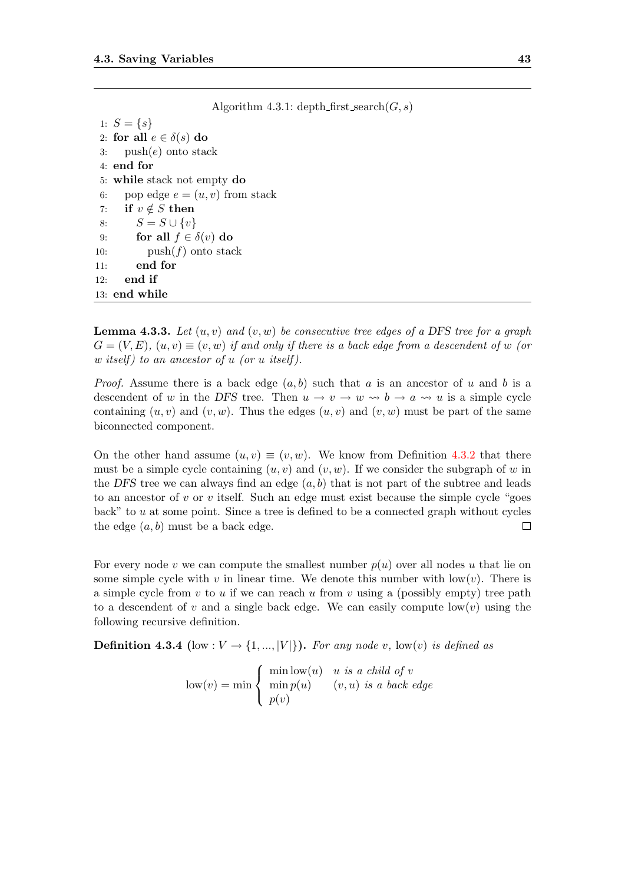Algorithm 4.3.1: depth_first_search$(G, s)$

```
1:  S = {s}
2:  for all e ∈ δ(s) do
3:      push(e) onto stack
4:  end for
5:  while stack not empty do
6:      pop edge e = (u, v) from stack
7:      if v ∉ S then
8:          S = S ∪ {v}
9:          for all f ∈ δ(v) do
10:             push(f) onto stack
11:         end for
12:     end if
13: end while
```

**Lemma 4.3.3.** *Let $(u, v)$ and $(v, w)$ be consecutive tree edges of a DFS tree for a graph $G = (V, E)$, $(u, v) \equiv (v, w)$ if and only if there is a back edge from a descendent of $w$ (or $w$ itself) to an ancestor of $u$ (or $u$ itself).*

*Proof.* Assume there is a back edge $(a, b)$ such that $a$ is an ancestor of $u$ and $b$ is a descendent of $w$ in the *DFS* tree. Then $u \to v \to w \rightsquigarrow b \to a \rightsquigarrow u$ is a simple cycle containing $(u, v)$ and $(v, w)$. Thus the edges $(u, v)$ and $(v, w)$ must be part of the same biconnected component.

On the other hand assume $(u, v) \equiv (v, w)$. We know from Definition 4.3.2 that there must be a simple cycle containing $(u, v)$ and $(v, w)$. If we consider the subgraph of $w$ in the *DFS* tree we can always find an edge $(a, b)$ that is not part of the subtree and leads to an ancestor of $v$ or $v$ itself. Such an edge must exist because the simple cycle "goes back" to $u$ at some point. Since a tree is defined to be a connected graph without cycles the edge $(a, b)$ must be a back edge. $\square$

For every node $v$ we can compute the smallest number $p(u)$ over all nodes $u$ that lie on some simple cycle with $v$ in linear time. We denote this number with $\text{low}(v)$. There is a simple cycle from $v$ to $u$ if we can reach $u$ from $v$ using a (possibly empty) tree path to a descendent of $v$ and a single back edge. We can easily compute $\text{low}(v)$ using the following recursive definition.

**Definition 4.3.4** **($\text{low} : V \to \{1, ..., |V|\}$).** *For any node $v$, $\text{low}(v)$ is defined as*

$$\text{low}(v) = \min \begin{cases} \min \text{low}(u) & u \text{ is a child of } v \\ \min p(u) & (v, u) \text{ is a back edge} \\ p(v) & \end{cases}$$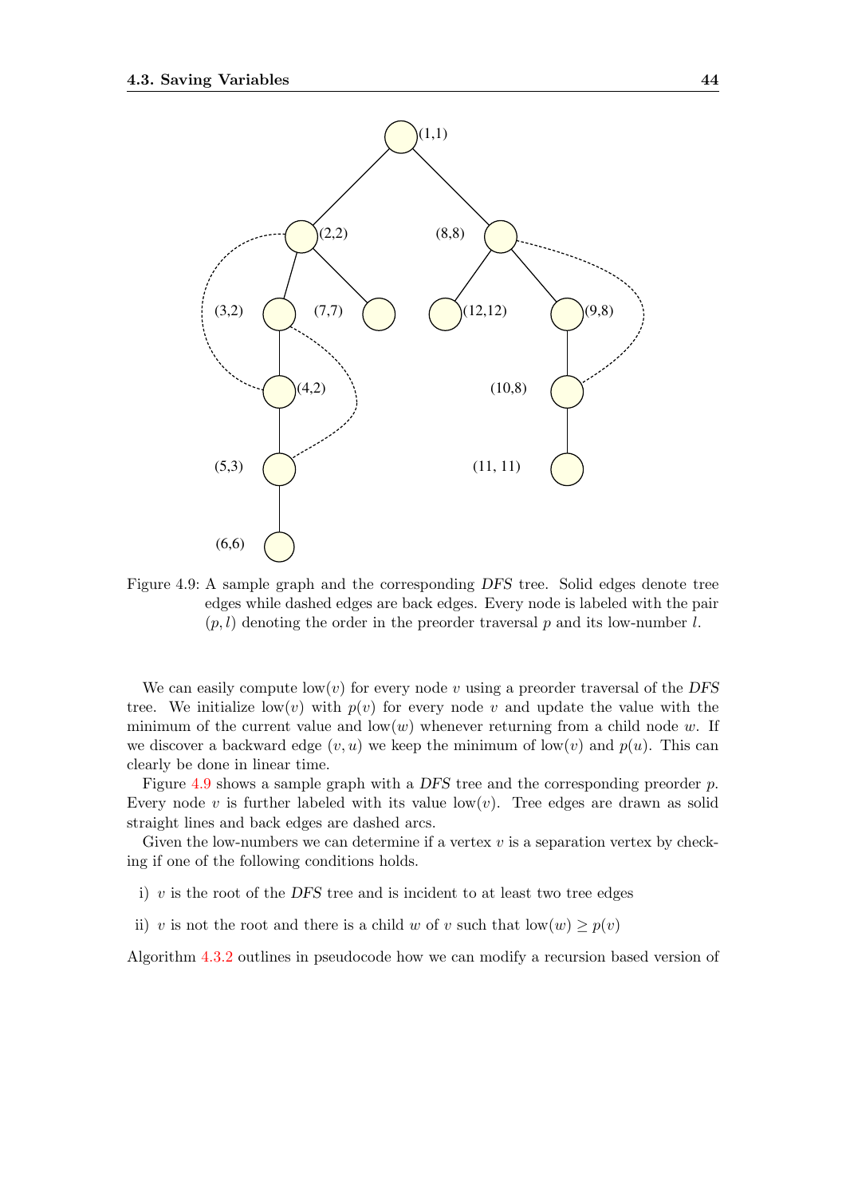Figure 4.9: A sample graph and the corresponding *DFS* tree. Solid edges denote tree edges while dashed edges are back edges. Every node is labeled with the pair $(p, l)$ denoting the order in the preorder traversal $p$ and its low-number $l$.

We can easily compute $\text{low}(v)$ for every node $v$ using a preorder traversal of the *DFS* tree. We initialize $\text{low}(v)$ with $p(v)$ for every node $v$ and update the value with the minimum of the current value and $\text{low}(w)$ whenever returning from a child node $w$. If we discover a backward edge $(v, u)$ we keep the minimum of $\text{low}(v)$ and $p(u)$. This can clearly be done in linear time.

Figure 4.9 shows a sample graph with a *DFS* tree and the corresponding preorder $p$. Every node $v$ is further labeled with its value $\text{low}(v)$. Tree edges are drawn as solid straight lines and back edges are dashed arcs.

Given the low-numbers we can determine if a vertex $v$ is a separation vertex by checking if one of the following conditions holds.

i) $v$ is the root of the *DFS* tree and is incident to at least two tree edges

ii) $v$ is not the root and there is a child $w$ of $v$ such that $\text{low}(w) \geq p(v)$

Algorithm 4.3.2 outlines in pseudocode how we can modify a recursion based version of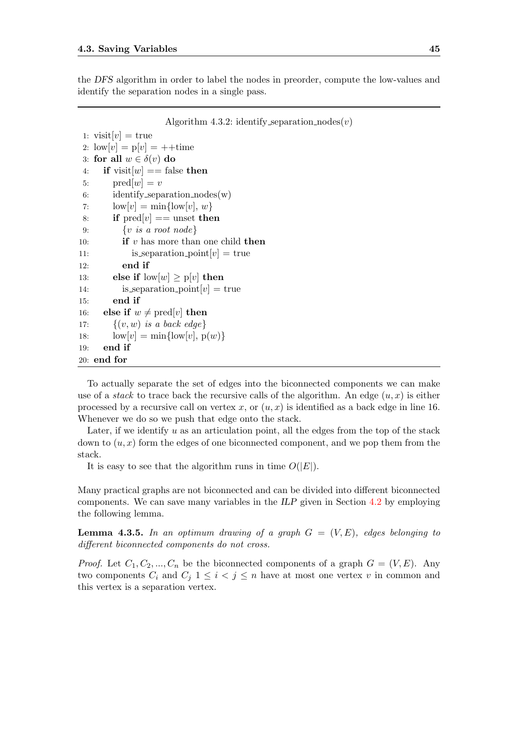the *DFS* algorithm in order to label the nodes in preorder, compute the low-values and identify the separation nodes in a single pass.

---

Algorithm 4.3.2: identify_separation_nodes($v$)

```
1:  visit[v] = true
2:  low[v] = p[v] = ++time
3:  for all w ∈ δ(v) do
4:     if visit[w] == false then
5:        pred[w] = v
6:        identify_separation_nodes(w)
7:        low[v] = min{low[v], w}
8:        if pred[v] == unset then
9:           {v is a root node}
10:          if v has more than one child then
11:             is_separation_point[v] = true
12:          end if
13:       else if low[w] ≥ p[v] then
14:          is_separation_point[v] = true
15:       end if
16:    else if w ≠ pred[v] then
17:       {(v, w) is a back edge}
18:       low[v] = min{low[v], p(w)}
19:    end if
20: end for
```

---

To actually separate the set of edges into the biconnected components we can make use of a *stack* to trace back the recursive calls of the algorithm. An edge $(u, x)$ is either processed by a recursive call on vertex $x$, or $(u, x)$ is identified as a back edge in line 16. Whenever we do so we push that edge onto the stack.

Later, if we identify $u$ as an articulation point, all the edges from the top of the stack down to $(u, x)$ form the edges of one biconnected component, and we pop them from the stack.

It is easy to see that the algorithm runs in time $O(|E|)$.

Many practical graphs are not biconnected and can be divided into different biconnected components. We can save many variables in the *ILP* given in Section 4.2 by employing the following lemma.

**Lemma 4.3.5.** *In an optimum drawing of a graph $G = (V, E)$, edges belonging to different biconnected components do not cross.*

*Proof.* Let $C_1, C_2, ..., C_n$ be the biconnected components of a graph $G = (V, E)$. Any two components $C_i$ and $C_j$ $1 \leq i < j \leq n$ have at most one vertex $v$ in common and this vertex is a separation vertex.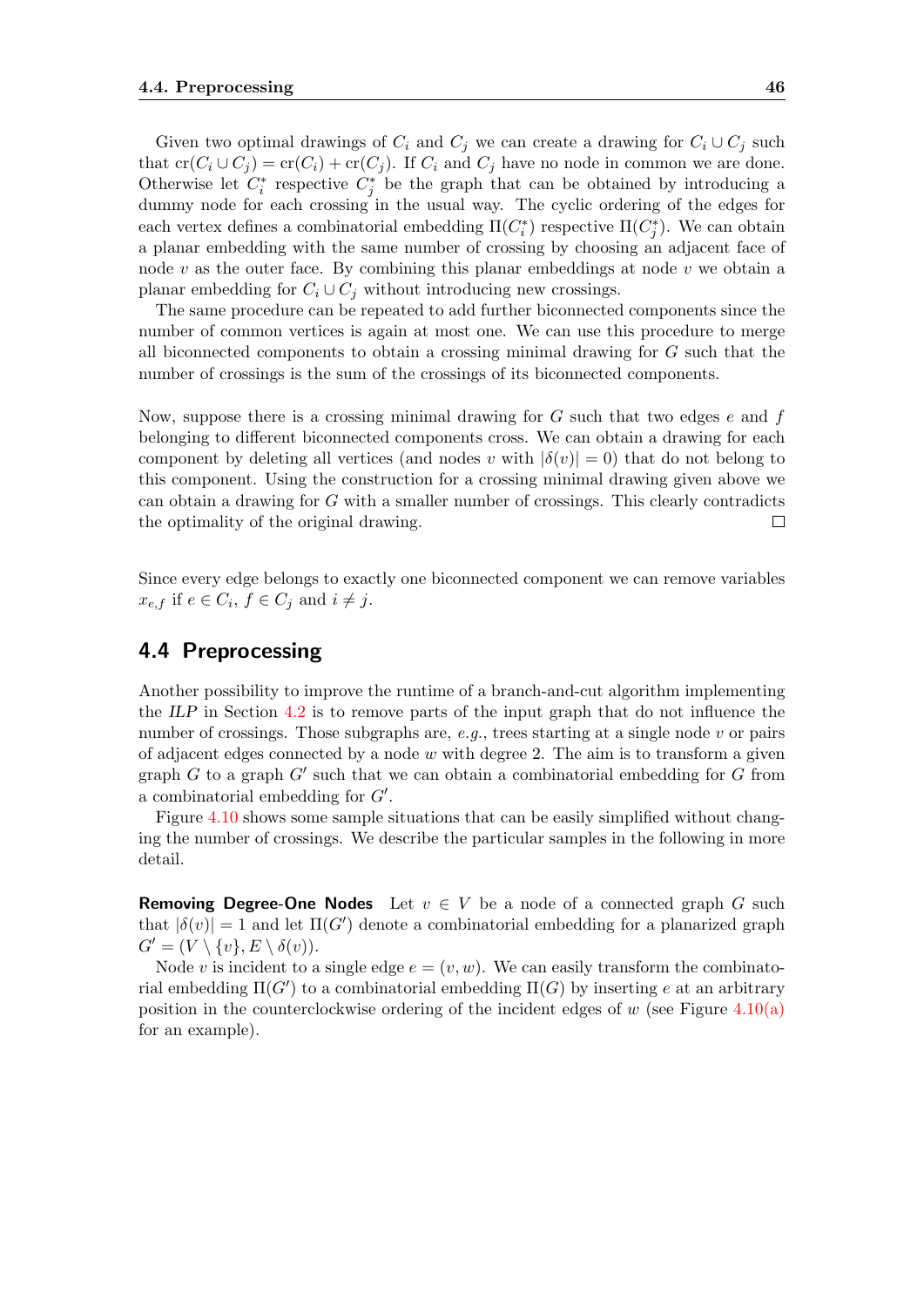Given two optimal drawings of $C_i$ and $C_j$ we can create a drawing for $C_i \cup C_j$ such that $\mathrm{cr}(C_i \cup C_j) = \mathrm{cr}(C_i) + \mathrm{cr}(C_j)$. If $C_i$ and $C_j$ have no node in common we are done. Otherwise let $C_i^*$ respective $C_j^*$ be the graph that can be obtained by introducing a dummy node for each crossing in the usual way. The cyclic ordering of the edges for each vertex defines a combinatorial embedding $\Pi(C_i^*)$ respective $\Pi(C_j^*)$. We can obtain a planar embedding with the same number of crossing by choosing an adjacent face of node $v$ as the outer face. By combining this planar embeddings at node $v$ we obtain a planar embedding for $C_i \cup C_j$ without introducing new crossings.

The same procedure can be repeated to add further biconnected components since the number of common vertices is again at most one. We can use this procedure to merge all biconnected components to obtain a crossing minimal drawing for $G$ such that the number of crossings is the sum of the crossings of its biconnected components.

Now, suppose there is a crossing minimal drawing for $G$ such that two edges $e$ and $f$ belonging to different biconnected components cross. We can obtain a drawing for each component by deleting all vertices (and nodes $v$ with $|\delta(v)| = 0$) that do not belong to this component. Using the construction for a crossing minimal drawing given above we can obtain a drawing for $G$ with a smaller number of crossings. This clearly contradicts the optimality of the original drawing. □

Since every edge belongs to exactly one biconnected component we can remove variables $x_{e,f}$ if $e \in C_i$, $f \in C_j$ and $i \neq j$.

## 4.4 Preprocessing

Another possibility to improve the runtime of a branch-and-cut algorithm implementing the *ILP* in Section 4.2 is to remove parts of the input graph that do not influence the number of crossings. Those subgraphs are, *e.g.*, trees starting at a single node $v$ or pairs of adjacent edges connected by a node $w$ with degree 2. The aim is to transform a given graph $G$ to a graph $G'$ such that we can obtain a combinatorial embedding for $G$ from a combinatorial embedding for $G'$.

Figure 4.10 shows some sample situations that can be easily simplified without changing the number of crossings. We describe the particular samples in the following in more detail.

**Removing Degree-One Nodes** Let $v \in V$ be a node of a connected graph $G$ such that $|\delta(v)| = 1$ and let $\Pi(G')$ denote a combinatorial embedding for a planarized graph $G' = (V \setminus \{v\}, E \setminus \delta(v))$.

Node $v$ is incident to a single edge $e = (v, w)$. We can easily transform the combinatorial embedding $\Pi(G')$ to a combinatorial embedding $\Pi(G)$ by inserting $e$ at an arbitrary position in the counterclockwise ordering of the incident edges of $w$ (see Figure 4.10(a) for an example).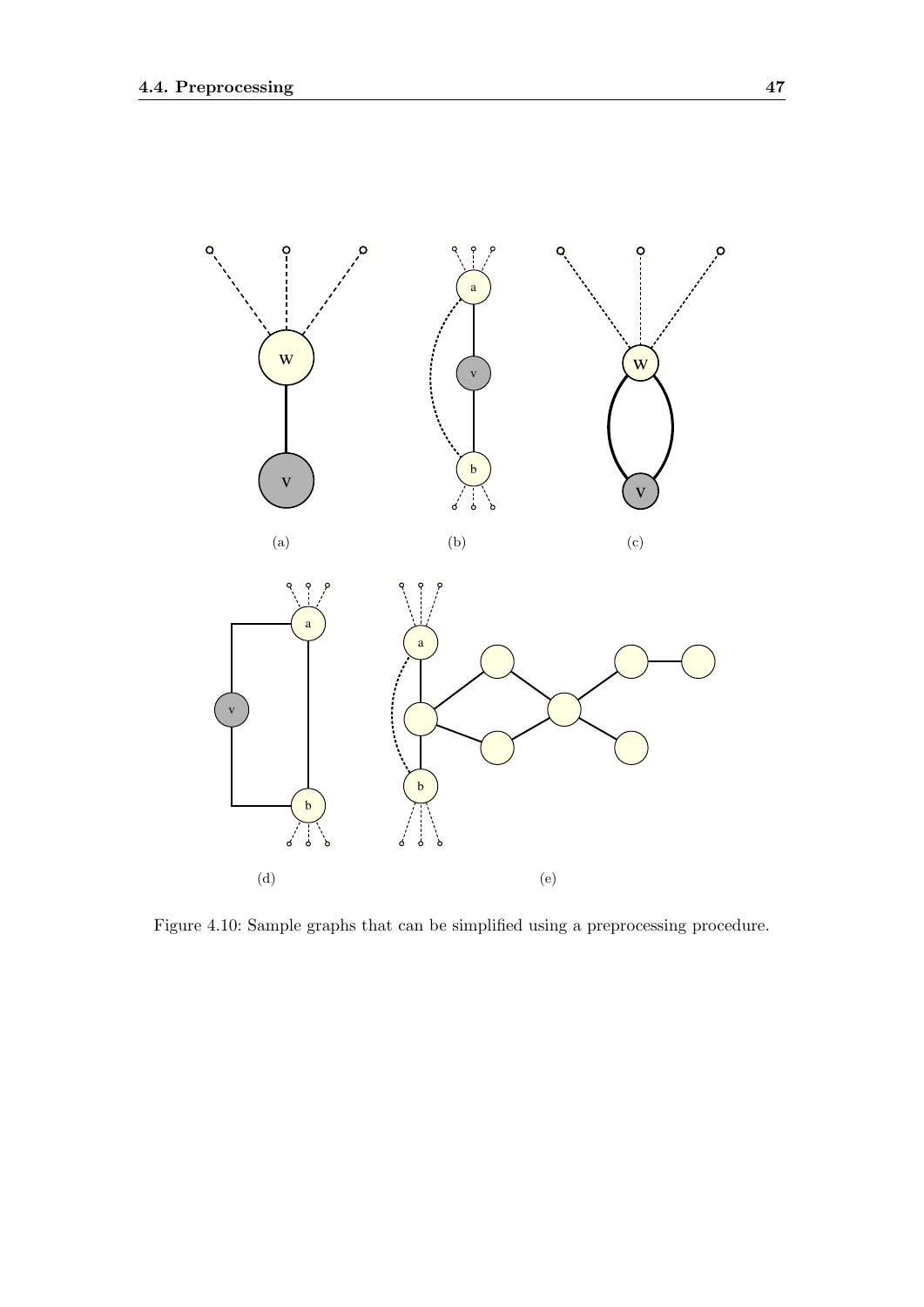(a)

(b)

(c)

(d)

(e)

Figure 4.10: Sample graphs that can be simplified using a preprocessing procedure.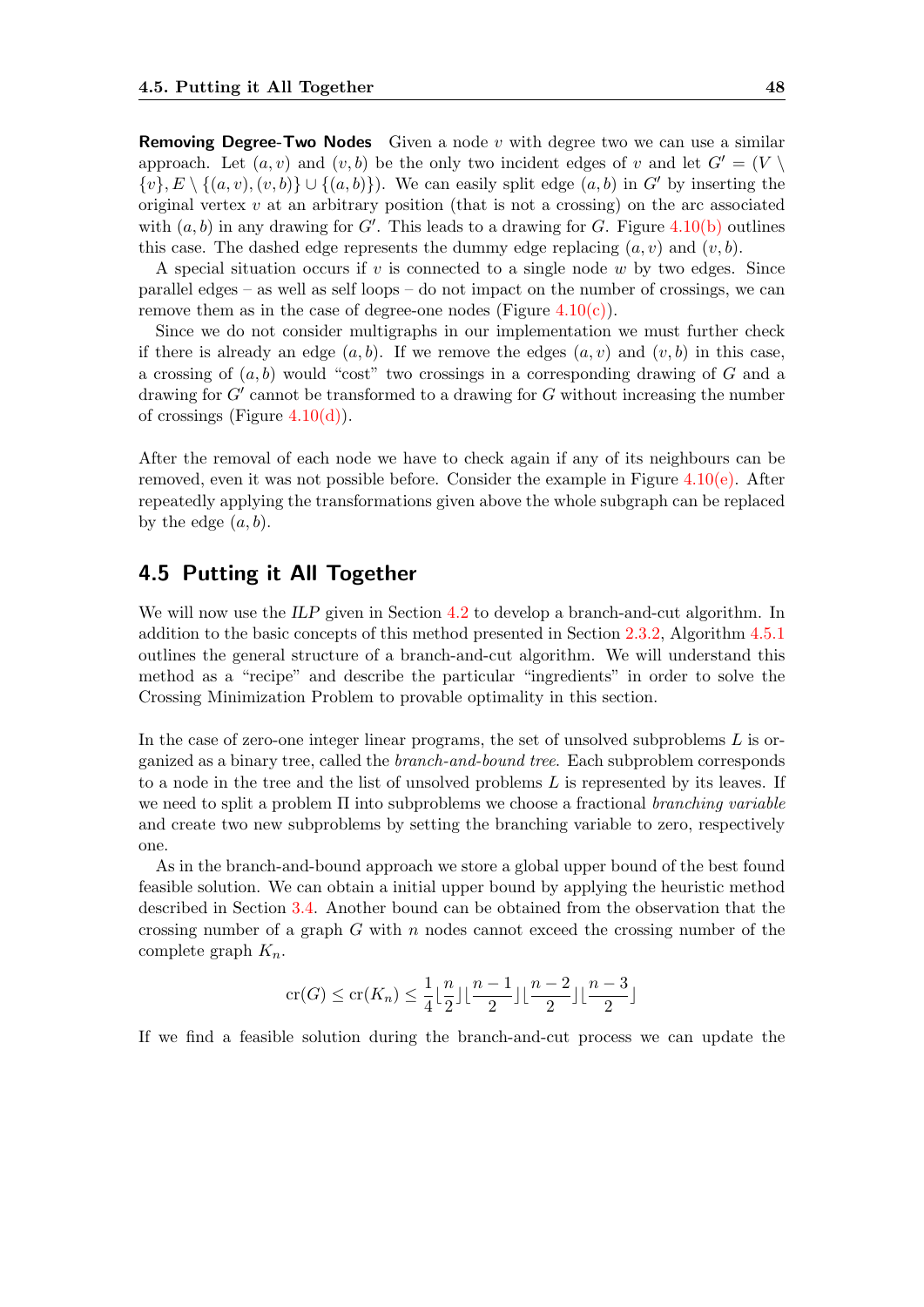**Removing Degree-Two Nodes** Given a node $v$ with degree two we can use a similar approach. Let $(a, v)$ and $(v, b)$ be the only two incident edges of $v$ and let $G' = (V \setminus \{v\}, E \setminus \{(a, v), (v, b)\} \cup \{(a, b)\})$. We can easily split edge $(a, b)$ in $G'$ by inserting the original vertex $v$ at an arbitrary position (that is not a crossing) on the arc associated with $(a, b)$ in any drawing for $G'$. This leads to a drawing for $G$. Figure 4.10(b) outlines this case. The dashed edge represents the dummy edge replacing $(a, v)$ and $(v, b)$.

A special situation occurs if $v$ is connected to a single node $w$ by two edges. Since parallel edges – as well as self loops – do not impact on the number of crossings, we can remove them as in the case of degree-one nodes (Figure 4.10(c)).

Since we do not consider multigraphs in our implementation we must further check if there is already an edge $(a, b)$. If we remove the edges $(a, v)$ and $(v, b)$ in this case, a crossing of $(a, b)$ would "cost" two crossings in a corresponding drawing of $G$ and a drawing for $G'$ cannot be transformed to a drawing for $G$ without increasing the number of crossings (Figure 4.10(d)).

After the removal of each node we have to check again if any of its neighbours can be removed, even it was not possible before. Consider the example in Figure 4.10(e). After repeatedly applying the transformations given above the whole subgraph can be replaced by the edge $(a, b)$.

## 4.5 Putting it All Together

We will now use the *ILP* given in Section 4.2 to develop a branch-and-cut algorithm. In addition to the basic concepts of this method presented in Section 2.3.2, Algorithm 4.5.1 outlines the general structure of a branch-and-cut algorithm. We will understand this method as a "recipe" and describe the particular "ingredients" in order to solve the Crossing Minimization Problem to provable optimality in this section.

In the case of zero-one integer linear programs, the set of unsolved subproblems $L$ is organized as a binary tree, called the *branch-and-bound tree*. Each subproblem corresponds to a node in the tree and the list of unsolved problems $L$ is represented by its leaves. If we need to split a problem $\Pi$ into subproblems we choose a fractional *branching variable* and create two new subproblems by setting the branching variable to zero, respectively one.

As in the branch-and-bound approach we store a global upper bound of the best found feasible solution. We can obtain a initial upper bound by applying the heuristic method described in Section 3.4. Another bound can be obtained from the observation that the crossing number of a graph $G$ with $n$ nodes cannot exceed the crossing number of the complete graph $K_n$.

$$\mathrm{cr}(G) \leq \mathrm{cr}(K_n) \leq \frac{1}{4} \lfloor \frac{n}{2} \rfloor \lfloor \frac{n-1}{2} \rfloor \lfloor \frac{n-2}{2} \rfloor \lfloor \frac{n-3}{2} \rfloor$$

If we find a feasible solution during the branch-and-cut process we can update the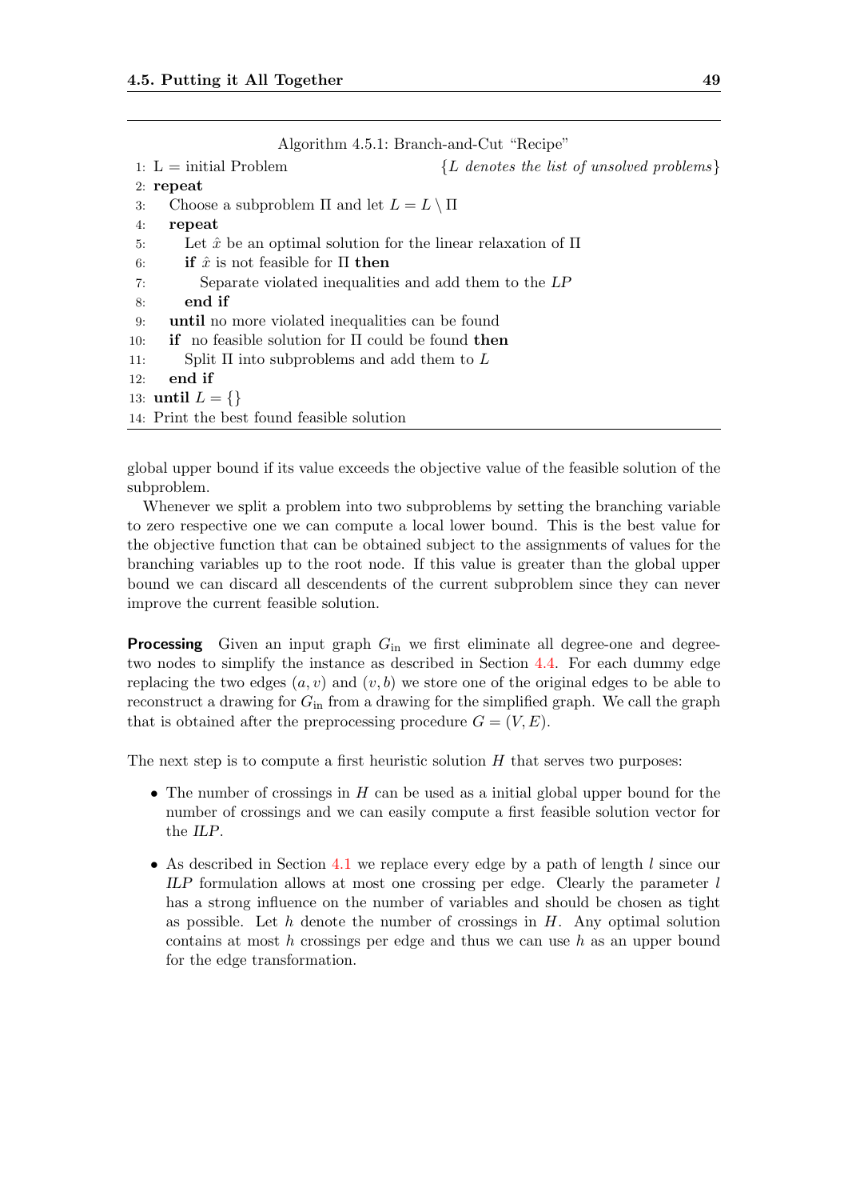Algorithm 4.5.1: Branch-and-Cut "Recipe"

```
1: L = initial Problem                                  {L denotes the list of unsolved problems}
2: repeat
3:    Choose a subproblem Π and let L = L \ Π
4:    repeat
5:       Let x̂ be an optimal solution for the linear relaxation of Π
6:       if x̂ is not feasible for Π then
7:          Separate violated inequalities and add them to the LP
8:       end if
9:    until no more violated inequalities can be found
10:   if no feasible solution for Π could be found then
11:      Split Π into subproblems and add them to L
12:   end if
13: until L = {}
14: Print the best found feasible solution
```

global upper bound if its value exceeds the objective value of the feasible solution of the subproblem.

Whenever we split a problem into two subproblems by setting the branching variable to zero respective one we can compute a local lower bound. This is the best value for the objective function that can be obtained subject to the assignments of values for the branching variables up to the root node. If this value is greater than the global upper bound we can discard all descendents of the current subproblem since they can never improve the current feasible solution.

**Processing** Given an input graph $G_{\text{in}}$ we first eliminate all degree-one and degree-two nodes to simplify the instance as described in Section 4.4. For each dummy edge replacing the two edges $(a, v)$ and $(v, b)$ we store one of the original edges to be able to reconstruct a drawing for $G_{\text{in}}$ from a drawing for the simplified graph. We call the graph that is obtained after the preprocessing procedure $G = (V, E)$.

The next step is to compute a first heuristic solution $H$ that serves two purposes:

- The number of crossings in $H$ can be used as a initial global upper bound for the number of crossings and we can easily compute a first feasible solution vector for the *ILP*.
- As described in Section 4.1 we replace every edge by a path of length $l$ since our *ILP* formulation allows at most one crossing per edge. Clearly the parameter $l$ has a strong influence on the number of variables and should be chosen as tight as possible. Let $h$ denote the number of crossings in $H$. Any optimal solution contains at most $h$ crossings per edge and thus we can use $h$ as an upper bound for the edge transformation.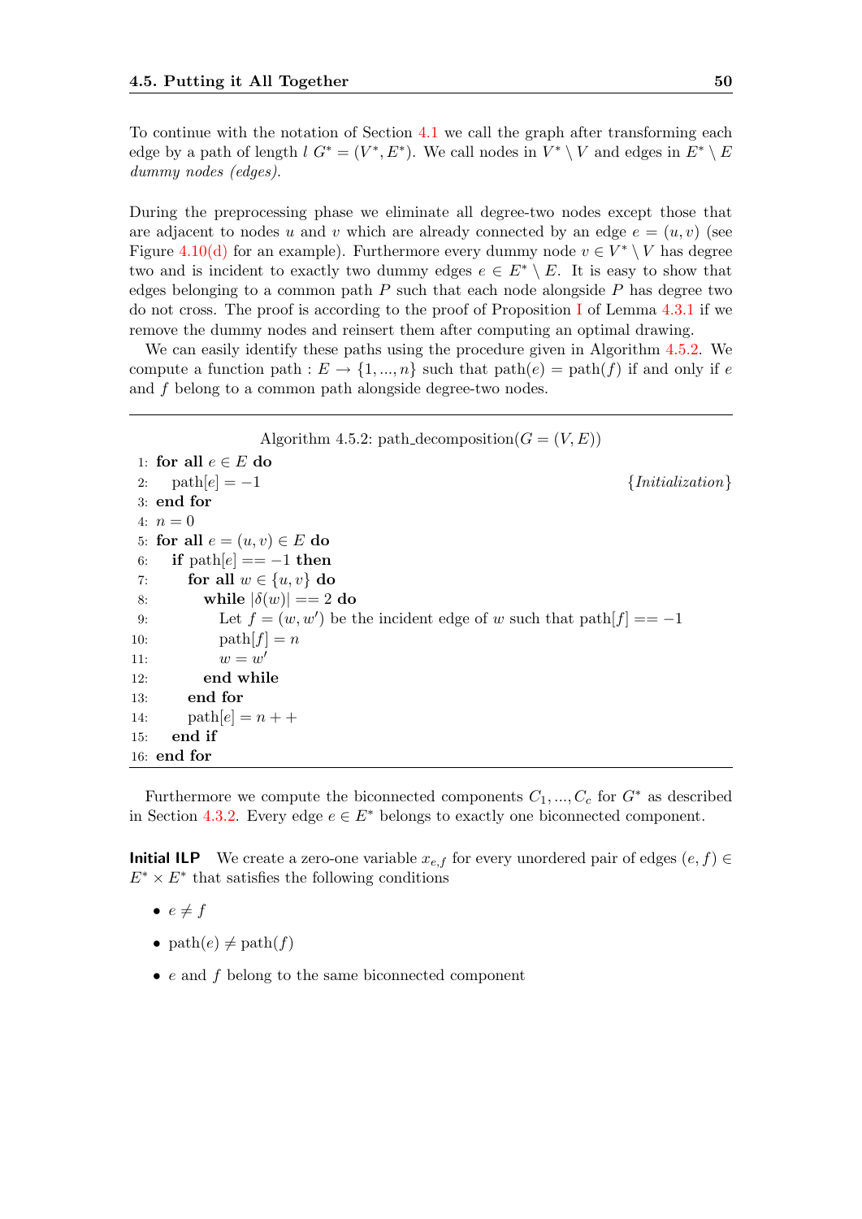To continue with the notation of Section 4.1 we call the graph after transforming each edge by a path of length $l$ $G^* = (V^*, E^*)$. We call nodes in $V^* \setminus V$ and edges in $E^* \setminus E$ *dummy nodes (edges)*.

During the preprocessing phase we eliminate all degree-two nodes except those that are adjacent to nodes $u$ and $v$ which are already connected by an edge $e = (u, v)$ (see Figure 4.10(d) for an example). Furthermore every dummy node $v \in V^* \setminus V$ has degree two and is incident to exactly two dummy edges $e \in E^* \setminus E$. It is easy to show that edges belonging to a common path $P$ such that each node alongside $P$ has degree two do not cross. The proof is according to the proof of Proposition I of Lemma 4.3.1 if we remove the dummy nodes and reinsert them after computing an optimal drawing.

We can easily identify these paths using the procedure given in Algorithm 4.5.2. We compute a function path : $E \to \{1, ..., n\}$ such that $\text{path}(e) = \text{path}(f)$ if and only if $e$ and $f$ belong to a common path alongside degree-two nodes.

---

Algorithm 4.5.2: path_decomposition($G = (V, E)$)

```
1:  for all e ∈ E do
2:     path[e] = −1                                          {Initialization}
3:  end for
4:  n = 0
5:  for all e = (u, v) ∈ E do
6:     if path[e] == −1 then
7:        for all w ∈ {u, v} do
8:           while |δ(w)| == 2 do
9:              Let f = (w, w′) be the incident edge of w such that path[f] == −1
10:             path[f] = n
11:             w = w′
12:          end while
13:       end for
14:       path[e] = n + +
15:    end if
16: end for
```

---

Furthermore we compute the biconnected components $C_1, ..., C_c$ for $G^*$ as described in Section 4.3.2. Every edge $e \in E^*$ belongs to exactly one biconnected component.

**Initial ILP** We create a zero-one variable $x_{e,f}$ for every unordered pair of edges $(e, f) \in E^* \times E^*$ that satisfies the following conditions

- $e \neq f$
- $\text{path}(e) \neq \text{path}(f)$
- $e$ and $f$ belong to the same biconnected component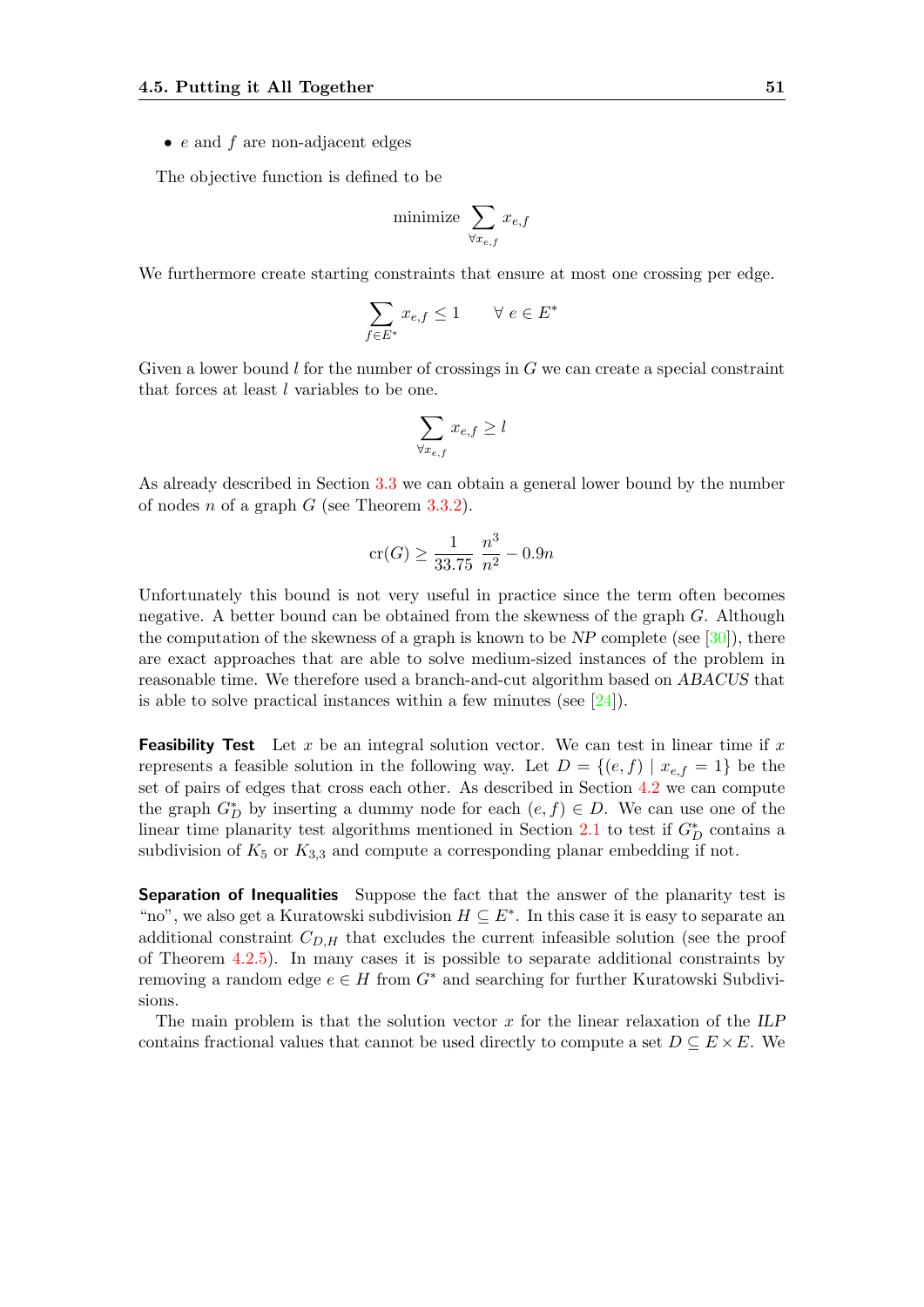- $e$ and $f$ are non-adjacent edges

The objective function is defined to be

$$\text{minimize} \sum_{\forall x_{e,f}} x_{e,f}$$

We furthermore create starting constraints that ensure at most one crossing per edge.

$$\sum_{f \in E^*} x_{e,f} \leq 1 \qquad \forall\ e \in E^*$$

Given a lower bound $l$ for the number of crossings in $G$ we can create a special constraint that forces at least $l$ variables to be one.

$$\sum_{\forall x_{e,f}} x_{e,f} \geq l$$

As already described in Section 3.3 we can obtain a general lower bound by the number of nodes $n$ of a graph $G$ (see Theorem 3.3.2).

$$\text{cr}(G) \geq \frac{1}{33.75} \frac{n^3}{n^2} - 0.9n$$

Unfortunately this bound is not very useful in practice since the term often becomes negative. A better bound can be obtained from the skewness of the graph $G$. Although the computation of the skewness of a graph is known to be *NP* complete (see [30]), there are exact approaches that are able to solve medium-sized instances of the problem in reasonable time. We therefore used a branch-and-cut algorithm based on *ABACUS* that is able to solve practical instances within a few minutes (see [24]).

**Feasibility Test** Let $x$ be an integral solution vector. We can test in linear time if $x$ represents a feasible solution in the following way. Let $D = \{(e, f) \mid x_{e,f} = 1\}$ be the set of pairs of edges that cross each other. As described in Section 4.2 we can compute the graph $G^*_D$ by inserting a dummy node for each $(e, f) \in D$. We can use one of the linear time planarity test algorithms mentioned in Section 2.1 to test if $G^*_D$ contains a subdivision of $K_5$ or $K_{3,3}$ and compute a corresponding planar embedding if not.

**Separation of Inequalities** Suppose the fact that the answer of the planarity test is "no", we also get a Kuratowski subdivision $H \subseteq E^*$. In this case it is easy to separate an additional constraint $C_{D,H}$ that excludes the current infeasible solution (see the proof of Theorem 4.2.5). In many cases it is possible to separate additional constraints by removing a random edge $e \in H$ from $G^*$ and searching for further Kuratowski Subdivisions.

The main problem is that the solution vector $x$ for the linear relaxation of the *ILP* contains fractional values that cannot be used directly to compute a set $D \subseteq E \times E$. We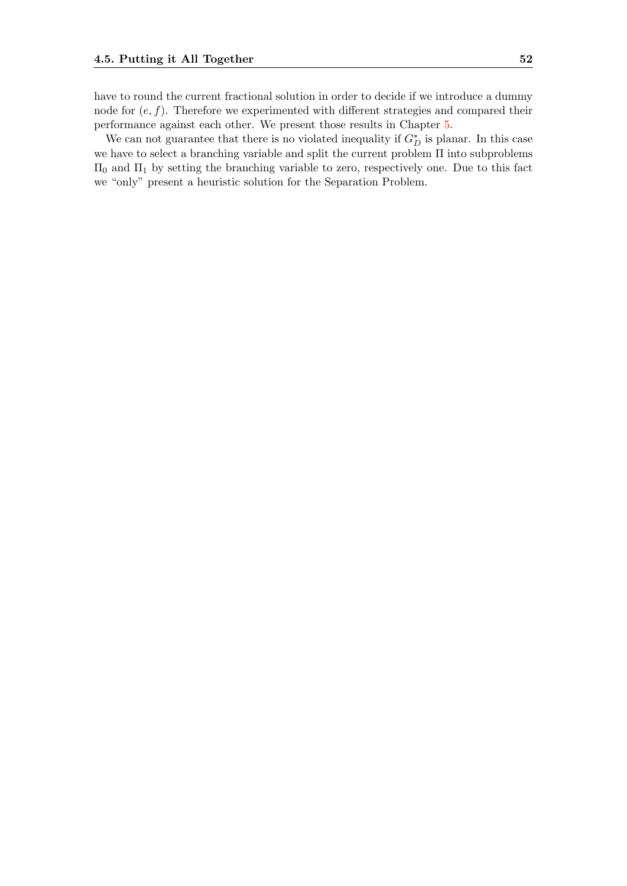have to round the current fractional solution in order to decide if we introduce a dummy node for $(e, f)$. Therefore we experimented with different strategies and compared their performance against each other. We present those results in Chapter 5.

We can not guarantee that there is no violated inequality if $G_D^*$ is planar. In this case we have to select a branching variable and split the current problem $\Pi$ into subproblems $\Pi_0$ and $\Pi_1$ by setting the branching variable to zero, respectively one. Due to this fact we "only" present a heuristic solution for the Separation Problem.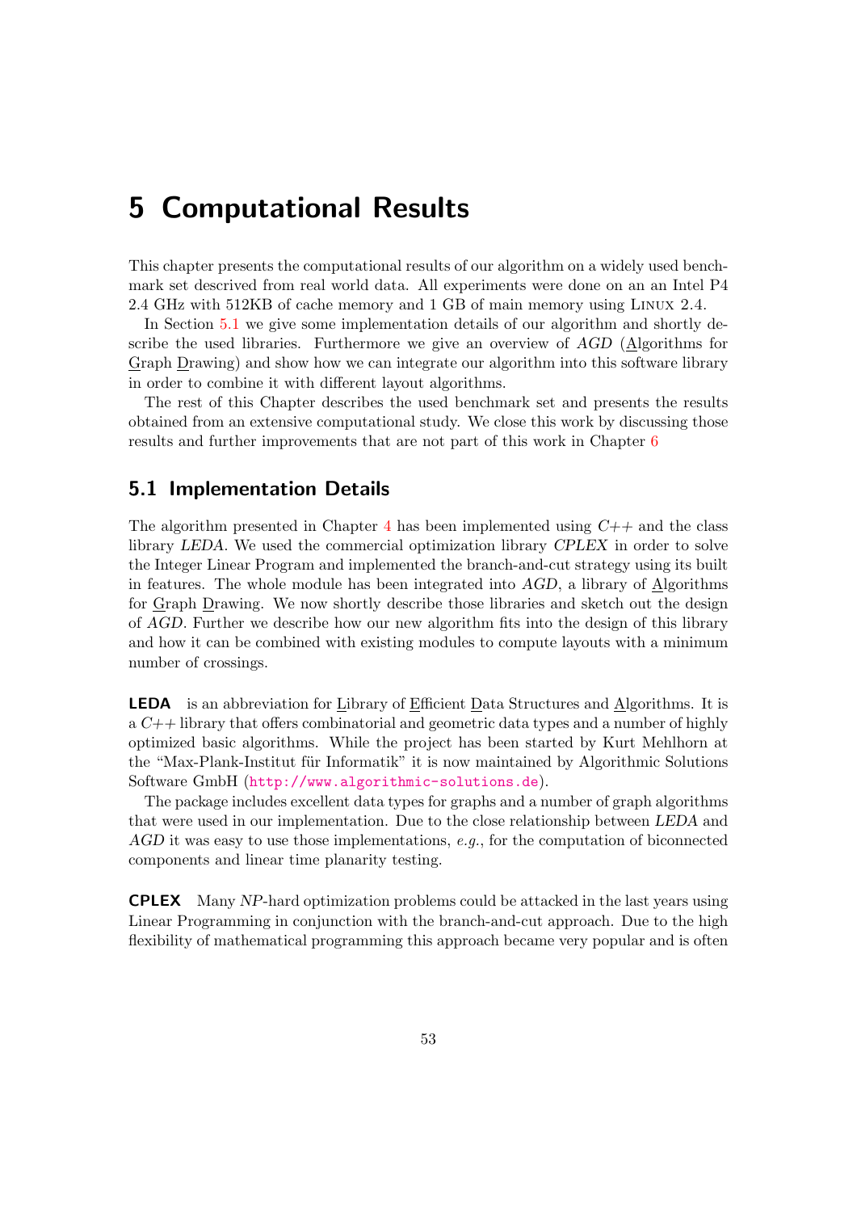# 5 Computational Results

This chapter presents the computational results of our algorithm on a widely used benchmark set descrived from real world data. All experiments were done on an an Intel P4 2.4 GHz with 512KB of cache memory and 1 GB of main memory using Linux 2.4.

In Section 5.1 we give some implementation details of our algorithm and shortly describe the used libraries. Furthermore we give an overview of *AGD* (Algorithms for Graph Drawing) and show how we can integrate our algorithm into this software library in order to combine it with different layout algorithms.

The rest of this Chapter describes the used benchmark set and presents the results obtained from an extensive computational study. We close this work by discussing those results and further improvements that are not part of this work in Chapter 6

## 5.1 Implementation Details

The algorithm presented in Chapter 4 has been implemented using *C++* and the class library *LEDA*. We used the commercial optimization library *CPLEX* in order to solve the Integer Linear Program and implemented the branch-and-cut strategy using its built in features. The whole module has been integrated into *AGD*, a library of Algorithms for Graph Drawing. We now shortly describe those libraries and sketch out the design of *AGD*. Further we describe how our new algorithm fits into the design of this library and how it can be combined with existing modules to compute layouts with a minimum number of crossings.

**LEDA** is an abbreviation for Library of Efficient Data Structures and Algorithms. It is a *C++* library that offers combinatorial and geometric data types and a number of highly optimized basic algorithms. While the project has been started by Kurt Mehlhorn at the "Max-Plank-Institut für Informatik" it is now maintained by Algorithmic Solutions Software GmbH (http://www.algorithmic-solutions.de).

The package includes excellent data types for graphs and a number of graph algorithms that were used in our implementation. Due to the close relationship between *LEDA* and *AGD* it was easy to use those implementations, *e.g.*, for the computation of biconnected components and linear time planarity testing.

**CPLEX** Many *NP*-hard optimization problems could be attacked in the last years using Linear Programming in conjunction with the branch-and-cut approach. Due to the high flexibility of mathematical programming this approach became very popular and is often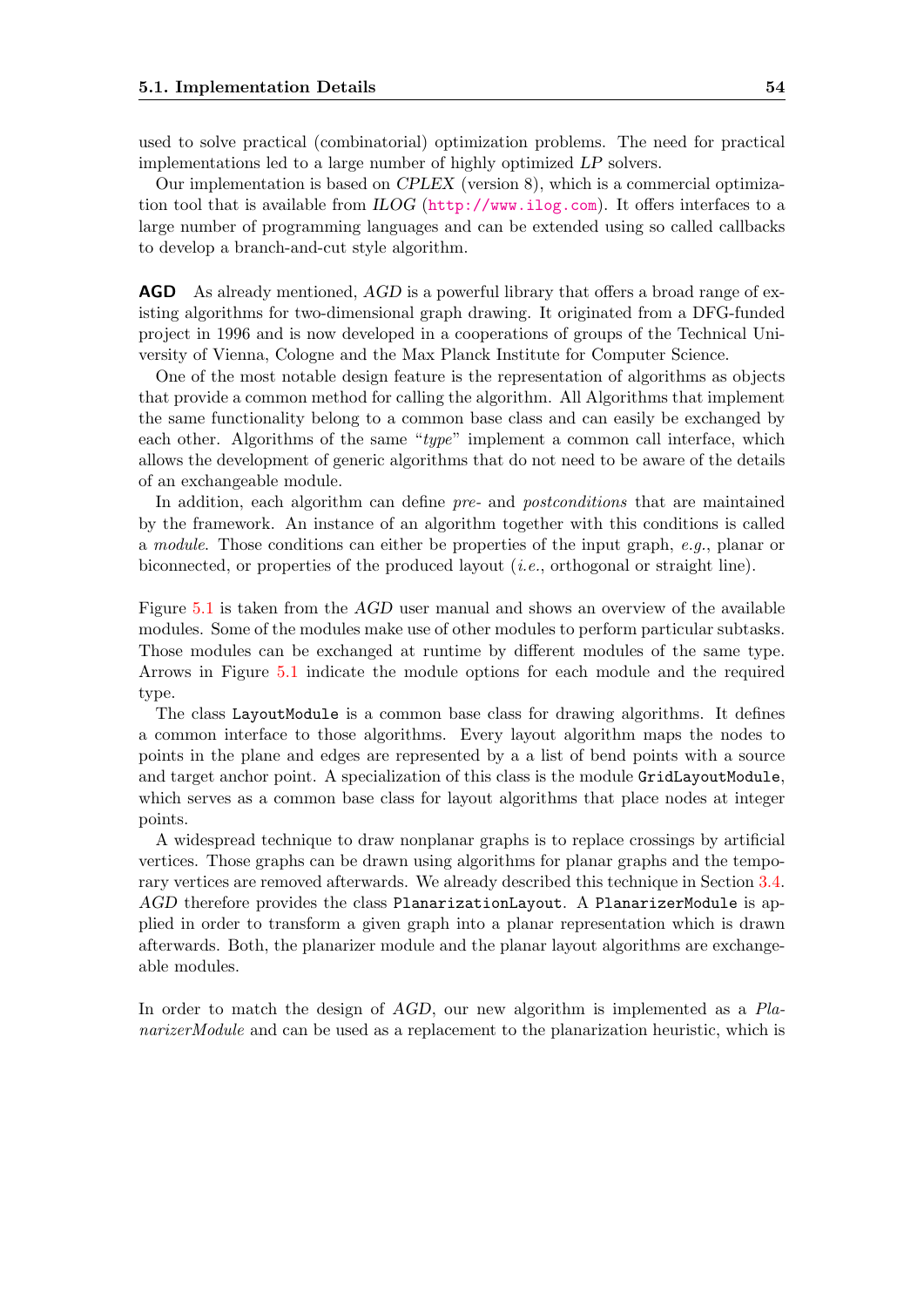used to solve practical (combinatorial) optimization problems. The need for practical implementations led to a large number of highly optimized *LP* solvers.

Our implementation is based on *CPLEX* (version 8), which is a commercial optimization tool that is available from *ILOG* (http://www.ilog.com). It offers interfaces to a large number of programming languages and can be extended using so called callbacks to develop a branch-and-cut style algorithm.

**AGD** As already mentioned, *AGD* is a powerful library that offers a broad range of existing algorithms for two-dimensional graph drawing. It originated from a DFG-funded project in 1996 and is now developed in a cooperations of groups of the Technical University of Vienna, Cologne and the Max Planck Institute for Computer Science.

One of the most notable design feature is the representation of algorithms as objects that provide a common method for calling the algorithm. All Algorithms that implement the same functionality belong to a common base class and can easily be exchanged by each other. Algorithms of the same "*type*" implement a common call interface, which allows the development of generic algorithms that do not need to be aware of the details of an exchangeable module.

In addition, each algorithm can define *pre-* and *postconditions* that are maintained by the framework. An instance of an algorithm together with this conditions is called a *module*. Those conditions can either be properties of the input graph, *e.g.*, planar or biconnected, or properties of the produced layout (*i.e.*, orthogonal or straight line).

Figure 5.1 is taken from the *AGD* user manual and shows an overview of the available modules. Some of the modules make use of other modules to perform particular subtasks. Those modules can be exchanged at runtime by different modules of the same type. Arrows in Figure 5.1 indicate the module options for each module and the required type.

The class `LayoutModule` is a common base class for drawing algorithms. It defines a common interface to those algorithms. Every layout algorithm maps the nodes to points in the plane and edges are represented by a a list of bend points with a source and target anchor point. A specialization of this class is the module `GridLayoutModule`, which serves as a common base class for layout algorithms that place nodes at integer points.

A widespread technique to draw nonplanar graphs is to replace crossings by artificial vertices. Those graphs can be drawn using algorithms for planar graphs and the temporary vertices are removed afterwards. We already described this technique in Section 3.4. *AGD* therefore provides the class `PlanarizationLayout`. A `PlanarizerModule` is applied in order to transform a given graph into a planar representation which is drawn afterwards. Both, the planarizer module and the planar layout algorithms are exchangeable modules.

In order to match the design of *AGD*, our new algorithm is implemented as a *PlanarizerModule* and can be used as a replacement to the planarization heuristic, which is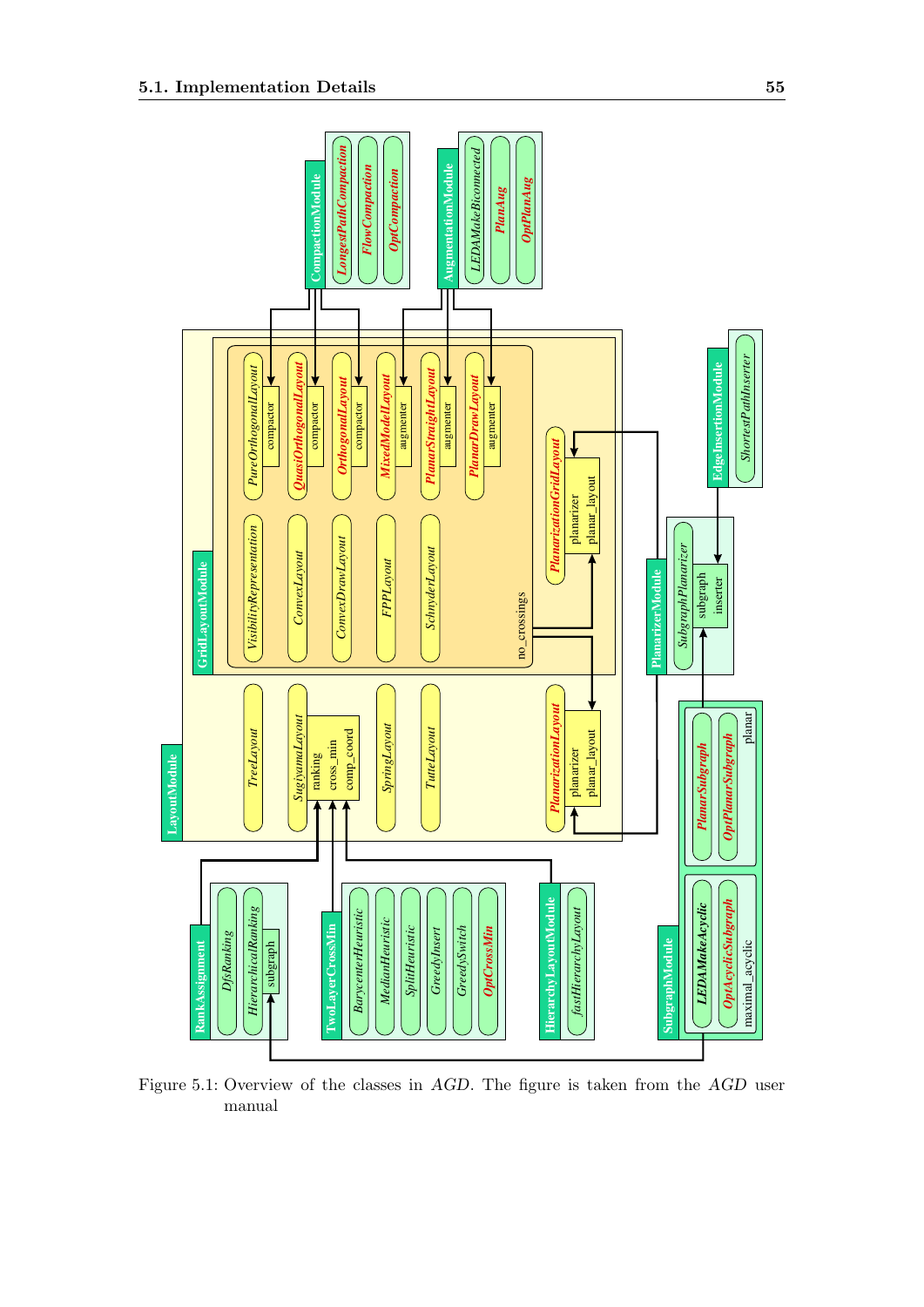Figure 5.1: Overview of the classes in *AGD*. The figure is taken from the *AGD* user manual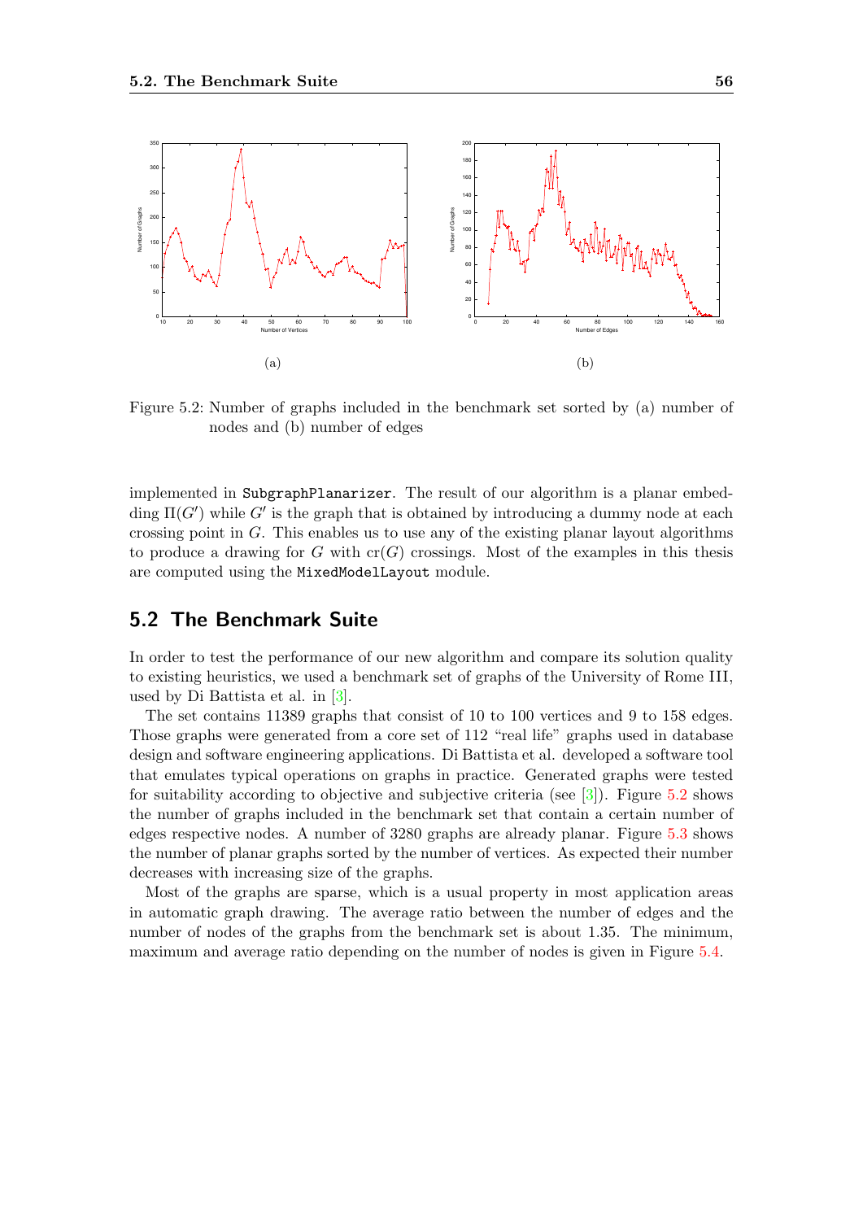Figure 5.2: Number of graphs included in the benchmark set sorted by (a) number of nodes and (b) number of edges

implemented in `SubgraphPlanarizer`. The result of our algorithm is a planar embedding $\Pi(G')$ while $G'$ is the graph that is obtained by introducing a dummy node at each crossing point in $G$. This enables us to use any of the existing planar layout algorithms to produce a drawing for $G$ with $\mathrm{cr}(G)$ crossings. Most of the examples in this thesis are computed using the `MixedModelLayout` module.

## 5.2 The Benchmark Suite

In order to test the performance of our new algorithm and compare its solution quality to existing heuristics, we used a benchmark set of graphs of the University of Rome III, used by Di Battista et al. in [3].

The set contains 11389 graphs that consist of 10 to 100 vertices and 9 to 158 edges. Those graphs were generated from a core set of 112 "real life" graphs used in database design and software engineering applications. Di Battista et al. developed a software tool that emulates typical operations on graphs in practice. Generated graphs were tested for suitability according to objective and subjective criteria (see [3]). Figure 5.2 shows the number of graphs included in the benchmark set that contain a certain number of edges respective nodes. A number of 3280 graphs are already planar. Figure 5.3 shows the number of planar graphs sorted by the number of vertices. As expected their number decreases with increasing size of the graphs.

Most of the graphs are sparse, which is a usual property in most application areas in automatic graph drawing. The average ratio between the number of edges and the number of nodes of the graphs from the benchmark set is about 1.35. The minimum, maximum and average ratio depending on the number of nodes is given in Figure 5.4.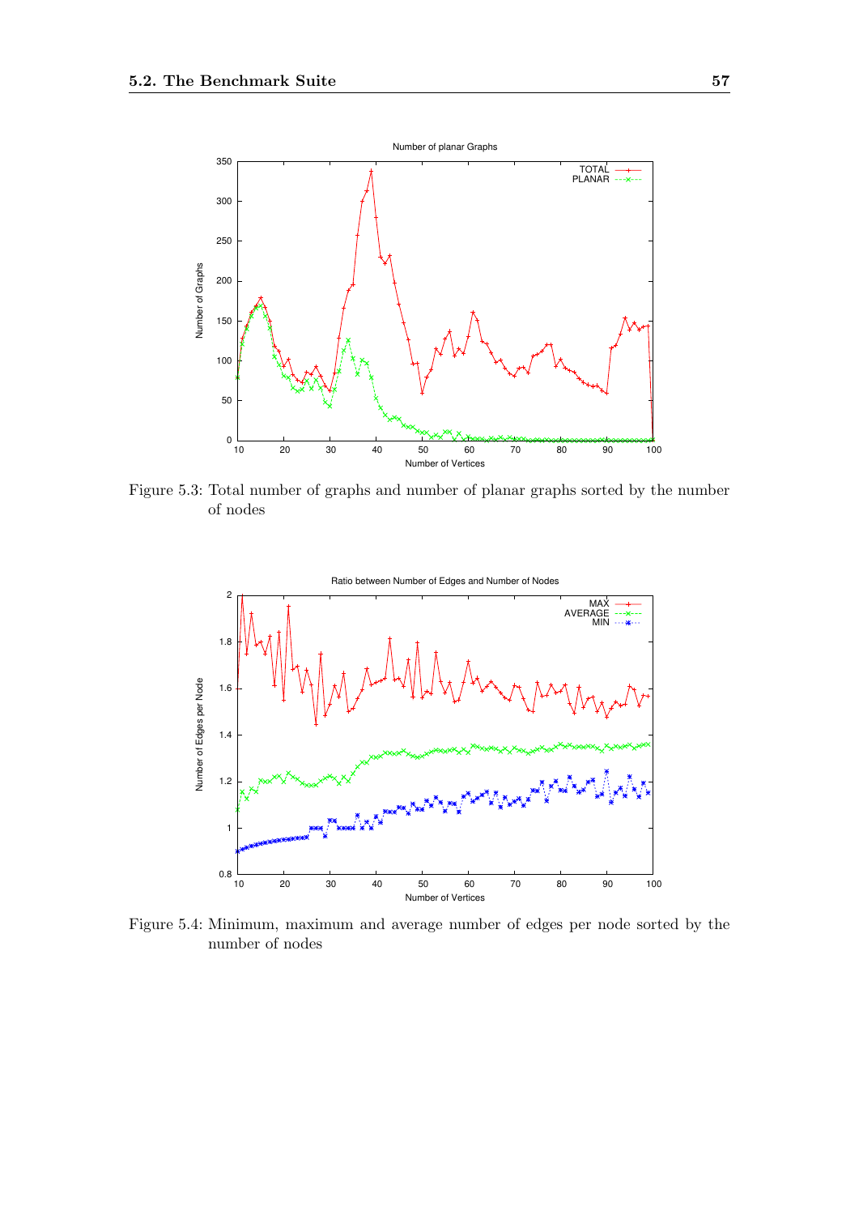Figure 5.3: Total number of graphs and number of planar graphs sorted by the number of nodes

Figure 5.4: Minimum, maximum and average number of edges per node sorted by the number of nodes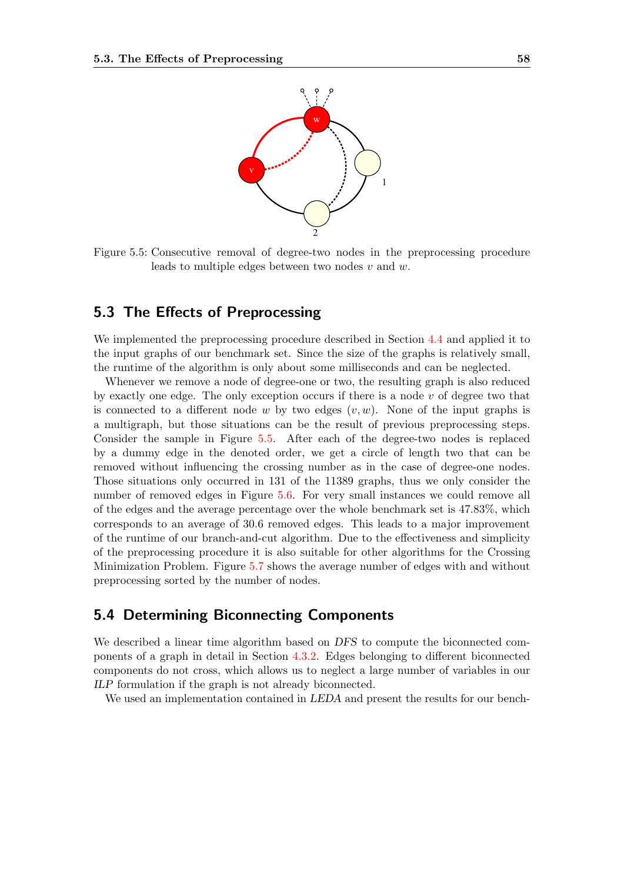Figure 5.5: Consecutive removal of degree-two nodes in the preprocessing procedure leads to multiple edges between two nodes $v$ and $w$.

## 5.3 The Effects of Preprocessing

We implemented the preprocessing procedure described in Section 4.4 and applied it to the input graphs of our benchmark set. Since the size of the graphs is relatively small, the runtime of the algorithm is only about some milliseconds and can be neglected.

Whenever we remove a node of degree-one or two, the resulting graph is also reduced by exactly one edge. The only exception occurs if there is a node $v$ of degree two that is connected to a different node $w$ by two edges $(v, w)$. None of the input graphs is a multigraph, but those situations can be the result of previous preprocessing steps. Consider the sample in Figure 5.5. After each of the degree-two nodes is replaced by a dummy edge in the denoted order, we get a circle of length two that can be removed without influencing the crossing number as in the case of degree-one nodes. Those situations only occurred in 131 of the 11389 graphs, thus we only consider the number of removed edges in Figure 5.6. For very small instances we could remove all of the edges and the average percentage over the whole benchmark set is 47.83%, which corresponds to an average of 30.6 removed edges. This leads to a major improvement of the runtime of our branch-and-cut algorithm. Due to the effectiveness and simplicity of the preprocessing procedure it is also suitable for other algorithms for the Crossing Minimization Problem. Figure 5.7 shows the average number of edges with and without preprocessing sorted by the number of nodes.

## 5.4 Determining Biconnecting Components

We described a linear time algorithm based on *DFS* to compute the biconnected components of a graph in detail in Section 4.3.2. Edges belonging to different biconnected components do not cross, which allows us to neglect a large number of variables in our *ILP* formulation if the graph is not already biconnected.

We used an implementation contained in *LEDA* and present the results for our bench-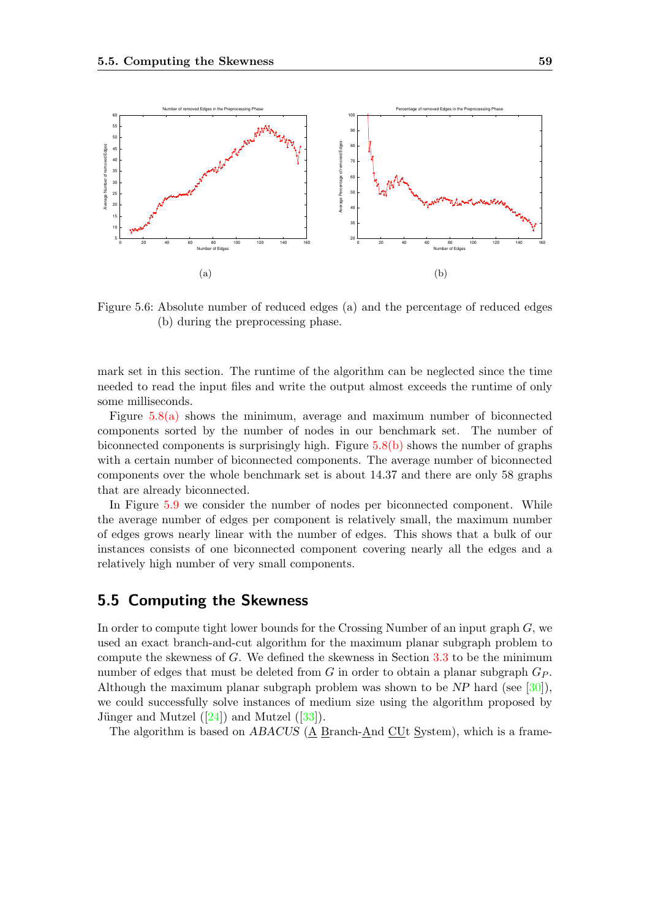(a)

(b)

Figure 5.6: Absolute number of reduced edges (a) and the percentage of reduced edges (b) during the preprocessing phase.

mark set in this section. The runtime of the algorithm can be neglected since the time needed to read the input files and write the output almost exceeds the runtime of only some milliseconds.

Figure 5.8(a) shows the minimum, average and maximum number of biconnected components sorted by the number of nodes in our benchmark set. The number of biconnected components is surprisingly high. Figure 5.8(b) shows the number of graphs with a certain number of biconnected components. The average number of biconnected components over the whole benchmark set is about 14.37 and there are only 58 graphs that are already biconnected.

In Figure 5.9 we consider the number of nodes per biconnected component. While the average number of edges per component is relatively small, the maximum number of edges grows nearly linear with the number of edges. This shows that a bulk of our instances consists of one biconnected component covering nearly all the edges and a relatively high number of very small components.

## 5.5 Computing the Skewness

In order to compute tight lower bounds for the Crossing Number of an input graph $G$, we used an exact branch-and-cut algorithm for the maximum planar subgraph problem to compute the skewness of $G$. We defined the skewness in Section 3.3 to be the minimum number of edges that must be deleted from $G$ in order to obtain a planar subgraph $G_P$. Although the maximum planar subgraph problem was shown to be *NP* hard (see [30]), we could successfully solve instances of medium size using the algorithm proposed by Jünger and Mutzel ([24]) and Mutzel ([33]).

The algorithm is based on *ABACUS* (A Branch-And CUt System), which is a frame-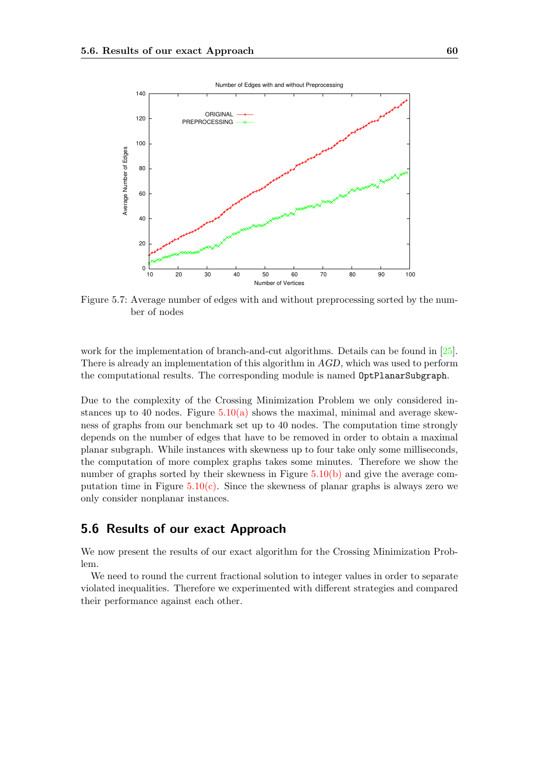Figure 5.7: Average number of edges with and without preprocessing sorted by the number of nodes

work for the implementation of branch-and-cut algorithms. Details can be found in [25]. There is already an implementation of this algorithm in *AGD*, which was used to perform the computational results. The corresponding module is named `OptPlanarSubgraph`.

Due to the complexity of the Crossing Minimization Problem we only considered instances up to 40 nodes. Figure 5.10(a) shows the maximal, minimal and average skewness of graphs from our benchmark set up to 40 nodes. The computation time strongly depends on the number of edges that have to be removed in order to obtain a maximal planar subgraph. While instances with skewness up to four take only some milliseconds, the computation of more complex graphs takes some minutes. Therefore we show the number of graphs sorted by their skewness in Figure 5.10(b) and give the average computation time in Figure 5.10(c). Since the skewness of planar graphs is always zero we only consider nonplanar instances.

## 5.6 Results of our exact Approach

We now present the results of our exact algorithm for the Crossing Minimization Problem.

We need to round the current fractional solution to integer values in order to separate violated inequalities. Therefore we experimented with different strategies and compared their performance against each other.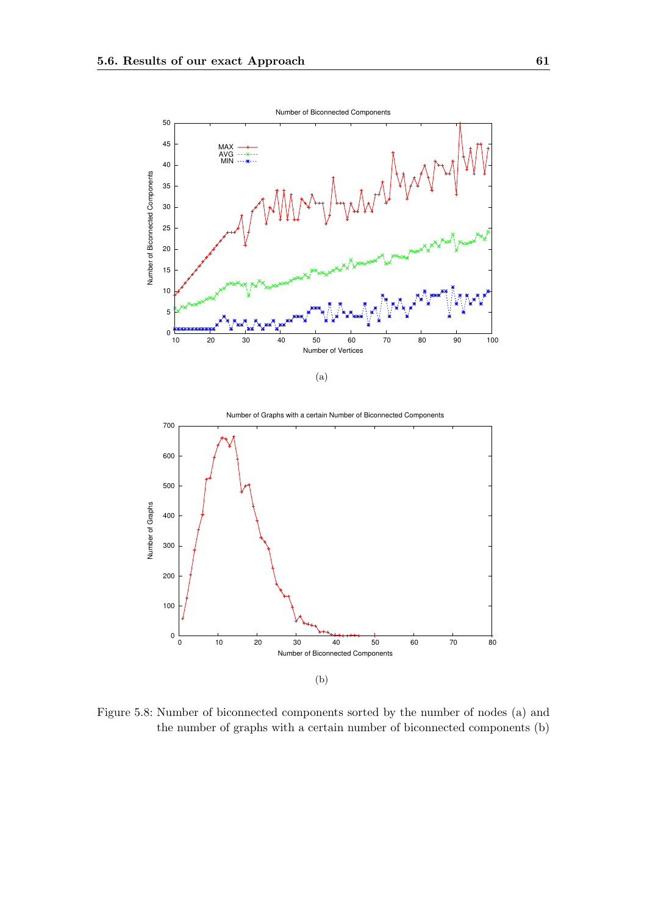(a)

(b)

Figure 5.8: Number of biconnected components sorted by the number of nodes (a) and the number of graphs with a certain number of biconnected components (b)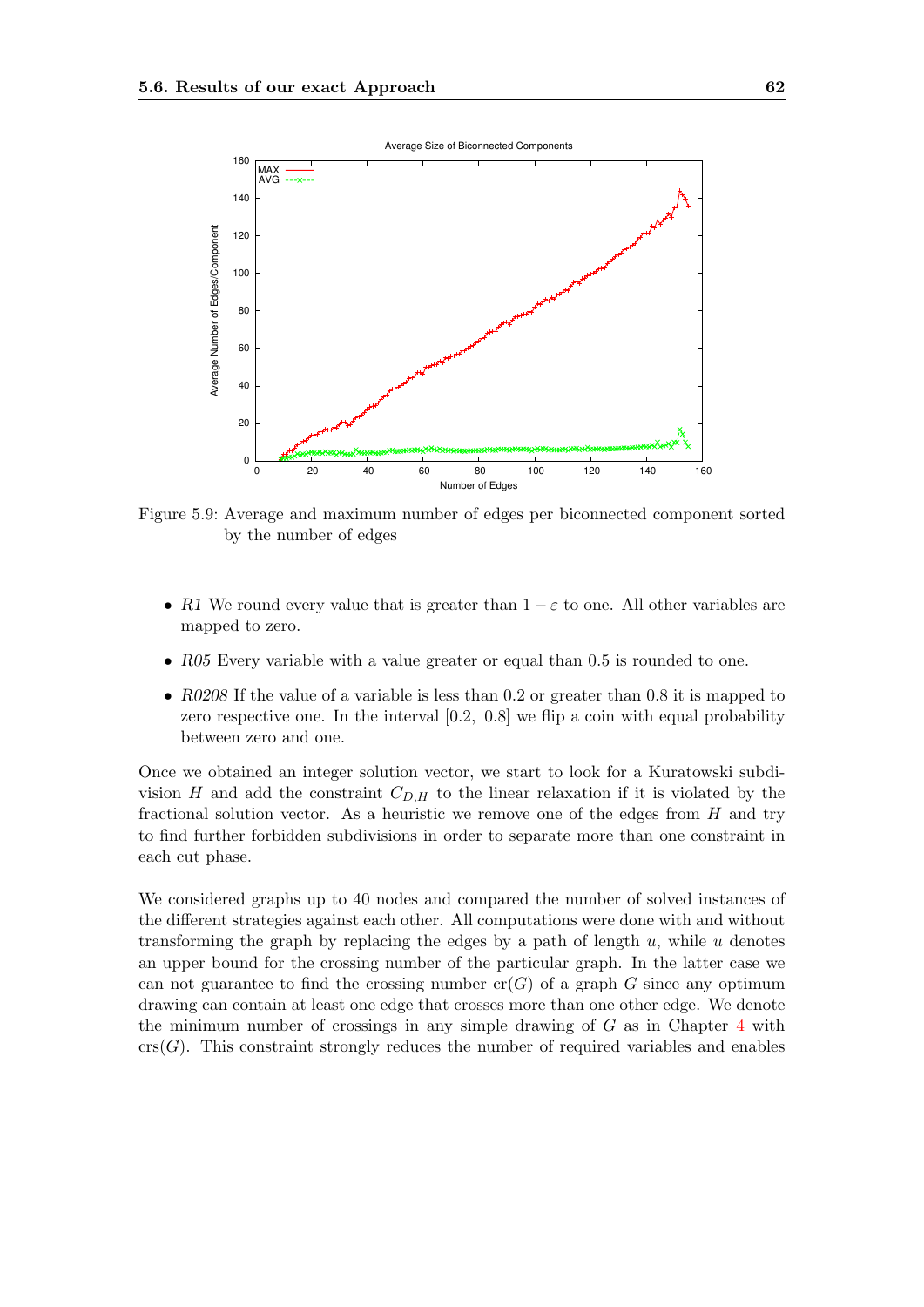Figure 5.9: Average and maximum number of edges per biconnected component sorted by the number of edges

- *R1* We round every value that is greater than $1 - \varepsilon$ to one. All other variables are mapped to zero.
- *R05* Every variable with a value greater or equal than 0.5 is rounded to one.
- *R0208* If the value of a variable is less than 0.2 or greater than 0.8 it is mapped to zero respective one. In the interval $[0.2,\ 0.8]$ we flip a coin with equal probability between zero and one.

Once we obtained an integer solution vector, we start to look for a Kuratowski subdivision $H$ and add the constraint $C_{D,H}$ to the linear relaxation if it is violated by the fractional solution vector. As a heuristic we remove one of the edges from $H$ and try to find further forbidden subdivisions in order to separate more than one constraint in each cut phase.

We considered graphs up to 40 nodes and compared the number of solved instances of the different strategies against each other. All computations were done with and without transforming the graph by replacing the edges by a path of length $u$, while $u$ denotes an upper bound for the crossing number of the particular graph. In the latter case we can not guarantee to find the crossing number $\mathrm{cr}(G)$ of a graph $G$ since any optimum drawing can contain at least one edge that crosses more than one other edge. We denote the minimum number of crossings in any simple drawing of $G$ as in Chapter 4 with $\mathrm{crs}(G)$. This constraint strongly reduces the number of required variables and enables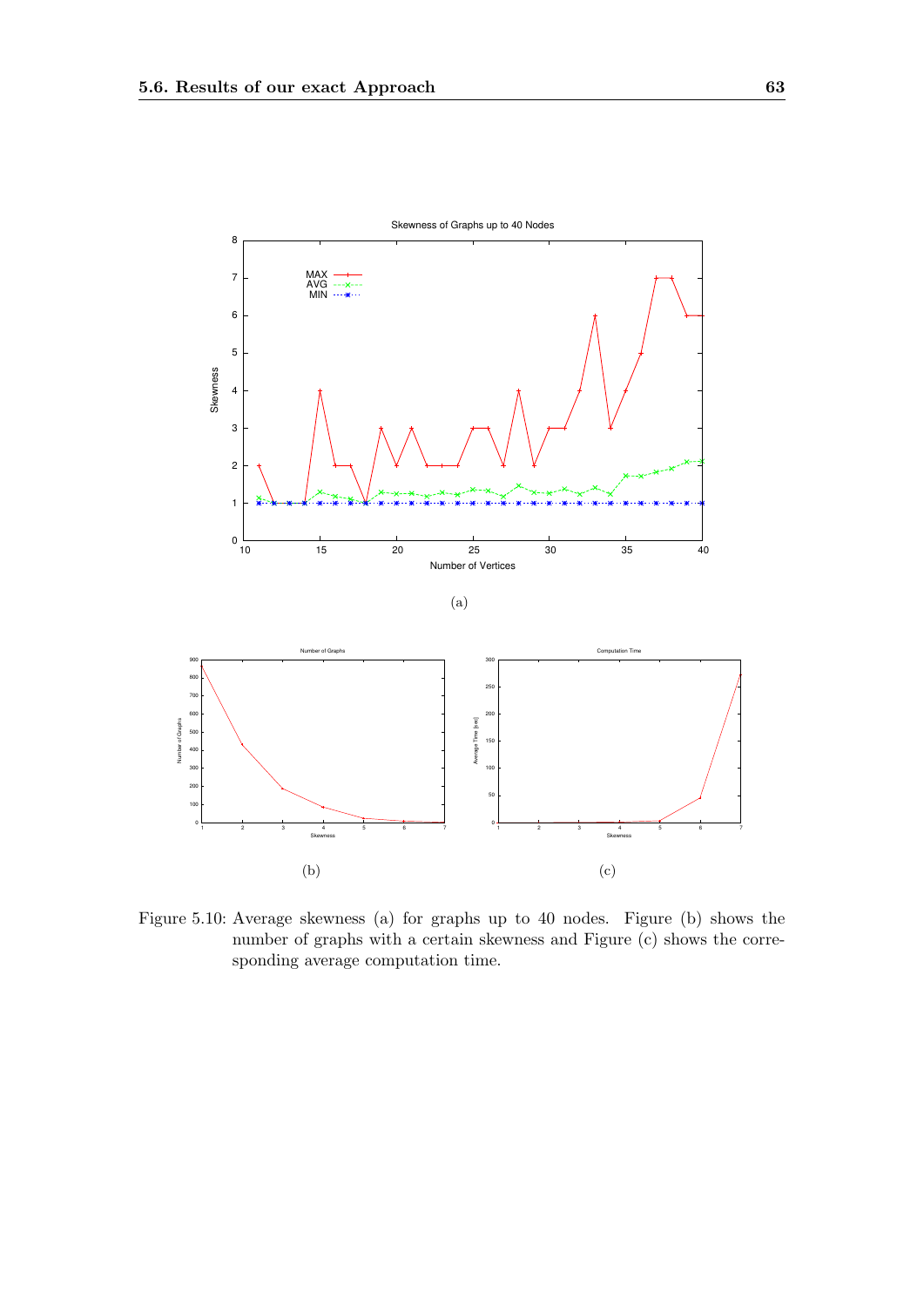(a)

(b)

(c)

Figure 5.10: Average skewness (a) for graphs up to 40 nodes. Figure (b) shows the number of graphs with a certain skewness and Figure (c) shows the corresponding average computation time.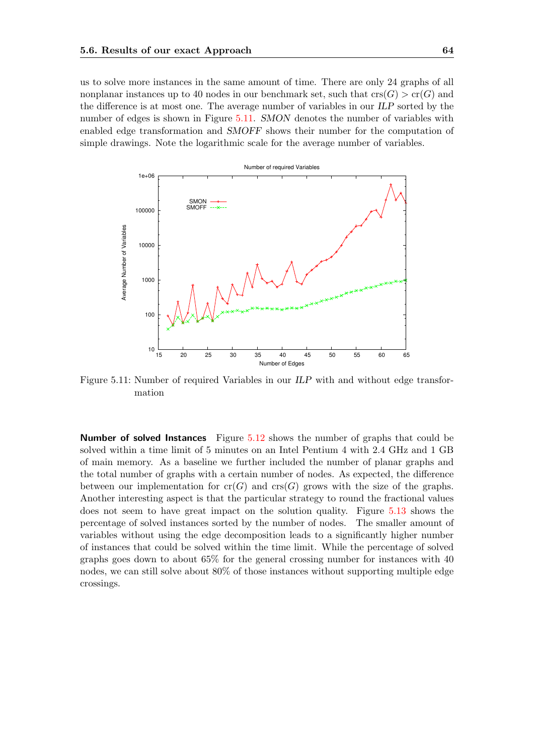us to solve more instances in the same amount of time. There are only 24 graphs of all nonplanar instances up to 40 nodes in our benchmark set, such that $\mathrm{crs}(G) > \mathrm{cr}(G)$ and the difference is at most one. The average number of variables in our *ILP* sorted by the number of edges is shown in Figure 5.11. *SMON* denotes the number of variables with enabled edge transformation and *SMOFF* shows their number for the computation of simple drawings. Note the logarithmic scale for the average number of variables.

Figure 5.11: Number of required Variables in our *ILP* with and without edge transformation

**Number of solved Instances** Figure 5.12 shows the number of graphs that could be solved within a time limit of 5 minutes on an Intel Pentium 4 with 2.4 GHz and 1 GB of main memory. As a baseline we further included the number of planar graphs and the total number of graphs with a certain number of nodes. As expected, the difference between our implementation for $\mathrm{cr}(G)$ and $\mathrm{crs}(G)$ grows with the size of the graphs. Another interesting aspect is that the particular strategy to round the fractional values does not seem to have great impact on the solution quality. Figure 5.13 shows the percentage of solved instances sorted by the number of nodes. The smaller amount of variables without using the edge decomposition leads to a significantly higher number of instances that could be solved within the time limit. While the percentage of solved graphs goes down to about 65% for the general crossing number for instances with 40 nodes, we can still solve about 80% of those instances without supporting multiple edge crossings.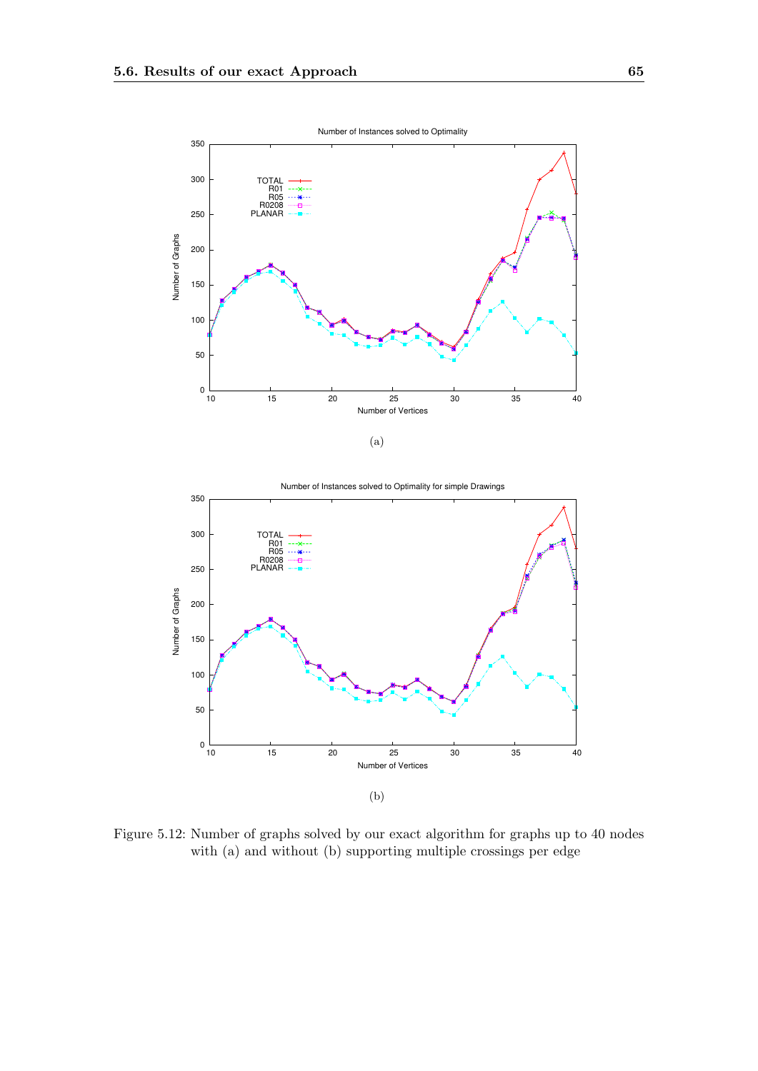Figure 5.12: Number of graphs solved by our exact algorithm for graphs up to 40 nodes with (a) and without (b) supporting multiple crossings per edge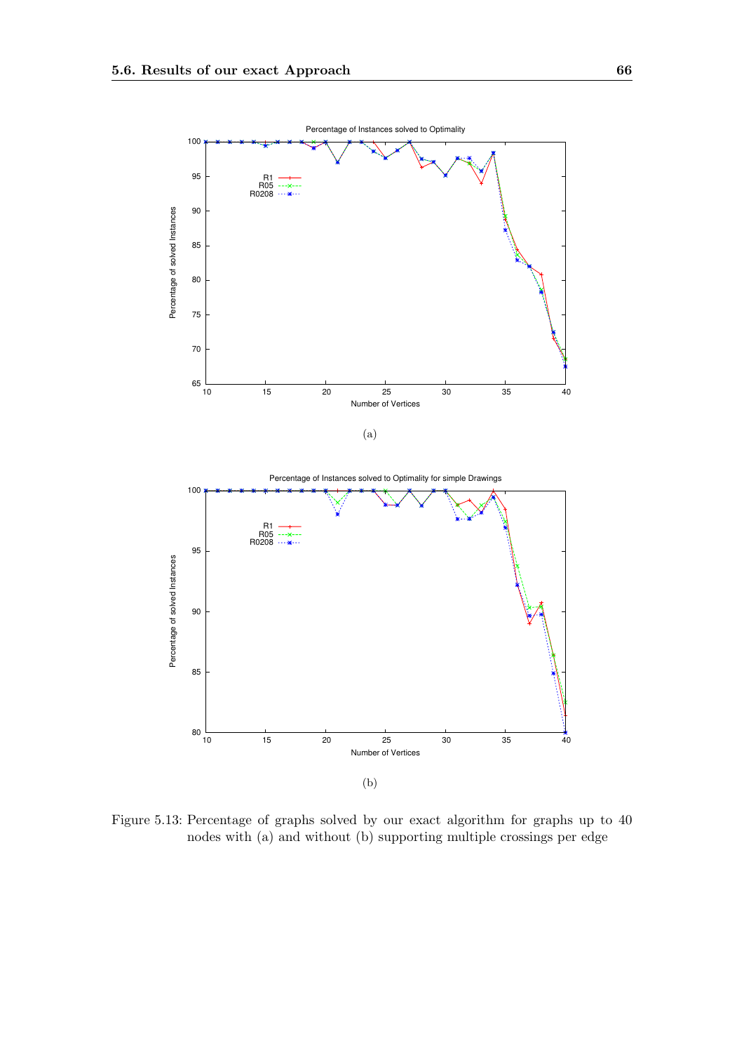(a)

(b)

Figure 5.13: Percentage of graphs solved by our exact algorithm for graphs up to 40 nodes with (a) and without (b) supporting multiple crossings per edge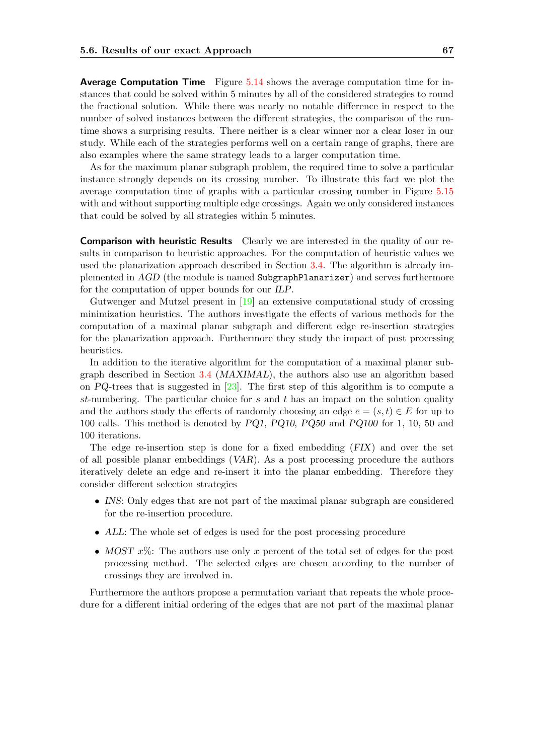**Average Computation Time** Figure 5.14 shows the average computation time for instances that could be solved within 5 minutes by all of the considered strategies to round the fractional solution. While there was nearly no notable difference in respect to the number of solved instances between the different strategies, the comparison of the runtime shows a surprising results. There neither is a clear winner nor a clear loser in our study. While each of the strategies performs well on a certain range of graphs, there are also examples where the same strategy leads to a larger computation time.

As for the maximum planar subgraph problem, the required time to solve a particular instance strongly depends on its crossing number. To illustrate this fact we plot the average computation time of graphs with a particular crossing number in Figure 5.15 with and without supporting multiple edge crossings. Again we only considered instances that could be solved by all strategies within 5 minutes.

**Comparison with heuristic Results** Clearly we are interested in the quality of our results in comparison to heuristic approaches. For the computation of heuristic values we used the planarization approach described in Section 3.4. The algorithm is already implemented in *AGD* (the module is named `SubgraphPlanarizer`) and serves furthermore for the computation of upper bounds for our *ILP*.

Gutwenger and Mutzel present in [19] an extensive computational study of crossing minimization heuristics. The authors investigate the effects of various methods for the computation of a maximal planar subgraph and different edge re-insertion strategies for the planarization approach. Furthermore they study the impact of post processing heuristics.

In addition to the iterative algorithm for the computation of a maximal planar subgraph described in Section 3.4 (*MAXIMAL*), the authors also use an algorithm based on *PQ*-trees that is suggested in [23]. The first step of this algorithm is to compute a $st$-numbering. The particular choice for $s$ and $t$ has an impact on the solution quality and the authors study the effects of randomly choosing an edge $e = (s, t) \in E$ for up to 100 calls. This method is denoted by *PQ1*, *PQ10*, *PQ50* and *PQ100* for 1, 10, 50 and 100 iterations.

The edge re-insertion step is done for a fixed embedding (*FIX*) and over the set of all possible planar embeddings (*VAR*). As a post processing procedure the authors iteratively delete an edge and re-insert it into the planar embedding. Therefore they consider different selection strategies

- *INS*: Only edges that are not part of the maximal planar subgraph are considered for the re-insertion procedure.
- *ALL*: The whole set of edges is used for the post processing procedure
- *MOST* $x$%: The authors use only $x$ percent of the total set of edges for the post processing method. The selected edges are chosen according to the number of crossings they are involved in.

Furthermore the authors propose a permutation variant that repeats the whole procedure for a different initial ordering of the edges that are not part of the maximal planar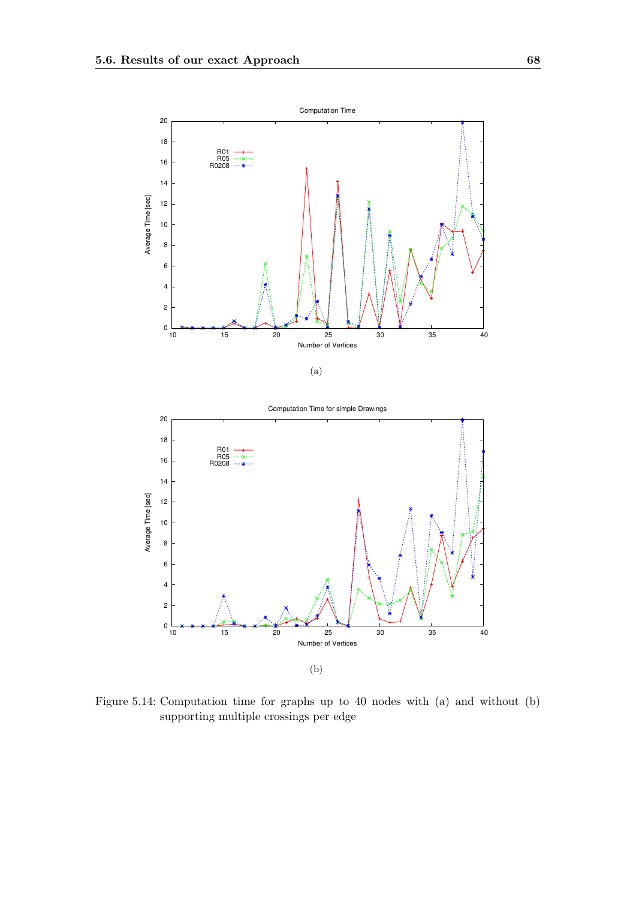(a)

(b)

Figure 5.14: Computation time for graphs up to 40 nodes with (a) and without (b) supporting multiple crossings per edge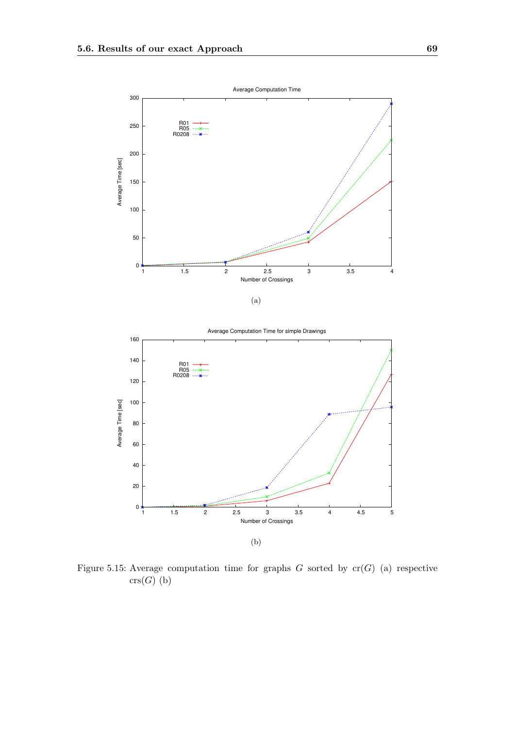(a)

(b)

Figure 5.15: Average computation time for graphs $G$ sorted by $\mathrm{cr}(G)$ (a) respective $\mathrm{crs}(G)$ (b)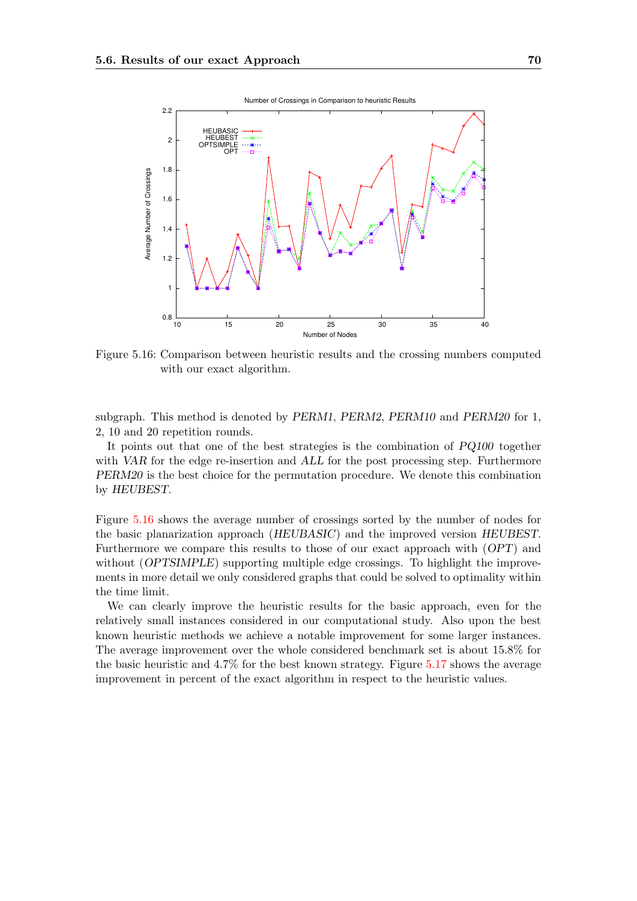Figure 5.16: Comparison between heuristic results and the crossing numbers computed with our exact algorithm.

subgraph. This method is denoted by *PERM1*, *PERM2*, *PERM10* and *PERM20* for 1, 2, 10 and 20 repetition rounds.

It points out that one of the best strategies is the combination of *PQ100* together with *VAR* for the edge re-insertion and *ALL* for the post processing step. Furthermore *PERM20* is the best choice for the permutation procedure. We denote this combination by *HEUBEST*.

Figure 5.16 shows the average number of crossings sorted by the number of nodes for the basic planarization approach (*HEUBASIC*) and the improved version *HEUBEST*. Furthermore we compare this results to those of our exact approach with (*OPT*) and without (*OPTSIMPLE*) supporting multiple edge crossings. To highlight the improvements in more detail we only considered graphs that could be solved to optimality within the time limit.

We can clearly improve the heuristic results for the basic approach, even for the relatively small instances considered in our computational study. Also upon the best known heuristic methods we achieve a notable improvement for some larger instances. The average improvement over the whole considered benchmark set is about 15.8% for the basic heuristic and 4.7% for the best known strategy. Figure 5.17 shows the average improvement in percent of the exact algorithm in respect to the heuristic values.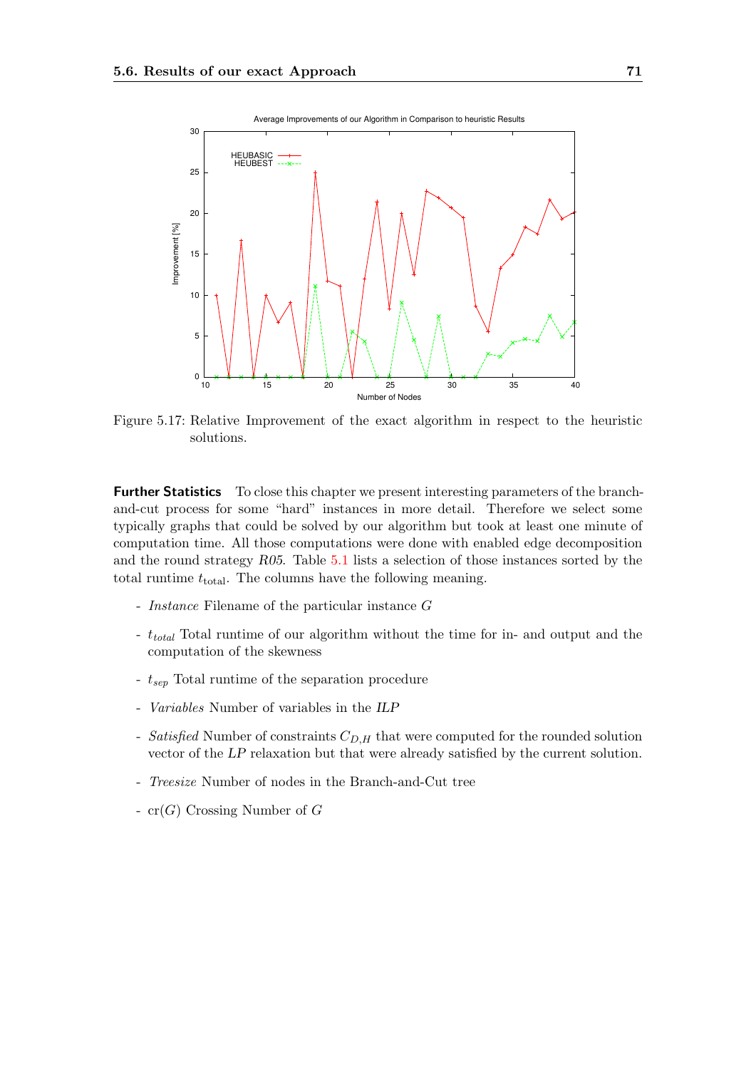Figure 5.17: Relative Improvement of the exact algorithm in respect to the heuristic solutions.

**Further Statistics** To close this chapter we present interesting parameters of the branch-and-cut process for some "hard" instances in more detail. Therefore we select some typically graphs that could be solved by our algorithm but took at least one minute of computation time. All those computations were done with enabled edge decomposition and the round strategy *R05*. Table 5.1 lists a selection of those instances sorted by the total runtime $t_{\text{total}}$. The columns have the following meaning.

- *Instance* Filename of the particular instance $G$
- $t_{total}$ Total runtime of our algorithm without the time for in- and output and the computation of the skewness
- $t_{sep}$ Total runtime of the separation procedure
- *Variables* Number of variables in the *ILP*
- *Satisfied* Number of constraints $C_{D,H}$ that were computed for the rounded solution vector of the *LP* relaxation but that were already satisfied by the current solution.
- *Treesize* Number of nodes in the Branch-and-Cut tree
- $\text{cr}(G)$ Crossing Number of $G$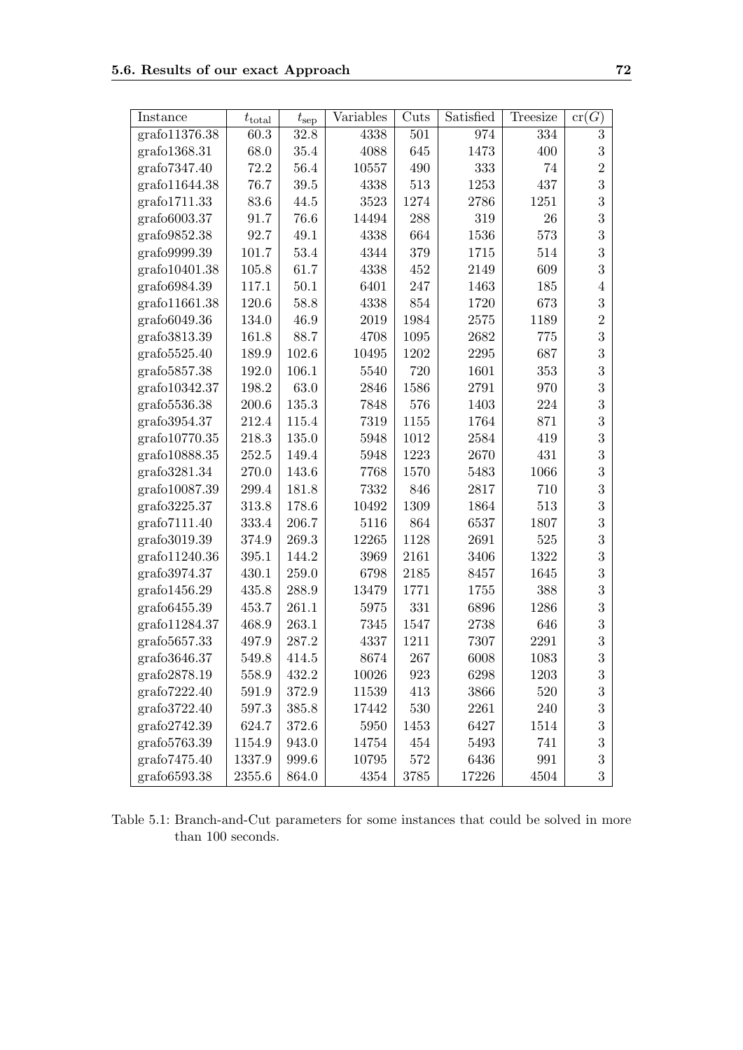| Instance | $t_{\text{total}}$ | $t_{\text{sep}}$ | Variables | Cuts | Satisfied | Treesize | $\text{cr}(G)$ |
|---|---|---|---|---|---|---|---|
| grafo11376.38 | 60.3 | 32.8 | 4338 | 501 | 974 | 334 | 3 |
| grafo1368.31 | 68.0 | 35.4 | 4088 | 645 | 1473 | 400 | 3 |
| grafo7347.40 | 72.2 | 56.4 | 10557 | 490 | 333 | 74 | 2 |
| grafo11644.38 | 76.7 | 39.5 | 4338 | 513 | 1253 | 437 | 3 |
| grafo1711.33 | 83.6 | 44.5 | 3523 | 1274 | 2786 | 1251 | 3 |
| grafo6003.37 | 91.7 | 76.6 | 14494 | 288 | 319 | 26 | 3 |
| grafo9852.38 | 92.7 | 49.1 | 4338 | 664 | 1536 | 573 | 3 |
| grafo9999.39 | 101.7 | 53.4 | 4344 | 379 | 1715 | 514 | 3 |
| grafo10401.38 | 105.8 | 61.7 | 4338 | 452 | 2149 | 609 | 3 |
| grafo6984.39 | 117.1 | 50.1 | 6401 | 247 | 1463 | 185 | 4 |
| grafo11661.38 | 120.6 | 58.8 | 4338 | 854 | 1720 | 673 | 3 |
| grafo6049.36 | 134.0 | 46.9 | 2019 | 1984 | 2575 | 1189 | 2 |
| grafo3813.39 | 161.8 | 88.7 | 4708 | 1095 | 2682 | 775 | 3 |
| grafo5525.40 | 189.9 | 102.6 | 10495 | 1202 | 2295 | 687 | 3 |
| grafo5857.38 | 192.0 | 106.1 | 5540 | 720 | 1601 | 353 | 3 |
| grafo10342.37 | 198.2 | 63.0 | 2846 | 1586 | 2791 | 970 | 3 |
| grafo5536.38 | 200.6 | 135.3 | 7848 | 576 | 1403 | 224 | 3 |
| grafo3954.37 | 212.4 | 115.4 | 7319 | 1155 | 1764 | 871 | 3 |
| grafo10770.35 | 218.3 | 135.0 | 5948 | 1012 | 2584 | 419 | 3 |
| grafo10888.35 | 252.5 | 149.4 | 5948 | 1223 | 2670 | 431 | 3 |
| grafo3281.34 | 270.0 | 143.6 | 7768 | 1570 | 5483 | 1066 | 3 |
| grafo10087.39 | 299.4 | 181.8 | 7332 | 846 | 2817 | 710 | 3 |
| grafo3225.37 | 313.8 | 178.6 | 10492 | 1309 | 1864 | 513 | 3 |
| grafo7111.40 | 333.4 | 206.7 | 5116 | 864 | 6537 | 1807 | 3 |
| grafo3019.39 | 374.9 | 269.3 | 12265 | 1128 | 2691 | 525 | 3 |
| grafo11240.36 | 395.1 | 144.2 | 3969 | 2161 | 3406 | 1322 | 3 |
| grafo3974.37 | 430.1 | 259.0 | 6798 | 2185 | 8457 | 1645 | 3 |
| grafo1456.29 | 435.8 | 288.9 | 13479 | 1771 | 1755 | 388 | 3 |
| grafo6455.39 | 453.7 | 261.1 | 5975 | 331 | 6896 | 1286 | 3 |
| grafo11284.37 | 468.9 | 263.1 | 7345 | 1547 | 2738 | 646 | 3 |
| grafo5657.33 | 497.9 | 287.2 | 4337 | 1211 | 7307 | 2291 | 3 |
| grafo3646.37 | 549.8 | 414.5 | 8674 | 267 | 6008 | 1083 | 3 |
| grafo2878.19 | 558.9 | 432.2 | 10026 | 923 | 6298 | 1203 | 3 |
| grafo7222.40 | 591.9 | 372.9 | 11539 | 413 | 3866 | 520 | 3 |
| grafo3722.40 | 597.3 | 385.8 | 17442 | 530 | 2261 | 240 | 3 |
| grafo2742.39 | 624.7 | 372.6 | 5950 | 1453 | 6427 | 1514 | 3 |
| grafo5763.39 | 1154.9 | 943.0 | 14754 | 454 | 5493 | 741 | 3 |
| grafo7475.40 | 1337.9 | 999.6 | 10795 | 572 | 6436 | 991 | 3 |
| grafo6593.38 | 2355.6 | 864.0 | 4354 | 3785 | 17226 | 4504 | 3 |

Table 5.1: Branch-and-Cut parameters for some instances that could be solved in more than 100 seconds.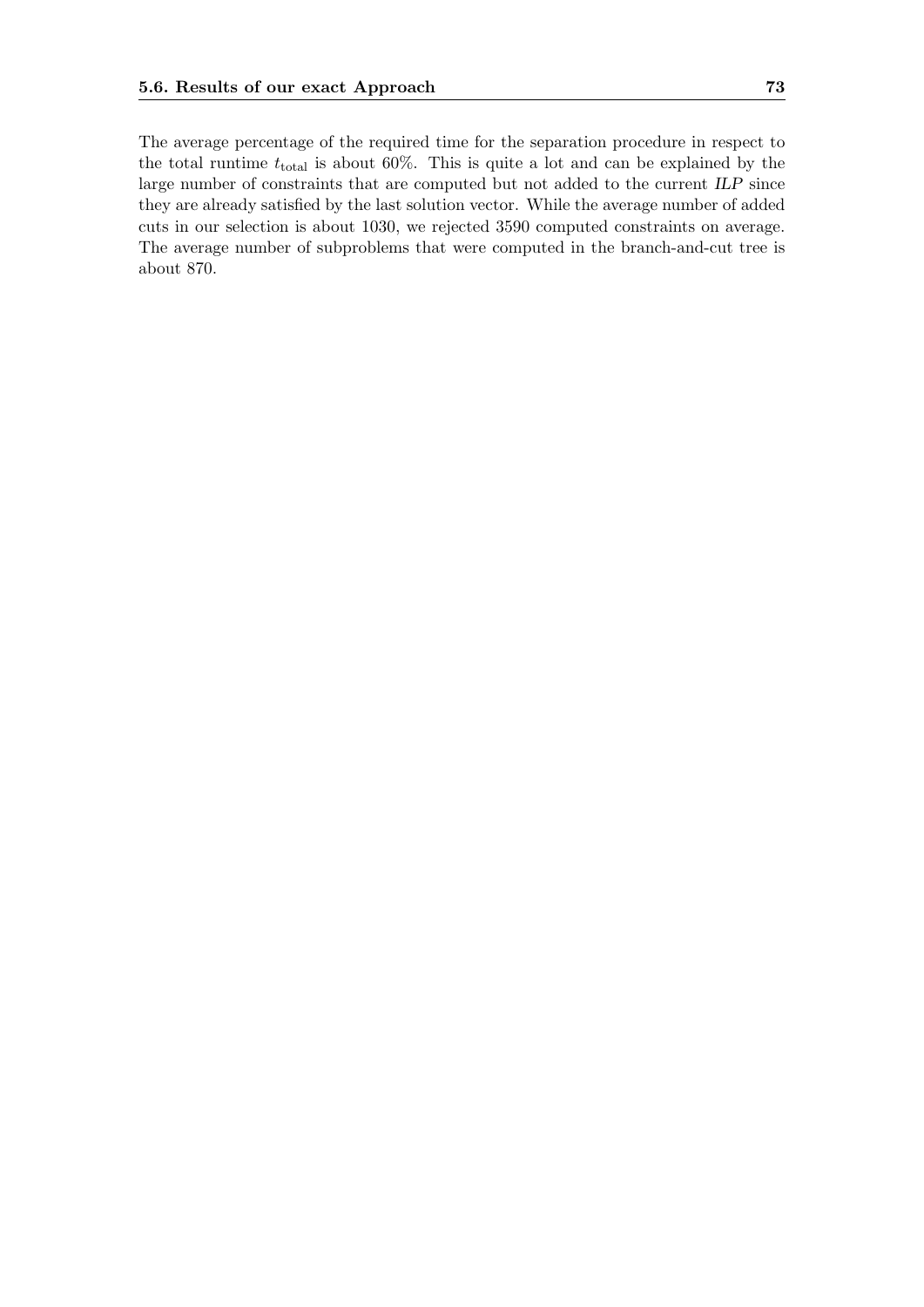The average percentage of the required time for the separation procedure in respect to the total runtime $t_{\text{total}}$ is about 60%. This is quite a lot and can be explained by the large number of constraints that are computed but not added to the current *ILP* since they are already satisfied by the last solution vector. While the average number of added cuts in our selection is about 1030, we rejected 3590 computed constraints on average. The average number of subproblems that were computed in the branch-and-cut tree is about 870.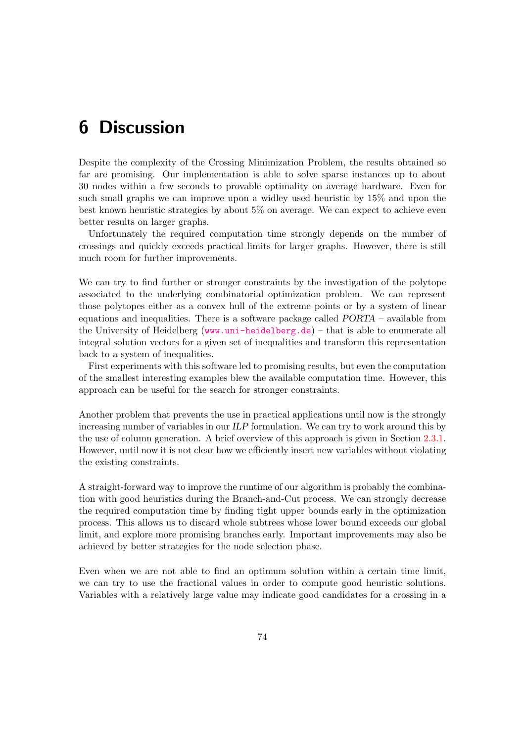# 6 Discussion

Despite the complexity of the Crossing Minimization Problem, the results obtained so far are promising. Our implementation is able to solve sparse instances up to about 30 nodes within a few seconds to provable optimality on average hardware. Even for such small graphs we can improve upon a widley used heuristic by 15% and upon the best known heuristic strategies by about 5% on average. We can expect to achieve even better results on larger graphs.

Unfortunately the required computation time strongly depends on the number of crossings and quickly exceeds practical limits for larger graphs. However, there is still much room for further improvements.

We can try to find further or stronger constraints by the investigation of the polytope associated to the underlying combinatorial optimization problem. We can represent those polytopes either as a convex hull of the extreme points or by a system of linear equations and inequalities. There is a software package called *PORTA* – available from the University of Heidelberg (www.uni-heidelberg.de) – that is able to enumerate all integral solution vectors for a given set of inequalities and transform this representation back to a system of inequalities.

First experiments with this software led to promising results, but even the computation of the smallest interesting examples blew the available computation time. However, this approach can be useful for the search for stronger constraints.

Another problem that prevents the use in practical applications until now is the strongly increasing number of variables in our *ILP* formulation. We can try to work around this by the use of column generation. A brief overview of this approach is given in Section 2.3.1. However, until now it is not clear how we efficiently insert new variables without violating the existing constraints.

A straight-forward way to improve the runtime of our algorithm is probably the combination with good heuristics during the Branch-and-Cut process. We can strongly decrease the required computation time by finding tight upper bounds early in the optimization process. This allows us to discard whole subtrees whose lower bound exceeds our global limit, and explore more promising branches early. Important improvements may also be achieved by better strategies for the node selection phase.

Even when we are not able to find an optimum solution within a certain time limit, we can try to use the fractional values in order to compute good heuristic solutions. Variables with a relatively large value may indicate good candidates for a crossing in a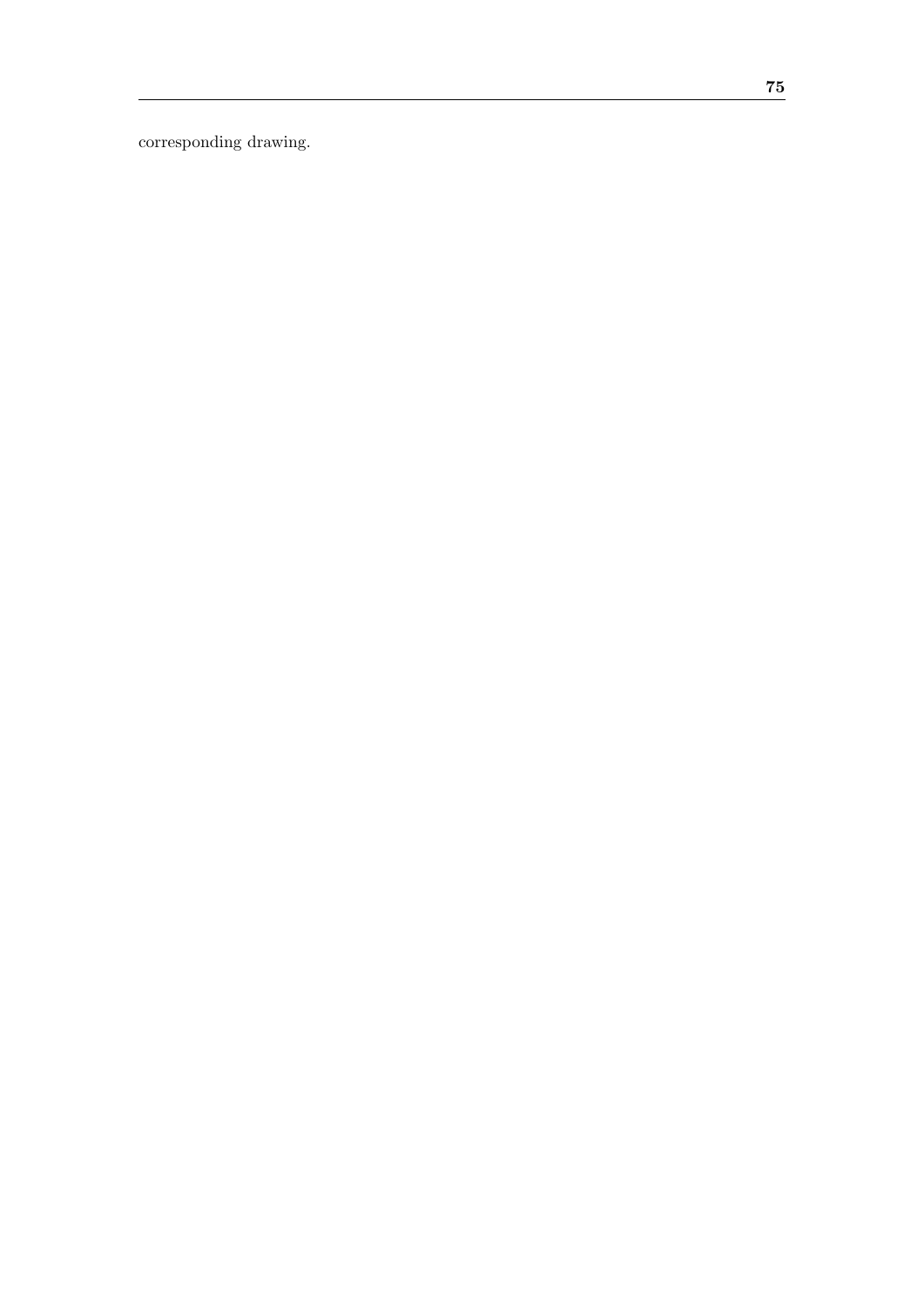corresponding drawing.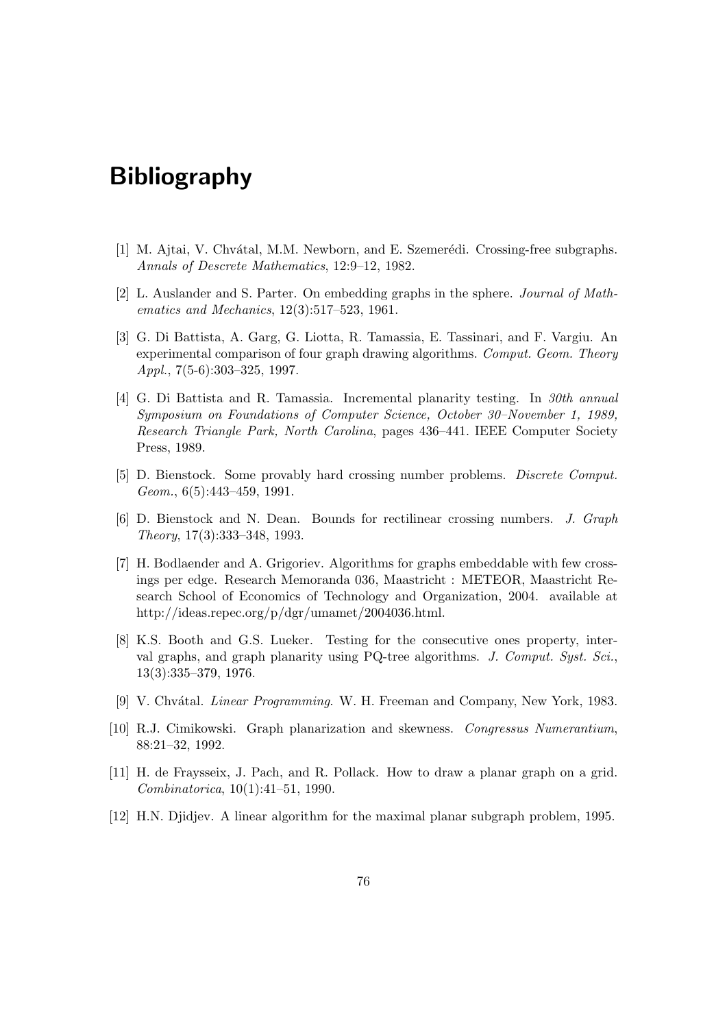# Bibliography

[1] M. Ajtai, V. Chvátal, M.M. Newborn, and E. Szemerédi. Crossing-free subgraphs. *Annals of Descrete Mathematics*, 12:9–12, 1982.

[2] L. Auslander and S. Parter. On embedding graphs in the sphere. *Journal of Mathematics and Mechanics*, 12(3):517–523, 1961.

[3] G. Di Battista, A. Garg, G. Liotta, R. Tamassia, E. Tassinari, and F. Vargiu. An experimental comparison of four graph drawing algorithms. *Comput. Geom. Theory Appl.*, 7(5-6):303–325, 1997.

[4] G. Di Battista and R. Tamassia. Incremental planarity testing. In *30th annual Symposium on Foundations of Computer Science, October 30–November 1, 1989, Research Triangle Park, North Carolina*, pages 436–441. IEEE Computer Society Press, 1989.

[5] D. Bienstock. Some provably hard crossing number problems. *Discrete Comput. Geom.*, 6(5):443–459, 1991.

[6] D. Bienstock and N. Dean. Bounds for rectilinear crossing numbers. *J. Graph Theory*, 17(3):333–348, 1993.

[7] H. Bodlaender and A. Grigoriev. Algorithms for graphs embeddable with few crossings per edge. Research Memoranda 036, Maastricht : METEOR, Maastricht Research School of Economics of Technology and Organization, 2004. available at http://ideas.repec.org/p/dgr/umamet/2004036.html.

[8] K.S. Booth and G.S. Lueker. Testing for the consecutive ones property, interval graphs, and graph planarity using PQ-tree algorithms. *J. Comput. Syst. Sci.*, 13(3):335–379, 1976.

[9] V. Chvátal. *Linear Programming*. W. H. Freeman and Company, New York, 1983.

[10] R.J. Cimikowski. Graph planarization and skewness. *Congressus Numerantium*, 88:21–32, 1992.

[11] H. de Fraysseix, J. Pach, and R. Pollack. How to draw a planar graph on a grid. *Combinatorica*, 10(1):41–51, 1990.

[12] H.N. Djidjev. A linear algorithm for the maximal planar subgraph problem, 1995.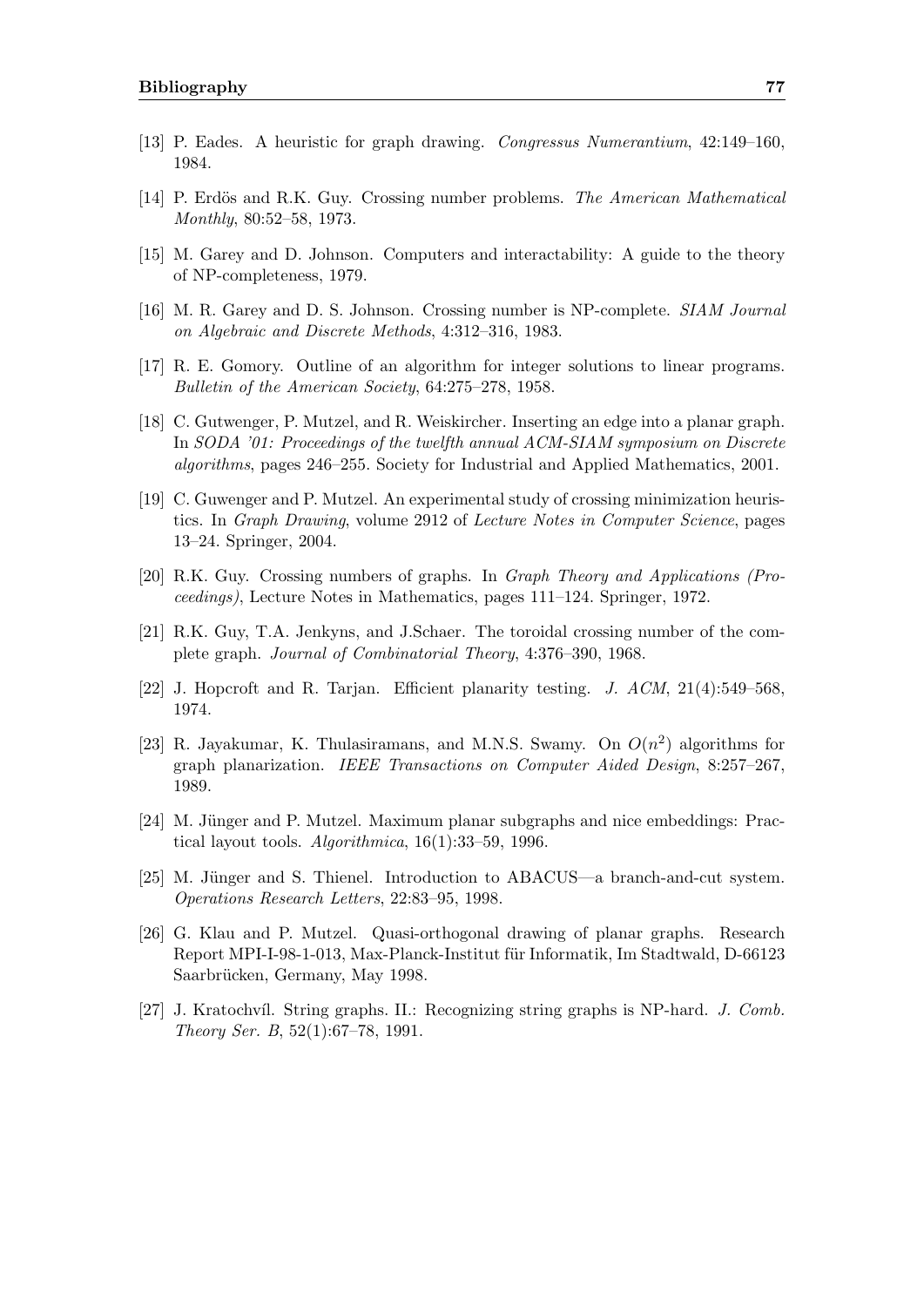[13] P. Eades. A heuristic for graph drawing. *Congressus Numerantium*, 42:149–160, 1984.

[14] P. Erdös and R.K. Guy. Crossing number problems. *The American Mathematical Monthly*, 80:52–58, 1973.

[15] M. Garey and D. Johnson. Computers and interactability: A guide to the theory of NP-completeness, 1979.

[16] M. R. Garey and D. S. Johnson. Crossing number is NP-complete. *SIAM Journal on Algebraic and Discrete Methods*, 4:312–316, 1983.

[17] R. E. Gomory. Outline of an algorithm for integer solutions to linear programs. *Bulletin of the American Society*, 64:275–278, 1958.

[18] C. Gutwenger, P. Mutzel, and R. Weiskircher. Inserting an edge into a planar graph. In *SODA '01: Proceedings of the twelfth annual ACM-SIAM symposium on Discrete algorithms*, pages 246–255. Society for Industrial and Applied Mathematics, 2001.

[19] C. Guwenger and P. Mutzel. An experimental study of crossing minimization heuristics. In *Graph Drawing*, volume 2912 of *Lecture Notes in Computer Science*, pages 13–24. Springer, 2004.

[20] R.K. Guy. Crossing numbers of graphs. In *Graph Theory and Applications (Proceedings)*, Lecture Notes in Mathematics, pages 111–124. Springer, 1972.

[21] R.K. Guy, T.A. Jenkyns, and J.Schaer. The toroidal crossing number of the complete graph. *Journal of Combinatorial Theory*, 4:376–390, 1968.

[22] J. Hopcroft and R. Tarjan. Efficient planarity testing. *J. ACM*, 21(4):549–568, 1974.

[23] R. Jayakumar, K. Thulasiramans, and M.N.S. Swamy. On $O(n^2)$ algorithms for graph planarization. *IEEE Transactions on Computer Aided Design*, 8:257–267, 1989.

[24] M. Jünger and P. Mutzel. Maximum planar subgraphs and nice embeddings: Practical layout tools. *Algorithmica*, 16(1):33–59, 1996.

[25] M. Jünger and S. Thienel. Introduction to ABACUS—a branch-and-cut system. *Operations Research Letters*, 22:83–95, 1998.

[26] G. Klau and P. Mutzel. Quasi-orthogonal drawing of planar graphs. Research Report MPI-I-98-1-013, Max-Planck-Institut für Informatik, Im Stadtwald, D-66123 Saarbrücken, Germany, May 1998.

[27] J. Kratochvíl. String graphs. II.: Recognizing string graphs is NP-hard. *J. Comb. Theory Ser. B*, 52(1):67–78, 1991.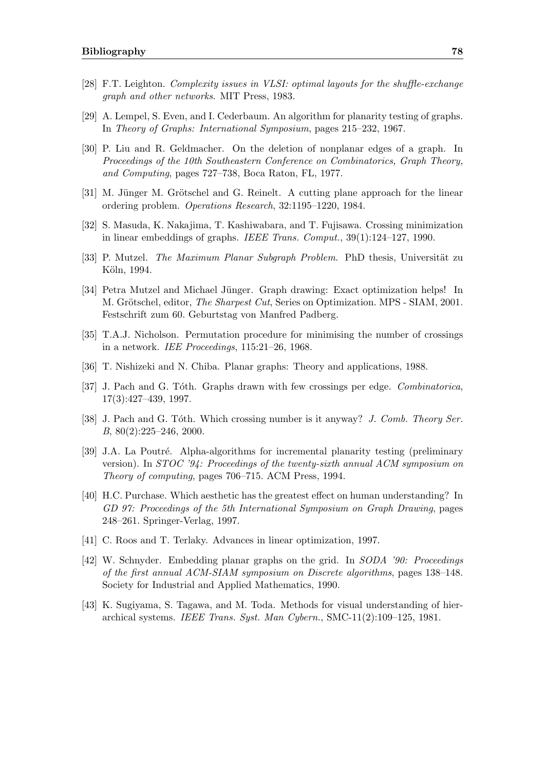[28] F.T. Leighton. *Complexity issues in VLSI: optimal layouts for the shuffle-exchange graph and other networks*. MIT Press, 1983.

[29] A. Lempel, S. Even, and I. Cederbaum. An algorithm for planarity testing of graphs. In *Theory of Graphs: International Symposium*, pages 215–232, 1967.

[30] P. Liu and R. Geldmacher. On the deletion of nonplanar edges of a graph. In *Proceedings of the 10th Southeastern Conference on Combinatorics, Graph Theory, and Computing*, pages 727–738, Boca Raton, FL, 1977.

[31] M. Jünger M. Grötschel and G. Reinelt. A cutting plane approach for the linear ordering problem. *Operations Research*, 32:1195–1220, 1984.

[32] S. Masuda, K. Nakajima, T. Kashiwabara, and T. Fujisawa. Crossing minimization in linear embeddings of graphs. *IEEE Trans. Comput.*, 39(1):124–127, 1990.

[33] P. Mutzel. *The Maximum Planar Subgraph Problem*. PhD thesis, Universität zu Köln, 1994.

[34] Petra Mutzel and Michael Jünger. Graph drawing: Exact optimization helps! In M. Grötschel, editor, *The Sharpest Cut*, Series on Optimization. MPS - SIAM, 2001. Festschrift zum 60. Geburtstag von Manfred Padberg.

[35] T.A.J. Nicholson. Permutation procedure for minimising the number of crossings in a network. *IEE Proceedings*, 115:21–26, 1968.

[36] T. Nishizeki and N. Chiba. Planar graphs: Theory and applications, 1988.

[37] J. Pach and G. Tóth. Graphs drawn with few crossings per edge. *Combinatorica*, 17(3):427–439, 1997.

[38] J. Pach and G. Tóth. Which crossing number is it anyway? *J. Comb. Theory Ser. B*, 80(2):225–246, 2000.

[39] J.A. La Poutré. Alpha-algorithms for incremental planarity testing (preliminary version). In *STOC '94: Proceedings of the twenty-sixth annual ACM symposium on Theory of computing*, pages 706–715. ACM Press, 1994.

[40] H.C. Purchase. Which aesthetic has the greatest effect on human understanding? In *GD 97: Proceedings of the 5th International Symposium on Graph Drawing*, pages 248–261. Springer-Verlag, 1997.

[41] C. Roos and T. Terlaky. Advances in linear optimization, 1997.

[42] W. Schnyder. Embedding planar graphs on the grid. In *SODA '90: Proceedings of the first annual ACM-SIAM symposium on Discrete algorithms*, pages 138–148. Society for Industrial and Applied Mathematics, 1990.

[43] K. Sugiyama, S. Tagawa, and M. Toda. Methods for visual understanding of hierarchical systems. *IEEE Trans. Syst. Man Cybern.*, SMC-11(2):109–125, 1981.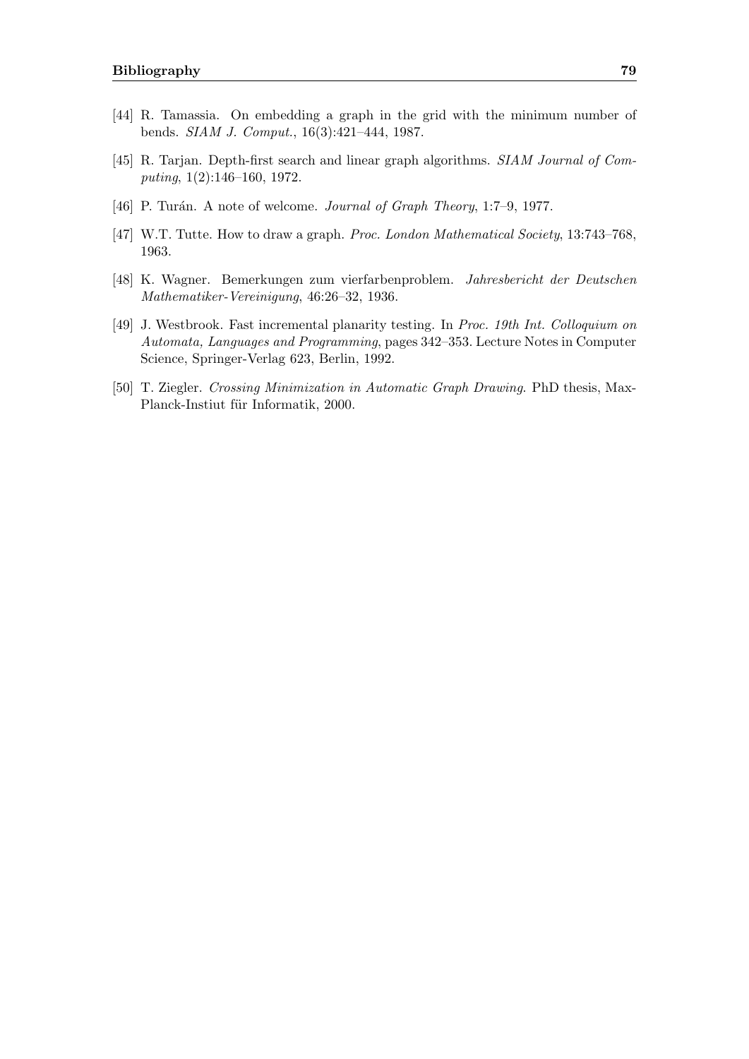[44] R. Tamassia. On embedding a graph in the grid with the minimum number of bends. *SIAM J. Comput.*, 16(3):421–444, 1987.

[45] R. Tarjan. Depth-first search and linear graph algorithms. *SIAM Journal of Computing*, 1(2):146–160, 1972.

[46] P. Turán. A note of welcome. *Journal of Graph Theory*, 1:7–9, 1977.

[47] W.T. Tutte. How to draw a graph. *Proc. London Mathematical Society*, 13:743–768, 1963.

[48] K. Wagner. Bemerkungen zum vierfarbenproblem. *Jahresbericht der Deutschen Mathematiker-Vereinigung*, 46:26–32, 1936.

[49] J. Westbrook. Fast incremental planarity testing. In *Proc. 19th Int. Colloquium on Automata, Languages and Programming*, pages 342–353. Lecture Notes in Computer Science, Springer-Verlag 623, Berlin, 1992.

[50] T. Ziegler. *Crossing Minimization in Automatic Graph Drawing*. PhD thesis, Max-Planck-Instiut für Informatik, 2000.